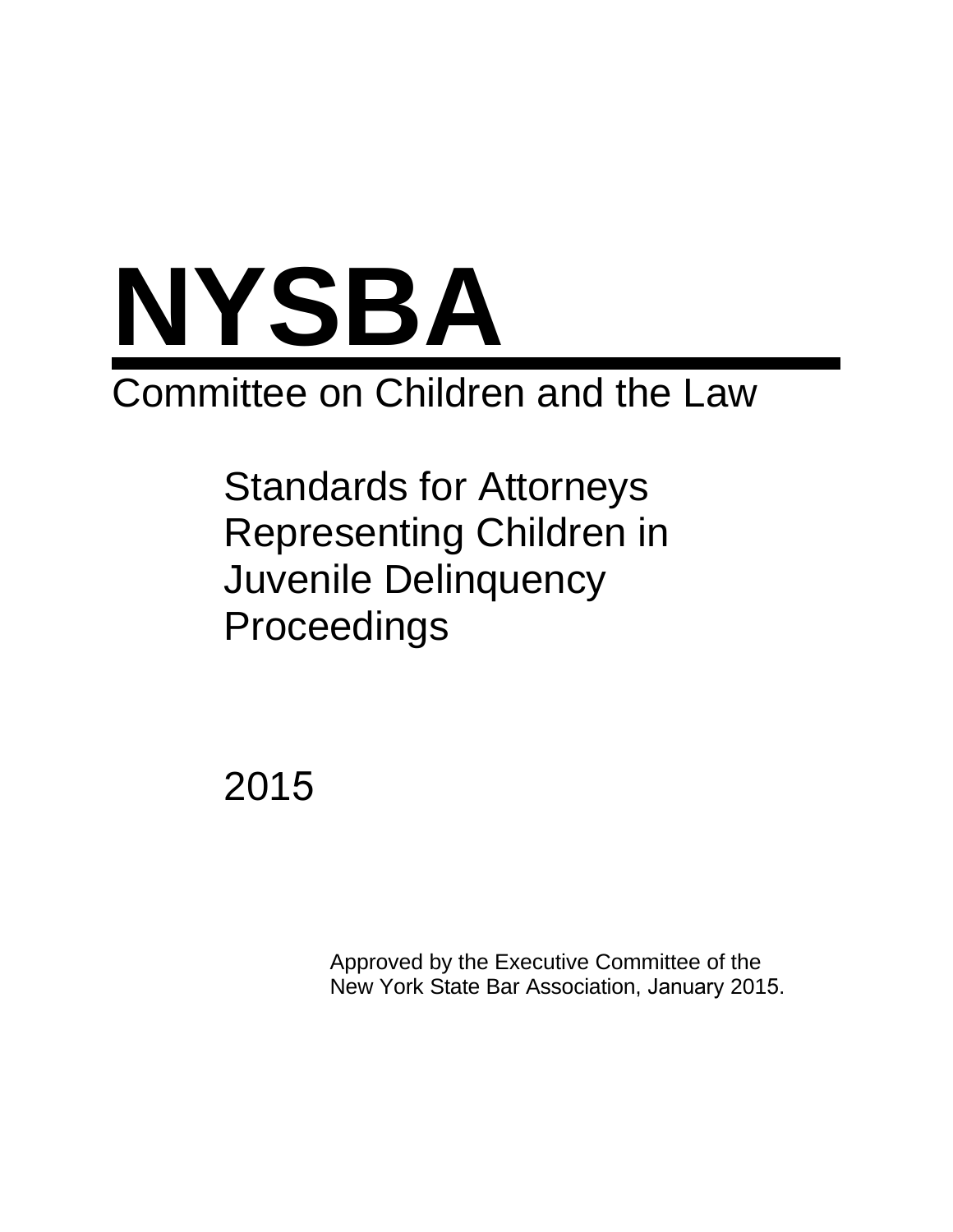# NYSBA

## Committee on Children and the Law

## Standards for Attorneys Representing Children in Juvenile Delinquency Proceedings

2015

Approved by the Executive Committee of the New York State Bar Association, January 2015.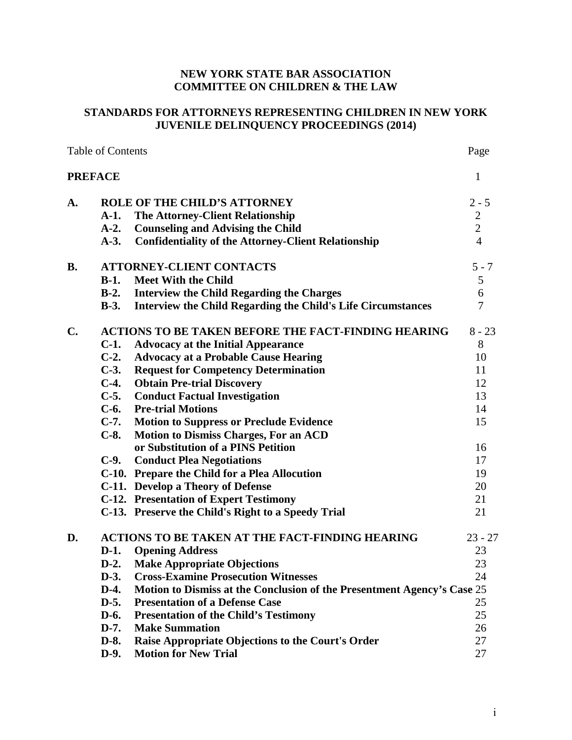# NEW YORK STATE BAR ASSOCIATION
# COMMITTEE ON CHILDREN & THE LAW

## STANDARDS FOR ATTORNEYS REPRESENTING CHILDREN IN NEW YORK JUVENILE DELINQUENCY PROCEEDINGS (2014)

| Table of Contents | | | Page |
|---|---|---|---|
| **PREFACE** | | | 1 |
| **A.** | **ROLE OF THE CHILD'S ATTORNEY** | | 2 - 5 |
| | **A-1.** | **The Attorney-Client Relationship** | 2 |
| | **A-2.** | **Counseling and Advising the Child** | 2 |
| | **A-3.** | **Confidentiality of the Attorney-Client Relationship** | 4 |
| **B.** | **ATTORNEY-CLIENT CONTACTS** | | 5 - 7 |
| | **B-1.** | **Meet With the Child** | 5 |
| | **B-2.** | **Interview the Child Regarding the Charges** | 6 |
| | **B-3.** | **Interview the Child Regarding the Child's Life Circumstances** | 7 |
| **C.** | **ACTIONS TO BE TAKEN BEFORE THE FACT-FINDING HEARING** | | 8 - 23 |
| | **C-1.** | **Advocacy at the Initial Appearance** | 8 |
| | **C-2.** | **Advocacy at a Probable Cause Hearing** | 10 |
| | **C-3.** | **Request for Competency Determination** | 11 |
| | **C-4.** | **Obtain Pre-trial Discovery** | 12 |
| | **C-5.** | **Conduct Factual Investigation** | 13 |
| | **C-6.** | **Pre-trial Motions** | 14 |
| | **C-7.** | **Motion to Suppress or Preclude Evidence** | 15 |
| | **C-8.** | **Motion to Dismiss Charges, For an ACD or Substitution of a PINS Petition** | 16 |
| | **C-9.** | **Conduct Plea Negotiations** | 17 |
| | **C-10.** | **Prepare the Child for a Plea Allocution** | 19 |
| | **C-11.** | **Develop a Theory of Defense** | 20 |
| | **C-12.** | **Presentation of Expert Testimony** | 21 |
| | **C-13.** | **Preserve the Child's Right to a Speedy Trial** | 21 |
| **D.** | **ACTIONS TO BE TAKEN AT THE FACT-FINDING HEARING** | | 23 - 27 |
| | **D-1.** | **Opening Address** | 23 |
| | **D-2.** | **Make Appropriate Objections** | 23 |
| | **D-3.** | **Cross-Examine Prosecution Witnesses** | 24 |
| | **D-4.** | **Motion to Dismiss at the Conclusion of the Presentment Agency's Case** | 25 |
| | **D-5.** | **Presentation of a Defense Case** | 25 |
| | **D-6.** | **Presentation of the Child's Testimony** | 25 |
| | **D-7.** | **Make Summation** | 26 |
| | **D-8.** | **Raise Appropriate Objections to the Court's Order** | 27 |
| | **D-9.** | **Motion for New Trial** | 27 |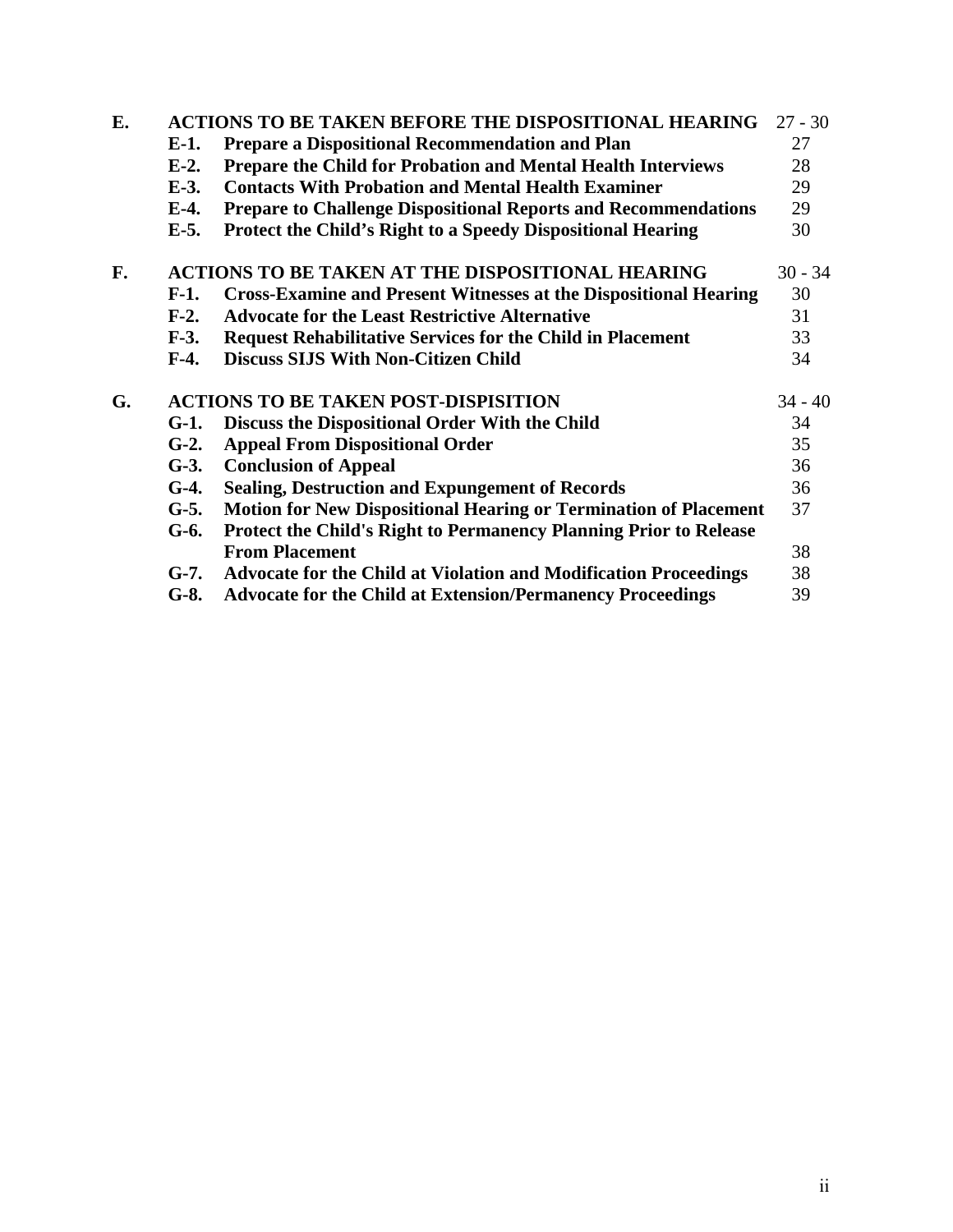| | | | |
|---|---|---|---|
| **E.** | **ACTIONS TO BE TAKEN BEFORE THE DISPOSITIONAL HEARING** | | 27 - 30 |
| | **E-1.** | **Prepare a Dispositional Recommendation and Plan** | 27 |
| | **E-2.** | **Prepare the Child for Probation and Mental Health Interviews** | 28 |
| | **E-3.** | **Contacts With Probation and Mental Health Examiner** | 29 |
| | **E-4.** | **Prepare to Challenge Dispositional Reports and Recommendations** | 29 |
| | **E-5.** | **Protect the Child's Right to a Speedy Dispositional Hearing** | 30 |
| **F.** | **ACTIONS TO BE TAKEN AT THE DISPOSITIONAL HEARING** | | 30 - 34 |
| | **F-1.** | **Cross-Examine and Present Witnesses at the Dispositional Hearing** | 30 |
| | **F-2.** | **Advocate for the Least Restrictive Alternative** | 31 |
| | **F-3.** | **Request Rehabilitative Services for the Child in Placement** | 33 |
| | **F-4.** | **Discuss SIJS With Non-Citizen Child** | 34 |
| **G.** | **ACTIONS TO BE TAKEN POST-DISPISITION** | | 34 - 40 |
| | **G-1.** | **Discuss the Dispositional Order With the Child** | 34 |
| | **G-2.** | **Appeal From Dispositional Order** | 35 |
| | **G-3.** | **Conclusion of Appeal** | 36 |
| | **G-4.** | **Sealing, Destruction and Expungement of Records** | 36 |
| | **G-5.** | **Motion for New Dispositional Hearing or Termination of Placement** | 37 |
| | **G-6.** | **Protect the Child's Right to Permanency Planning Prior to Release From Placement** | 38 |
| | **G-7.** | **Advocate for the Child at Violation and Modification Proceedings** | 38 |
| | **G-8.** | **Advocate for the Child at Extension/Permanency Proceedings** | 39 |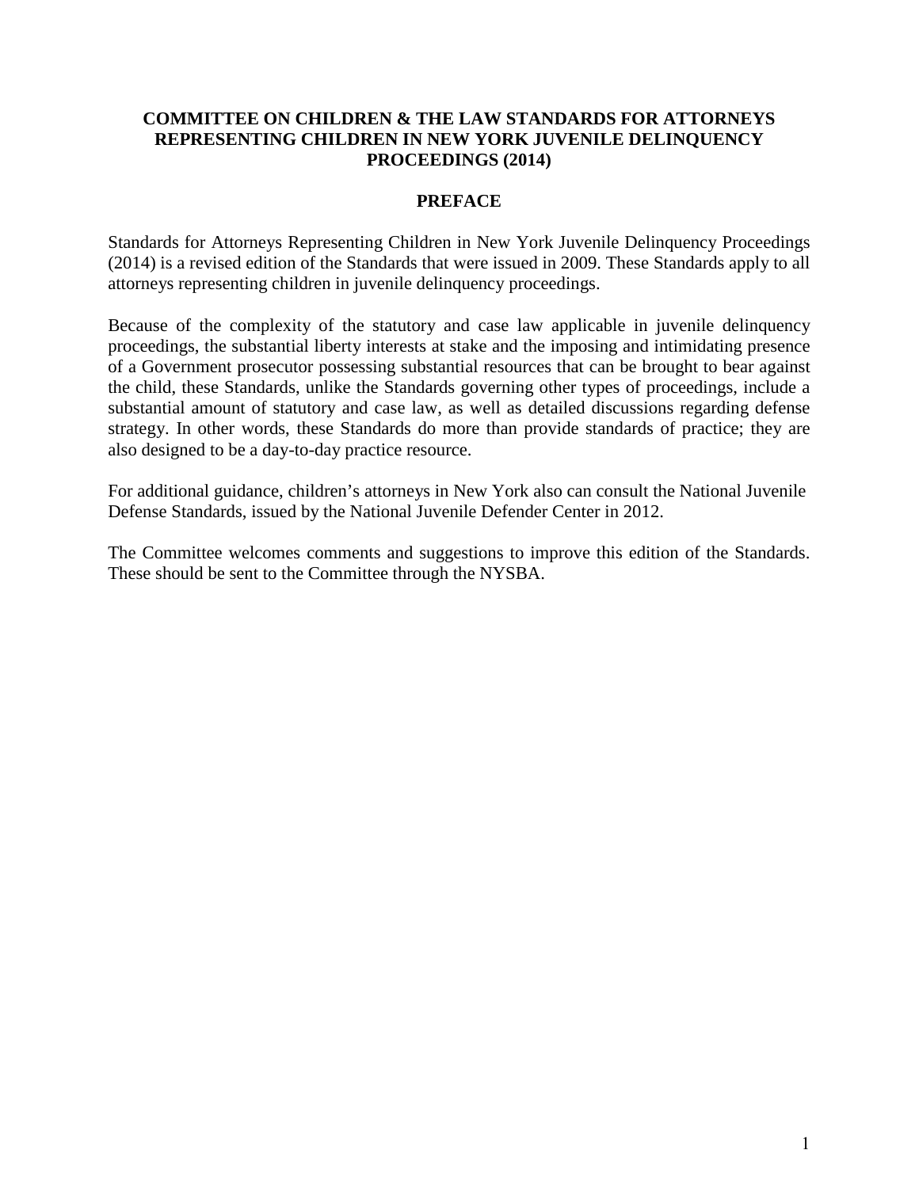# COMMITTEE ON CHILDREN & THE LAW STANDARDS FOR ATTORNEYS REPRESENTING CHILDREN IN NEW YORK JUVENILE DELINQUENCY PROCEEDINGS (2014)

## PREFACE

Standards for Attorneys Representing Children in New York Juvenile Delinquency Proceedings (2014) is a revised edition of the Standards that were issued in 2009. These Standards apply to all attorneys representing children in juvenile delinquency proceedings.

Because of the complexity of the statutory and case law applicable in juvenile delinquency proceedings, the substantial liberty interests at stake and the imposing and intimidating presence of a Government prosecutor possessing substantial resources that can be brought to bear against the child, these Standards, unlike the Standards governing other types of proceedings, include a substantial amount of statutory and case law, as well as detailed discussions regarding defense strategy. In other words, these Standards do more than provide standards of practice; they are also designed to be a day-to-day practice resource.

For additional guidance, children's attorneys in New York also can consult the National Juvenile Defense Standards, issued by the National Juvenile Defender Center in 2012.

The Committee welcomes comments and suggestions to improve this edition of the Standards. These should be sent to the Committee through the NYSBA.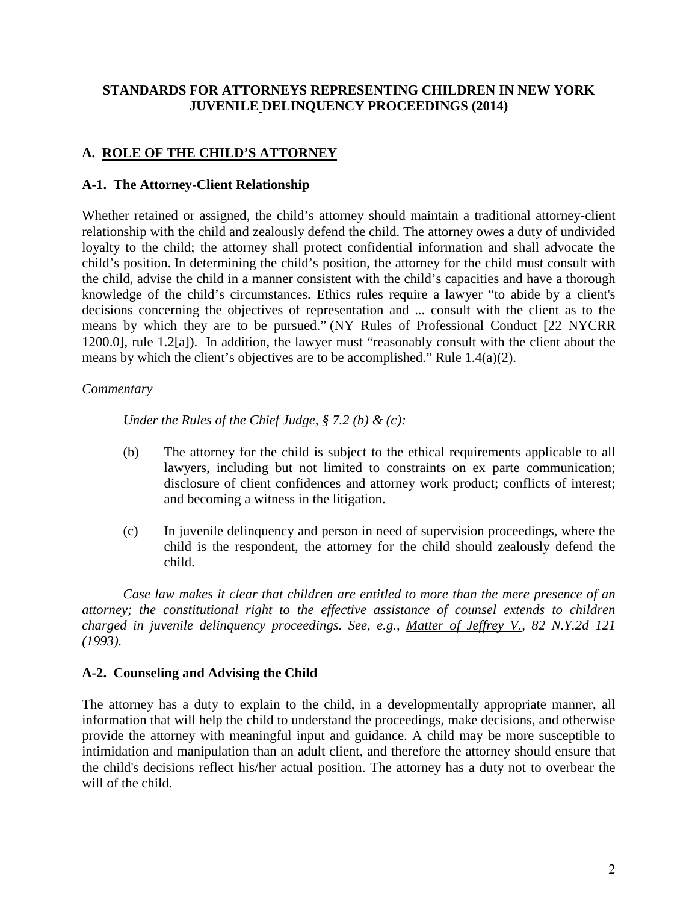**STANDARDS FOR ATTORNEYS REPRESENTING CHILDREN IN NEW YORK JUVENILE DELINQUENCY PROCEEDINGS (2014)**

## A. ROLE OF THE CHILD'S ATTORNEY

### A-1. The Attorney-Client Relationship

Whether retained or assigned, the child's attorney should maintain a traditional attorney-client relationship with the child and zealously defend the child. The attorney owes a duty of undivided loyalty to the child; the attorney shall protect confidential information and shall advocate the child's position. In determining the child's position, the attorney for the child must consult with the child, advise the child in a manner consistent with the child's capacities and have a thorough knowledge of the child's circumstances. Ethics rules require a lawyer "to abide by a client's decisions concerning the objectives of representation and ... consult with the client as to the means by which they are to be pursued." (NY Rules of Professional Conduct [22 NYCRR 1200.0], rule 1.2[a]). In addition, the lawyer must "reasonably consult with the client about the means by which the client's objectives are to be accomplished." Rule 1.4(a)(2).

*Commentary*

*Under the Rules of the Chief Judge, § 7.2 (b) & (c):*

(b) The attorney for the child is subject to the ethical requirements applicable to all lawyers, including but not limited to constraints on ex parte communication; disclosure of client confidences and attorney work product; conflicts of interest; and becoming a witness in the litigation.

(c) In juvenile delinquency and person in need of supervision proceedings, where the child is the respondent, the attorney for the child should zealously defend the child.

*Case law makes it clear that children are entitled to more than the mere presence of an attorney; the constitutional right to the effective assistance of counsel extends to children charged in juvenile delinquency proceedings. See, e.g., Matter of Jeffrey V., 82 N.Y.2d 121 (1993).*

### A-2. Counseling and Advising the Child

The attorney has a duty to explain to the child, in a developmentally appropriate manner, all information that will help the child to understand the proceedings, make decisions, and otherwise provide the attorney with meaningful input and guidance. A child may be more susceptible to intimidation and manipulation than an adult client, and therefore the attorney should ensure that the child's decisions reflect his/her actual position. The attorney has a duty not to overbear the will of the child.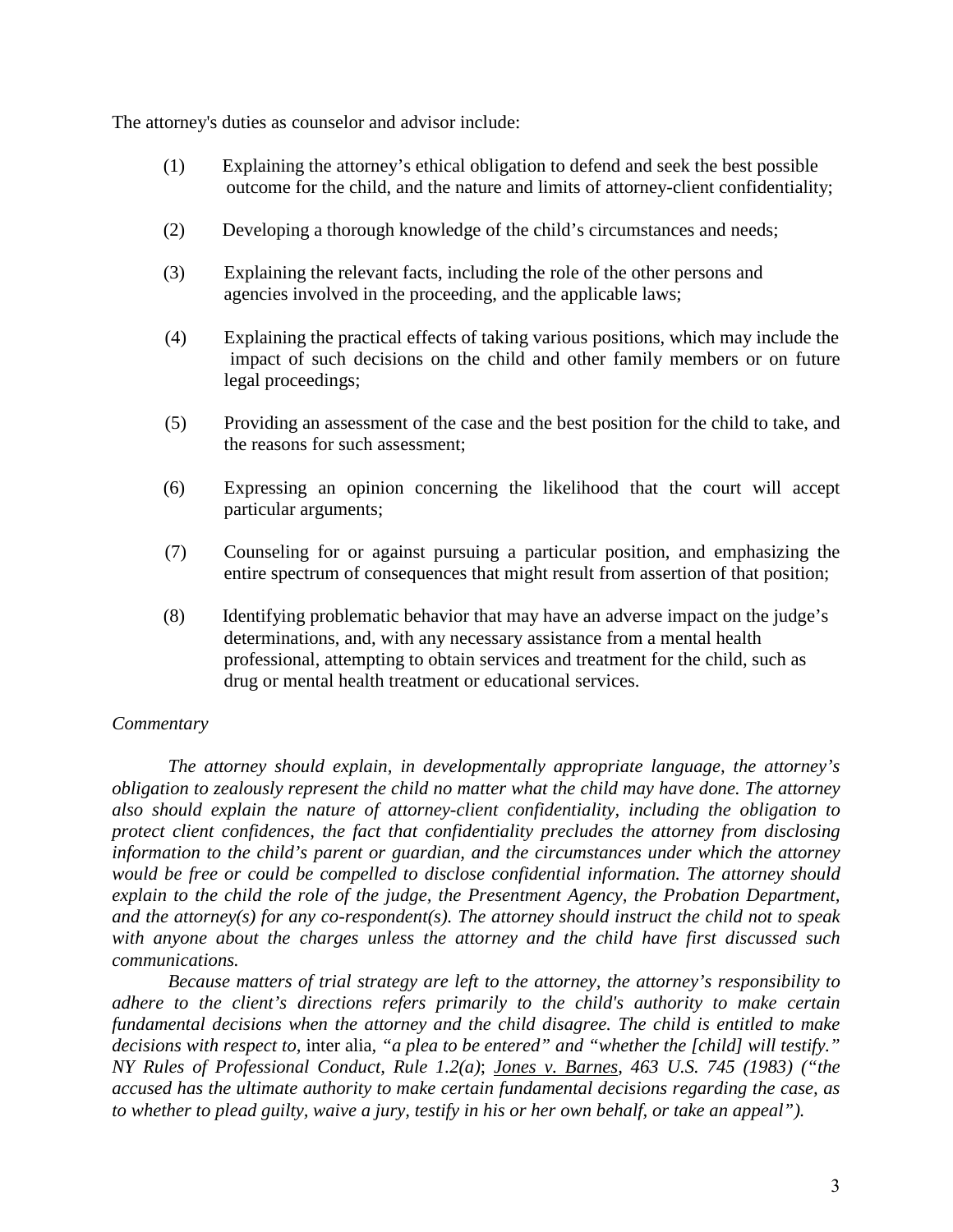The attorney's duties as counselor and advisor include:

(1) Explaining the attorney's ethical obligation to defend and seek the best possible outcome for the child, and the nature and limits of attorney-client confidentiality;

(2) Developing a thorough knowledge of the child's circumstances and needs;

(3) Explaining the relevant facts, including the role of the other persons and agencies involved in the proceeding, and the applicable laws;

(4) Explaining the practical effects of taking various positions, which may include the impact of such decisions on the child and other family members or on future legal proceedings;

(5) Providing an assessment of the case and the best position for the child to take, and the reasons for such assessment;

(6) Expressing an opinion concerning the likelihood that the court will accept particular arguments;

(7) Counseling for or against pursuing a particular position, and emphasizing the entire spectrum of consequences that might result from assertion of that position;

(8) Identifying problematic behavior that may have an adverse impact on the judge's determinations, and, with any necessary assistance from a mental health professional, attempting to obtain services and treatment for the child, such as drug or mental health treatment or educational services.

*Commentary*

*The attorney should explain, in developmentally appropriate language, the attorney's obligation to zealously represent the child no matter what the child may have done. The attorney also should explain the nature of attorney-client confidentiality, including the obligation to protect client confidences, the fact that confidentiality precludes the attorney from disclosing information to the child's parent or guardian, and the circumstances under which the attorney would be free or could be compelled to disclose confidential information. The attorney should explain to the child the role of the judge, the Presentment Agency, the Probation Department, and the attorney(s) for any co-respondent(s). The attorney should instruct the child not to speak with anyone about the charges unless the attorney and the child have first discussed such communications.*

*Because matters of trial strategy are left to the attorney, the attorney's responsibility to adhere to the client's directions refers primarily to the child's authority to make certain fundamental decisions when the attorney and the child disagree. The child is entitled to make decisions with respect to,* inter alia, *"a plea to be entered" and "whether the [child] will testify." NY Rules of Professional Conduct, Rule 1.2(a)*; *Jones v. Barnes, 463 U.S. 745 (1983) ("the accused has the ultimate authority to make certain fundamental decisions regarding the case, as to whether to plead guilty, waive a jury, testify in his or her own behalf, or take an appeal").*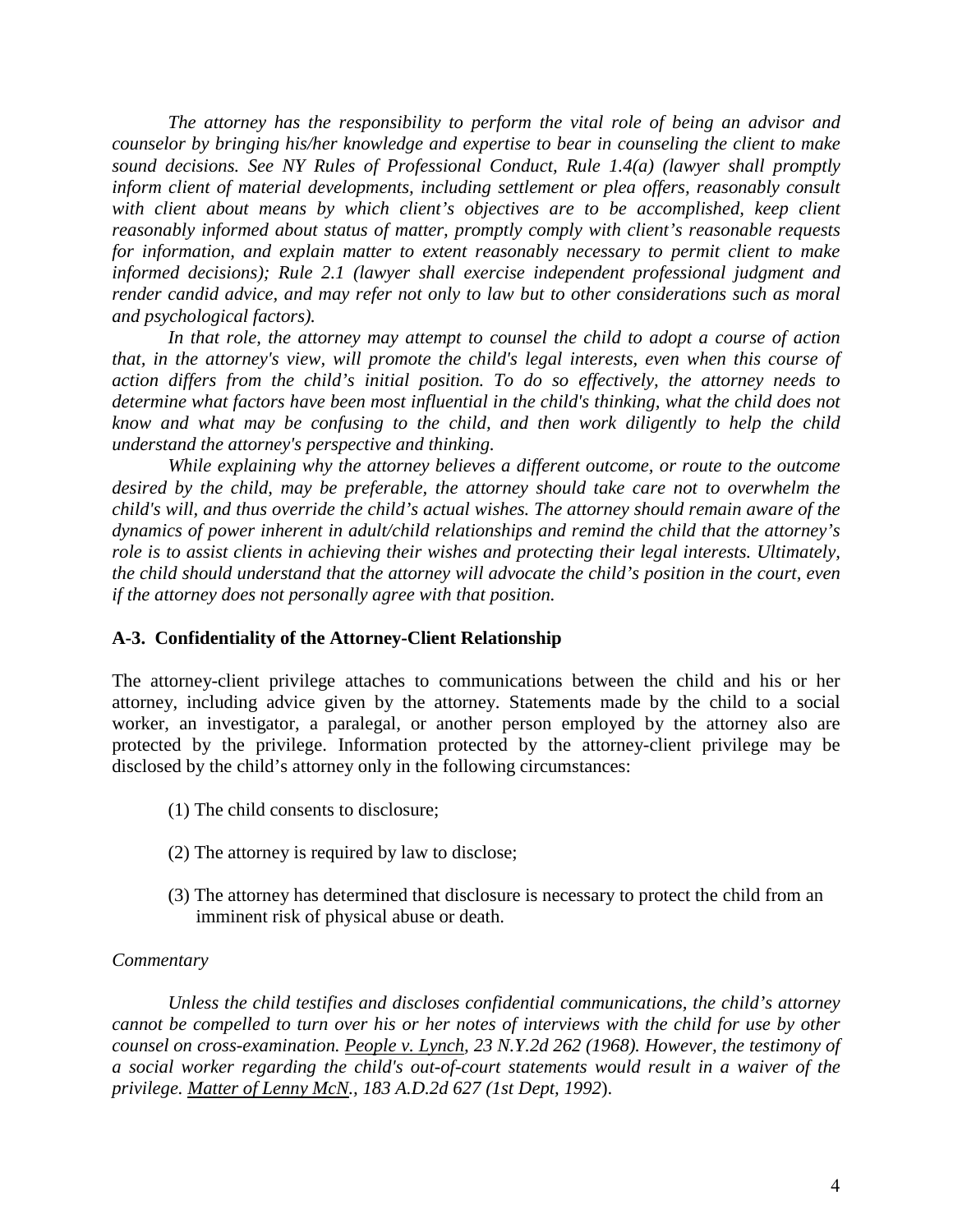*The attorney has the responsibility to perform the vital role of being an advisor and counselor by bringing his/her knowledge and expertise to bear in counseling the client to make sound decisions. See NY Rules of Professional Conduct, Rule 1.4(a) (lawyer shall promptly inform client of material developments, including settlement or plea offers, reasonably consult with client about means by which client's objectives are to be accomplished, keep client reasonably informed about status of matter, promptly comply with client's reasonable requests for information, and explain matter to extent reasonably necessary to permit client to make informed decisions); Rule 2.1 (lawyer shall exercise independent professional judgment and render candid advice, and may refer not only to law but to other considerations such as moral and psychological factors).*

*In that role, the attorney may attempt to counsel the child to adopt a course of action that, in the attorney's view, will promote the child's legal interests, even when this course of action differs from the child's initial position. To do so effectively, the attorney needs to determine what factors have been most influential in the child's thinking, what the child does not know and what may be confusing to the child, and then work diligently to help the child understand the attorney's perspective and thinking.*

*While explaining why the attorney believes a different outcome, or route to the outcome desired by the child, may be preferable, the attorney should take care not to overwhelm the child's will, and thus override the child's actual wishes. The attorney should remain aware of the dynamics of power inherent in adult/child relationships and remind the child that the attorney's role is to assist clients in achieving their wishes and protecting their legal interests. Ultimately, the child should understand that the attorney will advocate the child's position in the court, even if the attorney does not personally agree with that position.*

### A-3. Confidentiality of the Attorney-Client Relationship

The attorney-client privilege attaches to communications between the child and his or her attorney, including advice given by the attorney. Statements made by the child to a social worker, an investigator, a paralegal, or another person employed by the attorney also are protected by the privilege. Information protected by the attorney-client privilege may be disclosed by the child's attorney only in the following circumstances:

(1) The child consents to disclosure;

(2) The attorney is required by law to disclose;

(3) The attorney has determined that disclosure is necessary to protect the child from an imminent risk of physical abuse or death.

*Commentary*

*Unless the child testifies and discloses confidential communications, the child's attorney cannot be compelled to turn over his or her notes of interviews with the child for use by other counsel on cross-examination. People v. Lynch, 23 N.Y.2d 262 (1968). However, the testimony of a social worker regarding the child's out-of-court statements would result in a waiver of the privilege. Matter of Lenny McN., 183 A.D.2d 627 (1st Dept, 1992).*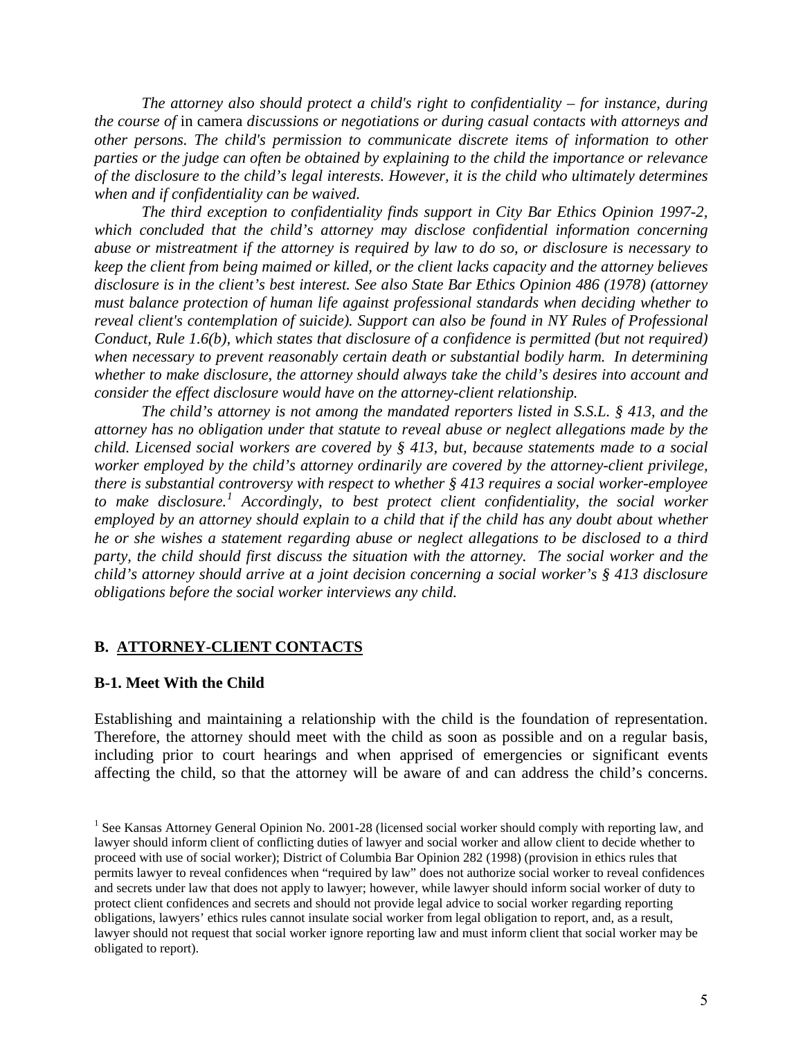*The attorney also should protect a child's right to confidentiality – for instance, during the course of* in camera *discussions or negotiations or during casual contacts with attorneys and other persons. The child's permission to communicate discrete items of information to other parties or the judge can often be obtained by explaining to the child the importance or relevance of the disclosure to the child's legal interests. However, it is the child who ultimately determines when and if confidentiality can be waived.*

*The third exception to confidentiality finds support in City Bar Ethics Opinion 1997-2, which concluded that the child's attorney may disclose confidential information concerning abuse or mistreatment if the attorney is required by law to do so, or disclosure is necessary to keep the client from being maimed or killed, or the client lacks capacity and the attorney believes disclosure is in the client's best interest. See also State Bar Ethics Opinion 486 (1978) (attorney must balance protection of human life against professional standards when deciding whether to reveal client's contemplation of suicide). Support can also be found in NY Rules of Professional Conduct, Rule 1.6(b), which states that disclosure of a confidence is permitted (but not required) when necessary to prevent reasonably certain death or substantial bodily harm. In determining whether to make disclosure, the attorney should always take the child's desires into account and consider the effect disclosure would have on the attorney-client relationship.*

*The child's attorney is not among the mandated reporters listed in S.S.L. § 413, and the attorney has no obligation under that statute to reveal abuse or neglect allegations made by the child. Licensed social workers are covered by § 413, but, because statements made to a social worker employed by the child's attorney ordinarily are covered by the attorney-client privilege, there is substantial controversy with respect to whether § 413 requires a social worker-employee to make disclosure.[1] Accordingly, to best protect client confidentiality, the social worker employed by an attorney should explain to a child that if the child has any doubt about whether he or she wishes a statement regarding abuse or neglect allegations to be disclosed to a third party, the child should first discuss the situation with the attorney. The social worker and the child's attorney should arrive at a joint decision concerning a social worker's § 413 disclosure obligations before the social worker interviews any child.*

## B. ATTORNEY-CLIENT CONTACTS

### B-1. Meet With the Child

Establishing and maintaining a relationship with the child is the foundation of representation. Therefore, the attorney should meet with the child as soon as possible and on a regular basis, including prior to court hearings and when apprised of emergencies or significant events affecting the child, so that the attorney will be aware of and can address the child's concerns.

[1] See Kansas Attorney General Opinion No. 2001-28 (licensed social worker should comply with reporting law, and lawyer should inform client of conflicting duties of lawyer and social worker and allow client to decide whether to proceed with use of social worker); District of Columbia Bar Opinion 282 (1998) (provision in ethics rules that permits lawyer to reveal confidences when "required by law" does not authorize social worker to reveal confidences and secrets under law that does not apply to lawyer; however, while lawyer should inform social worker of duty to protect client confidences and secrets and should not provide legal advice to social worker regarding reporting obligations, lawyers' ethics rules cannot insulate social worker from legal obligation to report, and, as a result, lawyer should not request that social worker ignore reporting law and must inform client that social worker may be obligated to report).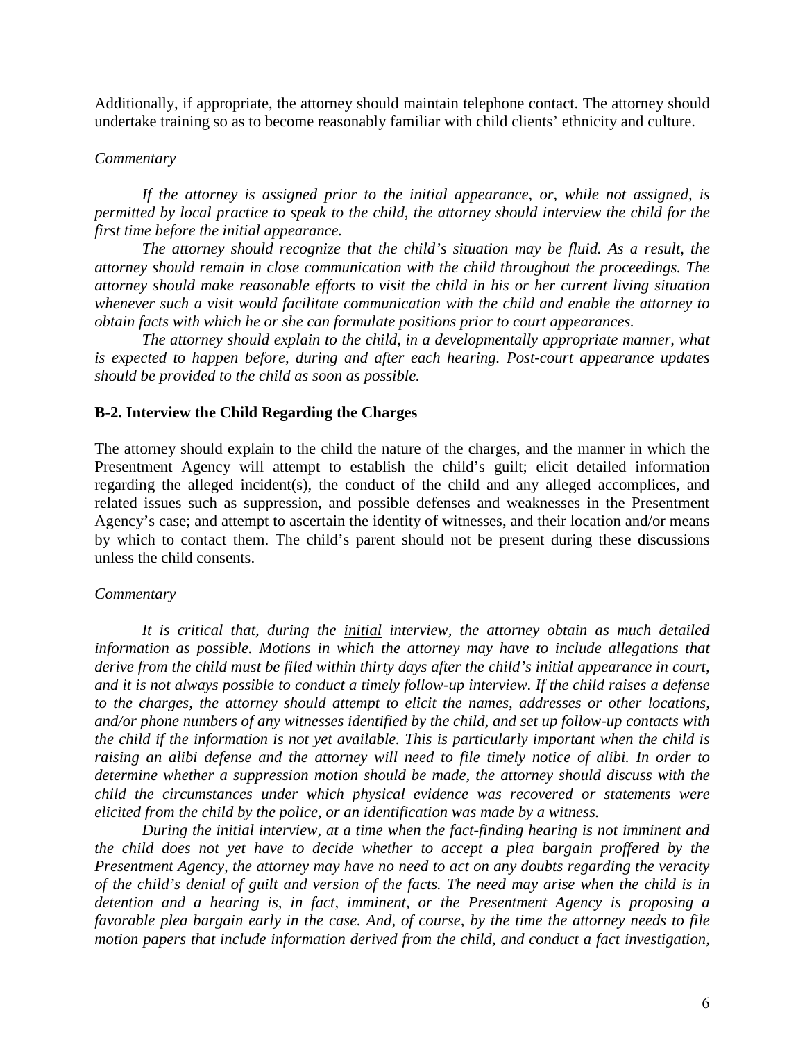Additionally, if appropriate, the attorney should maintain telephone contact. The attorney should undertake training so as to become reasonably familiar with child clients' ethnicity and culture.

*Commentary*

*If the attorney is assigned prior to the initial appearance, or, while not assigned, is permitted by local practice to speak to the child, the attorney should interview the child for the first time before the initial appearance.*

*The attorney should recognize that the child's situation may be fluid. As a result, the attorney should remain in close communication with the child throughout the proceedings. The attorney should make reasonable efforts to visit the child in his or her current living situation whenever such a visit would facilitate communication with the child and enable the attorney to obtain facts with which he or she can formulate positions prior to court appearances.*

*The attorney should explain to the child, in a developmentally appropriate manner, what is expected to happen before, during and after each hearing. Post-court appearance updates should be provided to the child as soon as possible.*

### B-2. Interview the Child Regarding the Charges

The attorney should explain to the child the nature of the charges, and the manner in which the Presentment Agency will attempt to establish the child's guilt; elicit detailed information regarding the alleged incident(s), the conduct of the child and any alleged accomplices, and related issues such as suppression, and possible defenses and weaknesses in the Presentment Agency's case; and attempt to ascertain the identity of witnesses, and their location and/or means by which to contact them. The child's parent should not be present during these discussions unless the child consents.

*Commentary*

*It is critical that, during the <u>initial</u> interview, the attorney obtain as much detailed information as possible. Motions in which the attorney may have to include allegations that derive from the child must be filed within thirty days after the child's initial appearance in court, and it is not always possible to conduct a timely follow-up interview. If the child raises a defense to the charges, the attorney should attempt to elicit the names, addresses or other locations, and/or phone numbers of any witnesses identified by the child, and set up follow-up contacts with the child if the information is not yet available. This is particularly important when the child is raising an alibi defense and the attorney will need to file timely notice of alibi. In order to determine whether a suppression motion should be made, the attorney should discuss with the child the circumstances under which physical evidence was recovered or statements were elicited from the child by the police, or an identification was made by a witness.*

*During the initial interview, at a time when the fact-finding hearing is not imminent and the child does not yet have to decide whether to accept a plea bargain proffered by the Presentment Agency, the attorney may have no need to act on any doubts regarding the veracity of the child's denial of guilt and version of the facts. The need may arise when the child is in detention and a hearing is, in fact, imminent, or the Presentment Agency is proposing a favorable plea bargain early in the case. And, of course, by the time the attorney needs to file motion papers that include information derived from the child, and conduct a fact investigation,*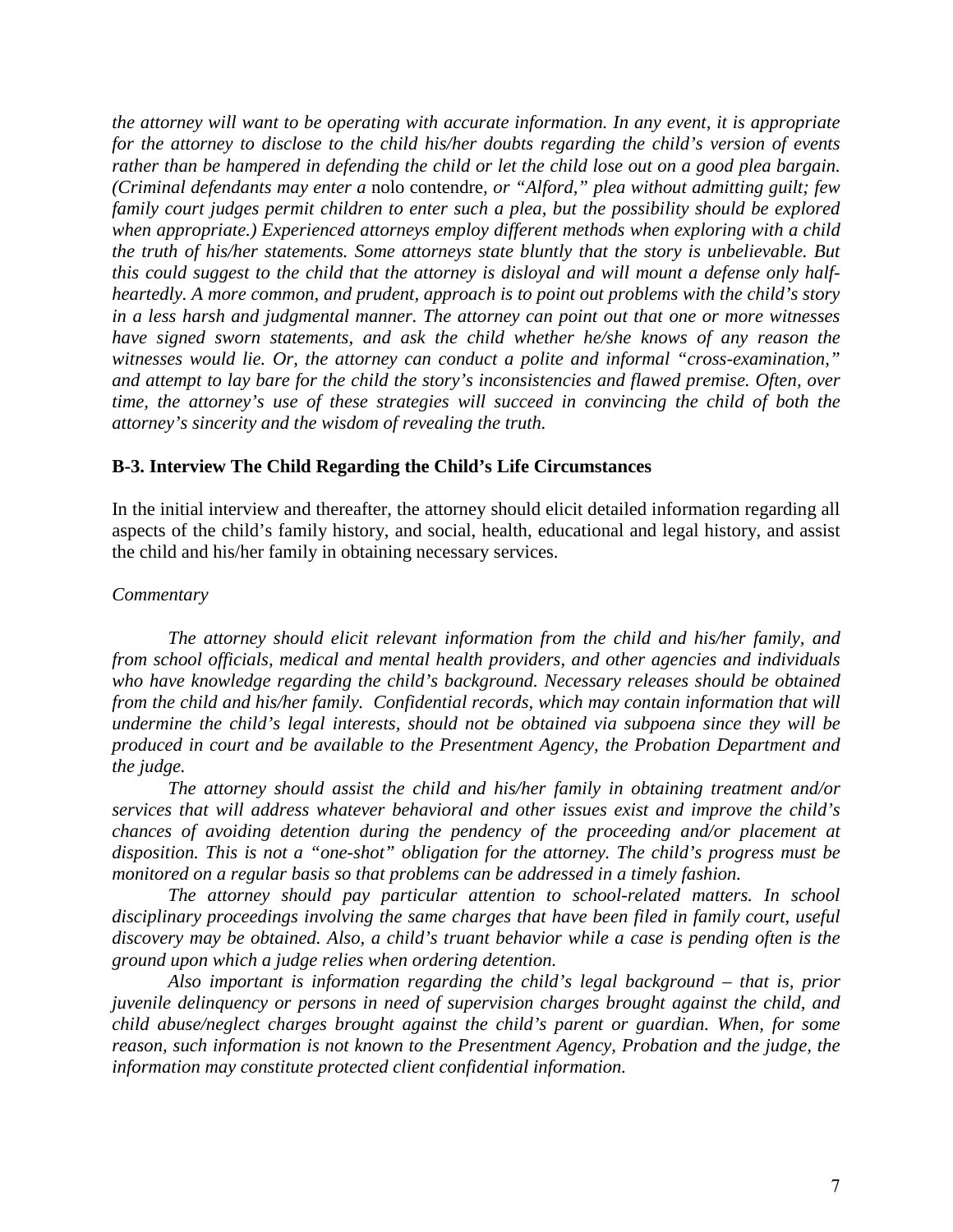*the attorney will want to be operating with accurate information. In any event, it is appropriate for the attorney to disclose to the child his/her doubts regarding the child's version of events rather than be hampered in defending the child or let the child lose out on a good plea bargain. (Criminal defendants may enter a* nolo contendre*, or "Alford," plea without admitting guilt; few family court judges permit children to enter such a plea, but the possibility should be explored when appropriate.) Experienced attorneys employ different methods when exploring with a child the truth of his/her statements. Some attorneys state bluntly that the story is unbelievable. But this could suggest to the child that the attorney is disloyal and will mount a defense only half-heartedly. A more common, and prudent, approach is to point out problems with the child's story in a less harsh and judgmental manner. The attorney can point out that one or more witnesses have signed sworn statements, and ask the child whether he/she knows of any reason the witnesses would lie. Or, the attorney can conduct a polite and informal "cross-examination," and attempt to lay bare for the child the story's inconsistencies and flawed premise. Often, over time, the attorney's use of these strategies will succeed in convincing the child of both the attorney's sincerity and the wisdom of revealing the truth.*

### B-3. Interview The Child Regarding the Child's Life Circumstances

In the initial interview and thereafter, the attorney should elicit detailed information regarding all aspects of the child's family history, and social, health, educational and legal history, and assist the child and his/her family in obtaining necessary services.

*Commentary*

*The attorney should elicit relevant information from the child and his/her family, and from school officials, medical and mental health providers, and other agencies and individuals who have knowledge regarding the child's background. Necessary releases should be obtained from the child and his/her family. Confidential records, which may contain information that will undermine the child's legal interests, should not be obtained via subpoena since they will be produced in court and be available to the Presentment Agency, the Probation Department and the judge.*

*The attorney should assist the child and his/her family in obtaining treatment and/or services that will address whatever behavioral and other issues exist and improve the child's chances of avoiding detention during the pendency of the proceeding and/or placement at disposition. This is not a "one-shot" obligation for the attorney. The child's progress must be monitored on a regular basis so that problems can be addressed in a timely fashion.*

*The attorney should pay particular attention to school-related matters. In school disciplinary proceedings involving the same charges that have been filed in family court, useful discovery may be obtained. Also, a child's truant behavior while a case is pending often is the ground upon which a judge relies when ordering detention.*

*Also important is information regarding the child's legal background – that is, prior juvenile delinquency or persons in need of supervision charges brought against the child, and child abuse/neglect charges brought against the child's parent or guardian. When, for some reason, such information is not known to the Presentment Agency, Probation and the judge, the information may constitute protected client confidential information.*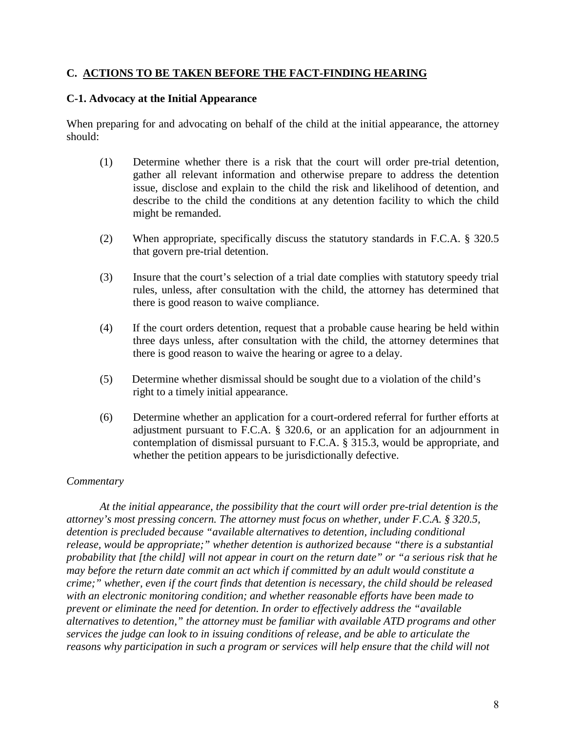## C. <u>ACTIONS TO BE TAKEN BEFORE THE FACT-FINDING HEARING</u>

### C-1. Advocacy at the Initial Appearance

When preparing for and advocating on behalf of the child at the initial appearance, the attorney should:

(1) Determine whether there is a risk that the court will order pre-trial detention, gather all relevant information and otherwise prepare to address the detention issue, disclose and explain to the child the risk and likelihood of detention, and describe to the child the conditions at any detention facility to which the child might be remanded.

(2) When appropriate, specifically discuss the statutory standards in F.C.A. § 320.5 that govern pre-trial detention.

(3) Insure that the court's selection of a trial date complies with statutory speedy trial rules, unless, after consultation with the child, the attorney has determined that there is good reason to waive compliance.

(4) If the court orders detention, request that a probable cause hearing be held within three days unless, after consultation with the child, the attorney determines that there is good reason to waive the hearing or agree to a delay.

(5) Determine whether dismissal should be sought due to a violation of the child's right to a timely initial appearance.

(6) Determine whether an application for a court-ordered referral for further efforts at adjustment pursuant to F.C.A. § 320.6, or an application for an adjournment in contemplation of dismissal pursuant to F.C.A. § 315.3, would be appropriate, and whether the petition appears to be jurisdictionally defective.

*Commentary*

*At the initial appearance, the possibility that the court will order pre-trial detention is the attorney's most pressing concern. The attorney must focus on whether, under F.C.A. § 320.5, detention is precluded because "available alternatives to detention, including conditional release, would be appropriate;" whether detention is authorized because "there is a substantial probability that [the child] will not appear in court on the return date" or "a serious risk that he may before the return date commit an act which if committed by an adult would constitute a crime;" whether, even if the court finds that detention is necessary, the child should be released with an electronic monitoring condition; and whether reasonable efforts have been made to prevent or eliminate the need for detention. In order to effectively address the "available alternatives to detention," the attorney must be familiar with available ATD programs and other services the judge can look to in issuing conditions of release, and be able to articulate the reasons why participation in such a program or services will help ensure that the child will not*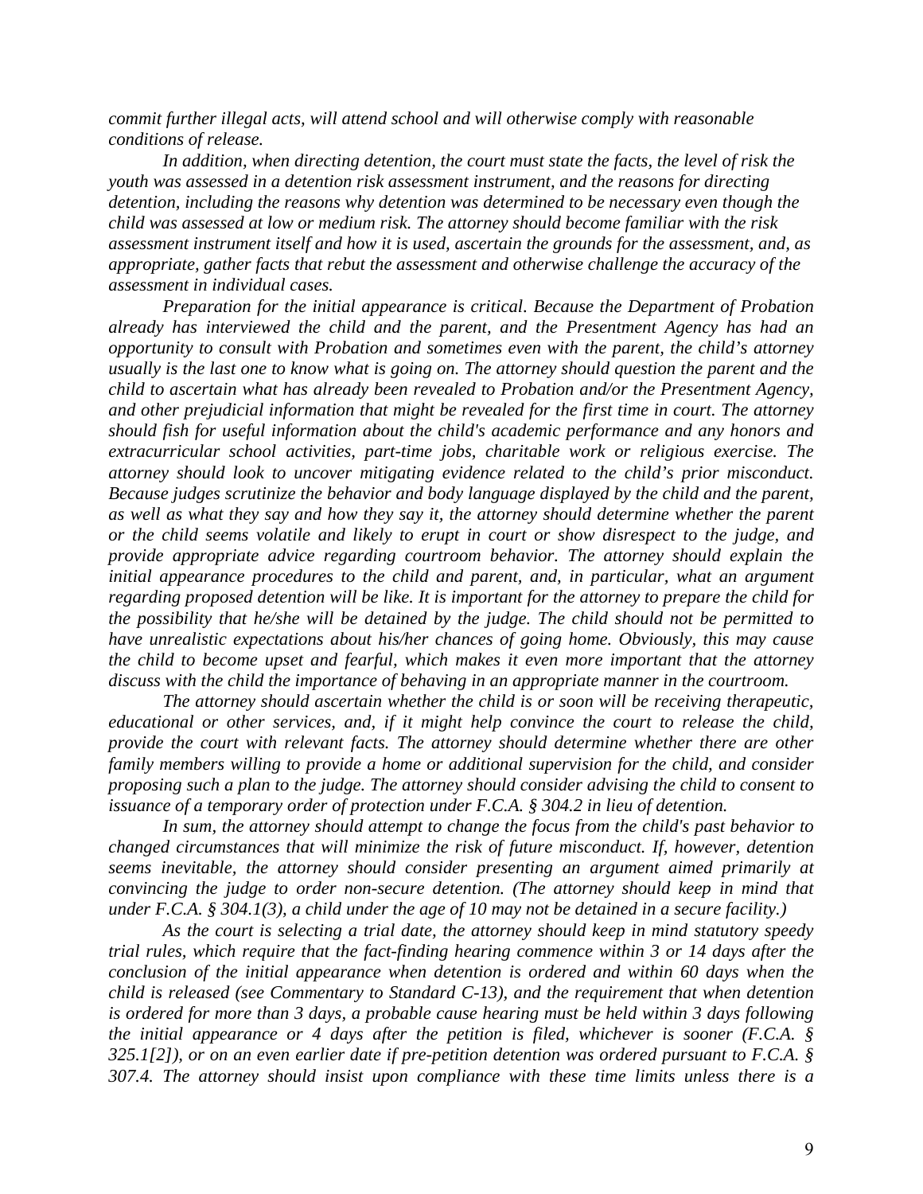*commit further illegal acts, will attend school and will otherwise comply with reasonable conditions of release.*

*In addition, when directing detention, the court must state the facts, the level of risk the youth was assessed in a detention risk assessment instrument, and the reasons for directing detention, including the reasons why detention was determined to be necessary even though the child was assessed at low or medium risk. The attorney should become familiar with the risk assessment instrument itself and how it is used, ascertain the grounds for the assessment, and, as appropriate, gather facts that rebut the assessment and otherwise challenge the accuracy of the assessment in individual cases.*

*Preparation for the initial appearance is critical. Because the Department of Probation already has interviewed the child and the parent, and the Presentment Agency has had an opportunity to consult with Probation and sometimes even with the parent, the child's attorney usually is the last one to know what is going on. The attorney should question the parent and the child to ascertain what has already been revealed to Probation and/or the Presentment Agency, and other prejudicial information that might be revealed for the first time in court. The attorney should fish for useful information about the child's academic performance and any honors and extracurricular school activities, part-time jobs, charitable work or religious exercise. The attorney should look to uncover mitigating evidence related to the child's prior misconduct. Because judges scrutinize the behavior and body language displayed by the child and the parent, as well as what they say and how they say it, the attorney should determine whether the parent or the child seems volatile and likely to erupt in court or show disrespect to the judge, and provide appropriate advice regarding courtroom behavior. The attorney should explain the initial appearance procedures to the child and parent, and, in particular, what an argument regarding proposed detention will be like. It is important for the attorney to prepare the child for the possibility that he/she will be detained by the judge. The child should not be permitted to have unrealistic expectations about his/her chances of going home. Obviously, this may cause the child to become upset and fearful, which makes it even more important that the attorney discuss with the child the importance of behaving in an appropriate manner in the courtroom.*

*The attorney should ascertain whether the child is or soon will be receiving therapeutic, educational or other services, and, if it might help convince the court to release the child, provide the court with relevant facts. The attorney should determine whether there are other family members willing to provide a home or additional supervision for the child, and consider proposing such a plan to the judge. The attorney should consider advising the child to consent to issuance of a temporary order of protection under F.C.A. § 304.2 in lieu of detention.*

*In sum, the attorney should attempt to change the focus from the child's past behavior to changed circumstances that will minimize the risk of future misconduct. If, however, detention seems inevitable, the attorney should consider presenting an argument aimed primarily at convincing the judge to order non-secure detention. (The attorney should keep in mind that under F.C.A. § 304.1(3), a child under the age of 10 may not be detained in a secure facility.)*

*As the court is selecting a trial date, the attorney should keep in mind statutory speedy trial rules, which require that the fact-finding hearing commence within 3 or 14 days after the conclusion of the initial appearance when detention is ordered and within 60 days when the child is released (see Commentary to Standard C-13), and the requirement that when detention is ordered for more than 3 days, a probable cause hearing must be held within 3 days following the initial appearance or 4 days after the petition is filed, whichever is sooner (F.C.A. § 325.1[2]), or on an even earlier date if pre-petition detention was ordered pursuant to F.C.A. § 307.4. The attorney should insist upon compliance with these time limits unless there is a*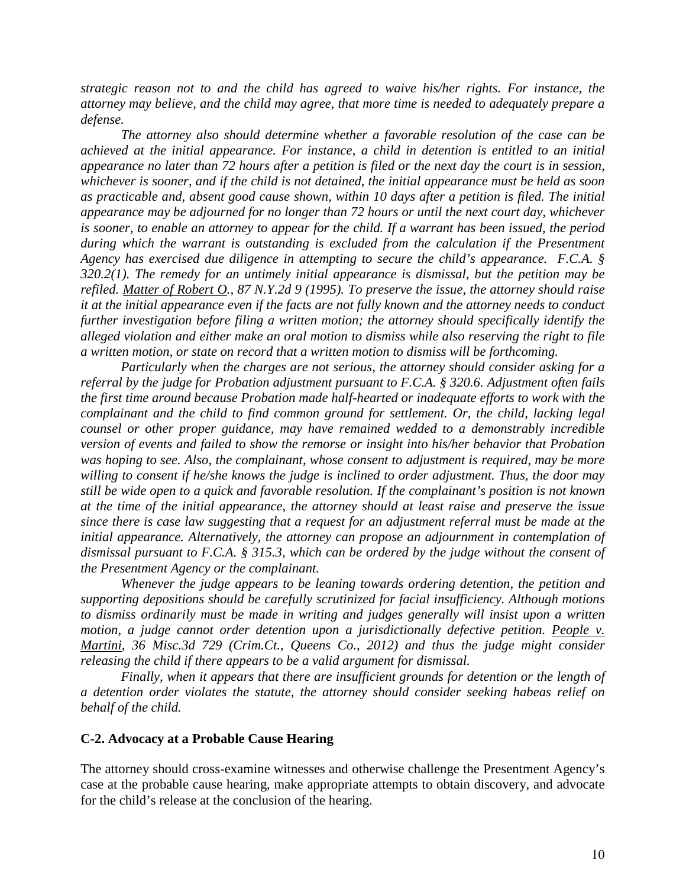*strategic reason not to and the child has agreed to waive his/her rights. For instance, the attorney may believe, and the child may agree, that more time is needed to adequately prepare a defense.*

*The attorney also should determine whether a favorable resolution of the case can be achieved at the initial appearance. For instance, a child in detention is entitled to an initial appearance no later than 72 hours after a petition is filed or the next day the court is in session, whichever is sooner, and if the child is not detained, the initial appearance must be held as soon as practicable and, absent good cause shown, within 10 days after a petition is filed. The initial appearance may be adjourned for no longer than 72 hours or until the next court day, whichever is sooner, to enable an attorney to appear for the child. If a warrant has been issued, the period during which the warrant is outstanding is excluded from the calculation if the Presentment Agency has exercised due diligence in attempting to secure the child's appearance. F.C.A. § 320.2(1). The remedy for an untimely initial appearance is dismissal, but the petition may be refiled. Matter of Robert O., 87 N.Y.2d 9 (1995). To preserve the issue, the attorney should raise it at the initial appearance even if the facts are not fully known and the attorney needs to conduct further investigation before filing a written motion; the attorney should specifically identify the alleged violation and either make an oral motion to dismiss while also reserving the right to file a written motion, or state on record that a written motion to dismiss will be forthcoming.*

*Particularly when the charges are not serious, the attorney should consider asking for a referral by the judge for Probation adjustment pursuant to F.C.A. § 320.6. Adjustment often fails the first time around because Probation made half-hearted or inadequate efforts to work with the complainant and the child to find common ground for settlement. Or, the child, lacking legal counsel or other proper guidance, may have remained wedded to a demonstrably incredible version of events and failed to show the remorse or insight into his/her behavior that Probation was hoping to see. Also, the complainant, whose consent to adjustment is required, may be more willing to consent if he/she knows the judge is inclined to order adjustment. Thus, the door may still be wide open to a quick and favorable resolution. If the complainant's position is not known at the time of the initial appearance, the attorney should at least raise and preserve the issue since there is case law suggesting that a request for an adjustment referral must be made at the initial appearance. Alternatively, the attorney can propose an adjournment in contemplation of dismissal pursuant to F.C.A. § 315.3, which can be ordered by the judge without the consent of the Presentment Agency or the complainant.*

*Whenever the judge appears to be leaning towards ordering detention, the petition and supporting depositions should be carefully scrutinized for facial insufficiency. Although motions to dismiss ordinarily must be made in writing and judges generally will insist upon a written motion, a judge cannot order detention upon a jurisdictionally defective petition. People v. Martini, 36 Misc.3d 729 (Crim.Ct., Queens Co., 2012) and thus the judge might consider releasing the child if there appears to be a valid argument for dismissal.*

*Finally, when it appears that there are insufficient grounds for detention or the length of a detention order violates the statute, the attorney should consider seeking habeas relief on behalf of the child.*

### C-2. Advocacy at a Probable Cause Hearing

The attorney should cross-examine witnesses and otherwise challenge the Presentment Agency's case at the probable cause hearing, make appropriate attempts to obtain discovery, and advocate for the child's release at the conclusion of the hearing.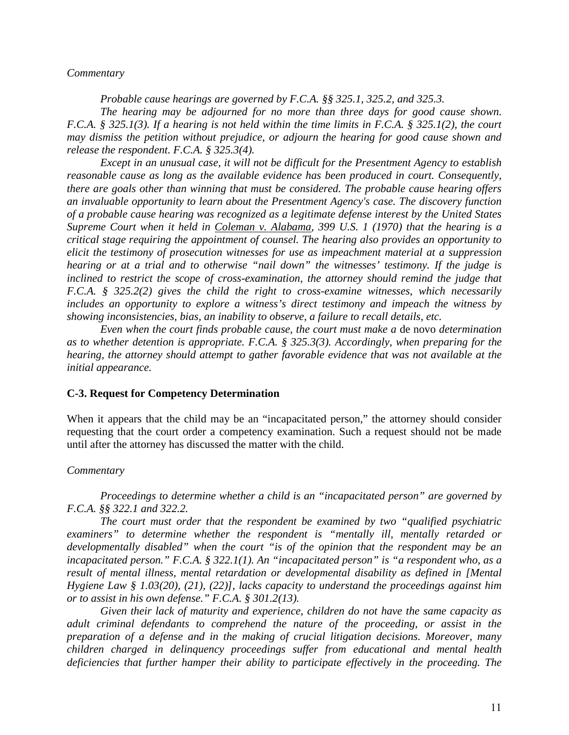*Commentary*

*Probable cause hearings are governed by F.C.A. §§ 325.1, 325.2, and 325.3.*

*The hearing may be adjourned for no more than three days for good cause shown. F.C.A. § 325.1(3). If a hearing is not held within the time limits in F.C.A. § 325.1(2), the court may dismiss the petition without prejudice, or adjourn the hearing for good cause shown and release the respondent. F.C.A. § 325.3(4).*

*Except in an unusual case, it will not be difficult for the Presentment Agency to establish reasonable cause as long as the available evidence has been produced in court. Consequently, there are goals other than winning that must be considered. The probable cause hearing offers an invaluable opportunity to learn about the Presentment Agency's case. The discovery function of a probable cause hearing was recognized as a legitimate defense interest by the United States Supreme Court when it held in Coleman v. Alabama, 399 U.S. 1 (1970) that the hearing is a critical stage requiring the appointment of counsel. The hearing also provides an opportunity to elicit the testimony of prosecution witnesses for use as impeachment material at a suppression hearing or at a trial and to otherwise "nail down" the witnesses' testimony. If the judge is inclined to restrict the scope of cross-examination, the attorney should remind the judge that F.C.A. § 325.2(2) gives the child the right to cross-examine witnesses, which necessarily includes an opportunity to explore a witness's direct testimony and impeach the witness by showing inconsistencies, bias, an inability to observe, a failure to recall details, etc.*

*Even when the court finds probable cause, the court must make a* de novo *determination as to whether detention is appropriate. F.C.A. § 325.3(3). Accordingly, when preparing for the hearing, the attorney should attempt to gather favorable evidence that was not available at the initial appearance.*

**C-3. Request for Competency Determination**

When it appears that the child may be an "incapacitated person," the attorney should consider requesting that the court order a competency examination. Such a request should not be made until after the attorney has discussed the matter with the child.

*Commentary*

*Proceedings to determine whether a child is an "incapacitated person" are governed by F.C.A. §§ 322.1 and 322.2.*

*The court must order that the respondent be examined by two "qualified psychiatric examiners" to determine whether the respondent is "mentally ill, mentally retarded or developmentally disabled" when the court "is of the opinion that the respondent may be an incapacitated person." F.C.A. § 322.1(1). An "incapacitated person" is "a respondent who, as a result of mental illness, mental retardation or developmental disability as defined in [Mental Hygiene Law § 1.03(20), (21), (22)], lacks capacity to understand the proceedings against him or to assist in his own defense." F.C.A. § 301.2(13).*

*Given their lack of maturity and experience, children do not have the same capacity as adult criminal defendants to comprehend the nature of the proceeding, or assist in the preparation of a defense and in the making of crucial litigation decisions. Moreover, many children charged in delinquency proceedings suffer from educational and mental health deficiencies that further hamper their ability to participate effectively in the proceeding. The*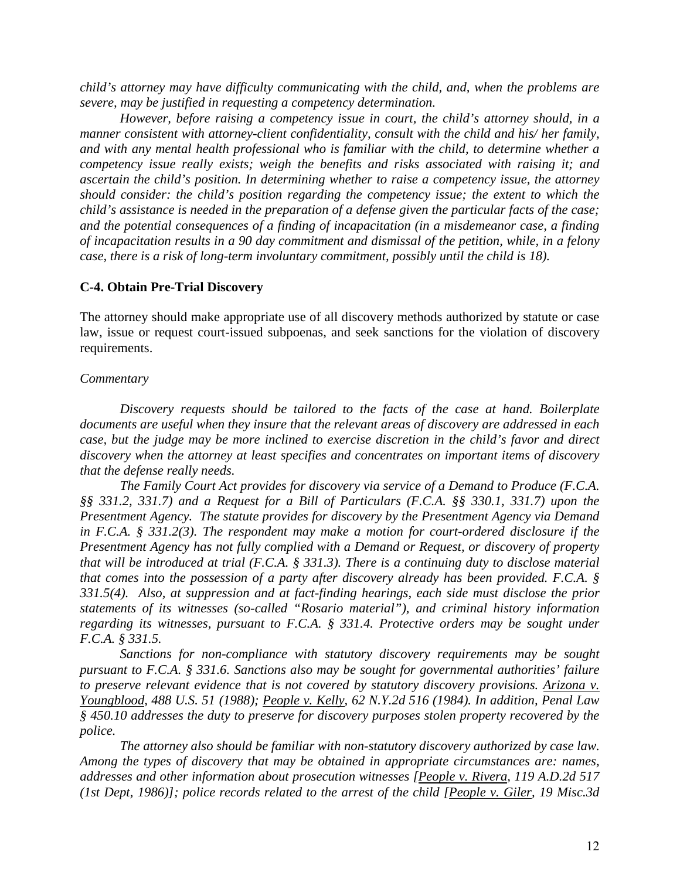*child's attorney may have difficulty communicating with the child, and, when the problems are severe, may be justified in requesting a competency determination.*

*However, before raising a competency issue in court, the child's attorney should, in a manner consistent with attorney-client confidentiality, consult with the child and his/ her family, and with any mental health professional who is familiar with the child, to determine whether a competency issue really exists; weigh the benefits and risks associated with raising it; and ascertain the child's position. In determining whether to raise a competency issue, the attorney should consider: the child's position regarding the competency issue; the extent to which the child's assistance is needed in the preparation of a defense given the particular facts of the case; and the potential consequences of a finding of incapacitation (in a misdemeanor case, a finding of incapacitation results in a 90 day commitment and dismissal of the petition, while, in a felony case, there is a risk of long-term involuntary commitment, possibly until the child is 18).*

### C-4. Obtain Pre-Trial Discovery

The attorney should make appropriate use of all discovery methods authorized by statute or case law, issue or request court-issued subpoenas, and seek sanctions for the violation of discovery requirements.

*Commentary*

*Discovery requests should be tailored to the facts of the case at hand. Boilerplate documents are useful when they insure that the relevant areas of discovery are addressed in each case, but the judge may be more inclined to exercise discretion in the child's favor and direct discovery when the attorney at least specifies and concentrates on important items of discovery that the defense really needs.*

*The Family Court Act provides for discovery via service of a Demand to Produce (F.C.A. §§ 331.2, 331.7) and a Request for a Bill of Particulars (F.C.A. §§ 330.1, 331.7) upon the Presentment Agency. The statute provides for discovery by the Presentment Agency via Demand in F.C.A. § 331.2(3). The respondent may make a motion for court-ordered disclosure if the Presentment Agency has not fully complied with a Demand or Request, or discovery of property that will be introduced at trial (F.C.A. § 331.3). There is a continuing duty to disclose material that comes into the possession of a party after discovery already has been provided. F.C.A. § 331.5(4). Also, at suppression and at fact-finding hearings, each side must disclose the prior statements of its witnesses (so-called "Rosario material"), and criminal history information regarding its witnesses, pursuant to F.C.A. § 331.4. Protective orders may be sought under F.C.A. § 331.5.*

*Sanctions for non-compliance with statutory discovery requirements may be sought pursuant to F.C.A. § 331.6. Sanctions also may be sought for governmental authorities' failure to preserve relevant evidence that is not covered by statutory discovery provisions. Arizona v. Youngblood, 488 U.S. 51 (1988); People v. Kelly, 62 N.Y.2d 516 (1984). In addition, Penal Law § 450.10 addresses the duty to preserve for discovery purposes stolen property recovered by the police.*

*The attorney also should be familiar with non-statutory discovery authorized by case law. Among the types of discovery that may be obtained in appropriate circumstances are: names, addresses and other information about prosecution witnesses [People v. Rivera, 119 A.D.2d 517 (1st Dept, 1986)]; police records related to the arrest of the child [People v. Giler, 19 Misc.3d*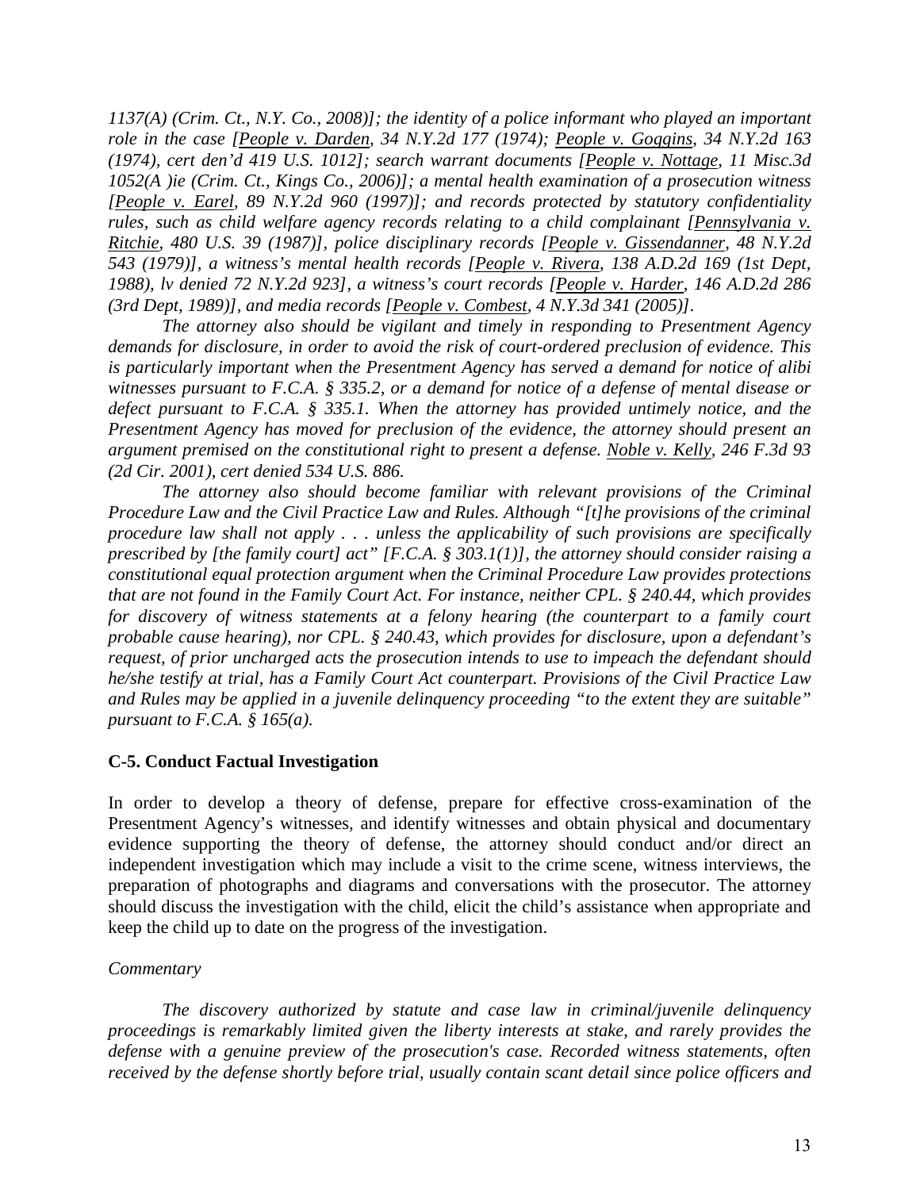*1137(A) (Crim. Ct., N.Y. Co., 2008)]; the identity of a police informant who played an important role in the case [People v. Darden, 34 N.Y.2d 177 (1974); People v. Goggins, 34 N.Y.2d 163 (1974), cert den'd 419 U.S. 1012]; search warrant documents [People v. Nottage, 11 Misc.3d 1052(A )ie (Crim. Ct., Kings Co., 2006)]; a mental health examination of a prosecution witness [People v. Earel, 89 N.Y.2d 960 (1997)]; and records protected by statutory confidentiality rules, such as child welfare agency records relating to a child complainant [Pennsylvania v. Ritchie, 480 U.S. 39 (1987)], police disciplinary records [People v. Gissendanner, 48 N.Y.2d 543 (1979)], a witness's mental health records [People v. Rivera, 138 A.D.2d 169 (1st Dept, 1988), lv denied 72 N.Y.2d 923], a witness's court records [People v. Harder, 146 A.D.2d 286 (3rd Dept, 1989)], and media records [People v. Combest, 4 N.Y.3d 341 (2005)].*

*The attorney also should be vigilant and timely in responding to Presentment Agency demands for disclosure, in order to avoid the risk of court-ordered preclusion of evidence. This is particularly important when the Presentment Agency has served a demand for notice of alibi witnesses pursuant to F.C.A. § 335.2, or a demand for notice of a defense of mental disease or defect pursuant to F.C.A. § 335.1. When the attorney has provided untimely notice, and the Presentment Agency has moved for preclusion of the evidence, the attorney should present an argument premised on the constitutional right to present a defense. Noble v. Kelly, 246 F.3d 93 (2d Cir. 2001), cert denied 534 U.S. 886.*

*The attorney also should become familiar with relevant provisions of the Criminal Procedure Law and the Civil Practice Law and Rules. Although "[t]he provisions of the criminal procedure law shall not apply . . . unless the applicability of such provisions are specifically prescribed by [the family court] act" [F.C.A. § 303.1(1)], the attorney should consider raising a constitutional equal protection argument when the Criminal Procedure Law provides protections that are not found in the Family Court Act. For instance, neither CPL. § 240.44, which provides for discovery of witness statements at a felony hearing (the counterpart to a family court probable cause hearing), nor CPL. § 240.43, which provides for disclosure, upon a defendant's request, of prior uncharged acts the prosecution intends to use to impeach the defendant should he/she testify at trial, has a Family Court Act counterpart. Provisions of the Civil Practice Law and Rules may be applied in a juvenile delinquency proceeding "to the extent they are suitable" pursuant to F.C.A. § 165(a).*

### C-5. Conduct Factual Investigation

In order to develop a theory of defense, prepare for effective cross-examination of the Presentment Agency's witnesses, and identify witnesses and obtain physical and documentary evidence supporting the theory of defense, the attorney should conduct and/or direct an independent investigation which may include a visit to the crime scene, witness interviews, the preparation of photographs and diagrams and conversations with the prosecutor. The attorney should discuss the investigation with the child, elicit the child's assistance when appropriate and keep the child up to date on the progress of the investigation.

*Commentary*

*The discovery authorized by statute and case law in criminal/juvenile delinquency proceedings is remarkably limited given the liberty interests at stake, and rarely provides the defense with a genuine preview of the prosecution's case. Recorded witness statements, often received by the defense shortly before trial, usually contain scant detail since police officers and*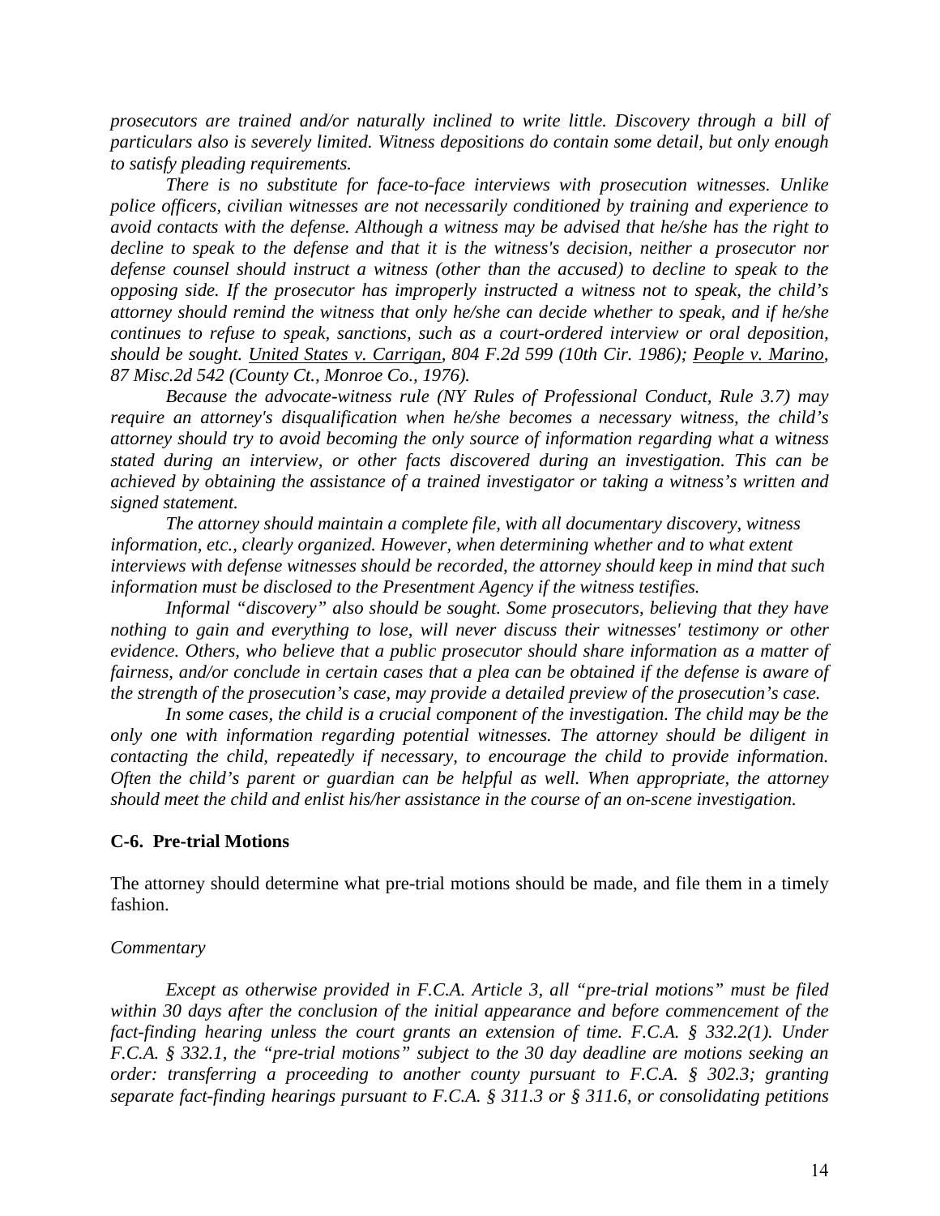*prosecutors are trained and/or naturally inclined to write little. Discovery through a bill of particulars also is severely limited. Witness depositions do contain some detail, but only enough to satisfy pleading requirements.*

*There is no substitute for face-to-face interviews with prosecution witnesses. Unlike police officers, civilian witnesses are not necessarily conditioned by training and experience to avoid contacts with the defense. Although a witness may be advised that he/she has the right to decline to speak to the defense and that it is the witness's decision, neither a prosecutor nor defense counsel should instruct a witness (other than the accused) to decline to speak to the opposing side. If the prosecutor has improperly instructed a witness not to speak, the child's attorney should remind the witness that only he/she can decide whether to speak, and if he/she continues to refuse to speak, sanctions, such as a court-ordered interview or oral deposition, should be sought. United States v. Carrigan, 804 F.2d 599 (10th Cir. 1986); People v. Marino, 87 Misc.2d 542 (County Ct., Monroe Co., 1976).*

*Because the advocate-witness rule (NY Rules of Professional Conduct, Rule 3.7) may require an attorney's disqualification when he/she becomes a necessary witness, the child's attorney should try to avoid becoming the only source of information regarding what a witness stated during an interview, or other facts discovered during an investigation. This can be achieved by obtaining the assistance of a trained investigator or taking a witness's written and signed statement.*

*The attorney should maintain a complete file, with all documentary discovery, witness information, etc., clearly organized. However, when determining whether and to what extent interviews with defense witnesses should be recorded, the attorney should keep in mind that such information must be disclosed to the Presentment Agency if the witness testifies.*

*Informal "discovery" also should be sought. Some prosecutors, believing that they have nothing to gain and everything to lose, will never discuss their witnesses' testimony or other evidence. Others, who believe that a public prosecutor should share information as a matter of fairness, and/or conclude in certain cases that a plea can be obtained if the defense is aware of the strength of the prosecution's case, may provide a detailed preview of the prosecution's case.*

*In some cases, the child is a crucial component of the investigation. The child may be the only one with information regarding potential witnesses. The attorney should be diligent in contacting the child, repeatedly if necessary, to encourage the child to provide information. Often the child's parent or guardian can be helpful as well. When appropriate, the attorney should meet the child and enlist his/her assistance in the course of an on-scene investigation.*

**C-6. Pre-trial Motions**

The attorney should determine what pre-trial motions should be made, and file them in a timely fashion.

*Commentary*

*Except as otherwise provided in F.C.A. Article 3, all "pre-trial motions" must be filed within 30 days after the conclusion of the initial appearance and before commencement of the fact-finding hearing unless the court grants an extension of time. F.C.A. § 332.2(1). Under F.C.A. § 332.1, the "pre-trial motions" subject to the 30 day deadline are motions seeking an order: transferring a proceeding to another county pursuant to F.C.A. § 302.3; granting separate fact-finding hearings pursuant to F.C.A. § 311.3 or § 311.6, or consolidating petitions*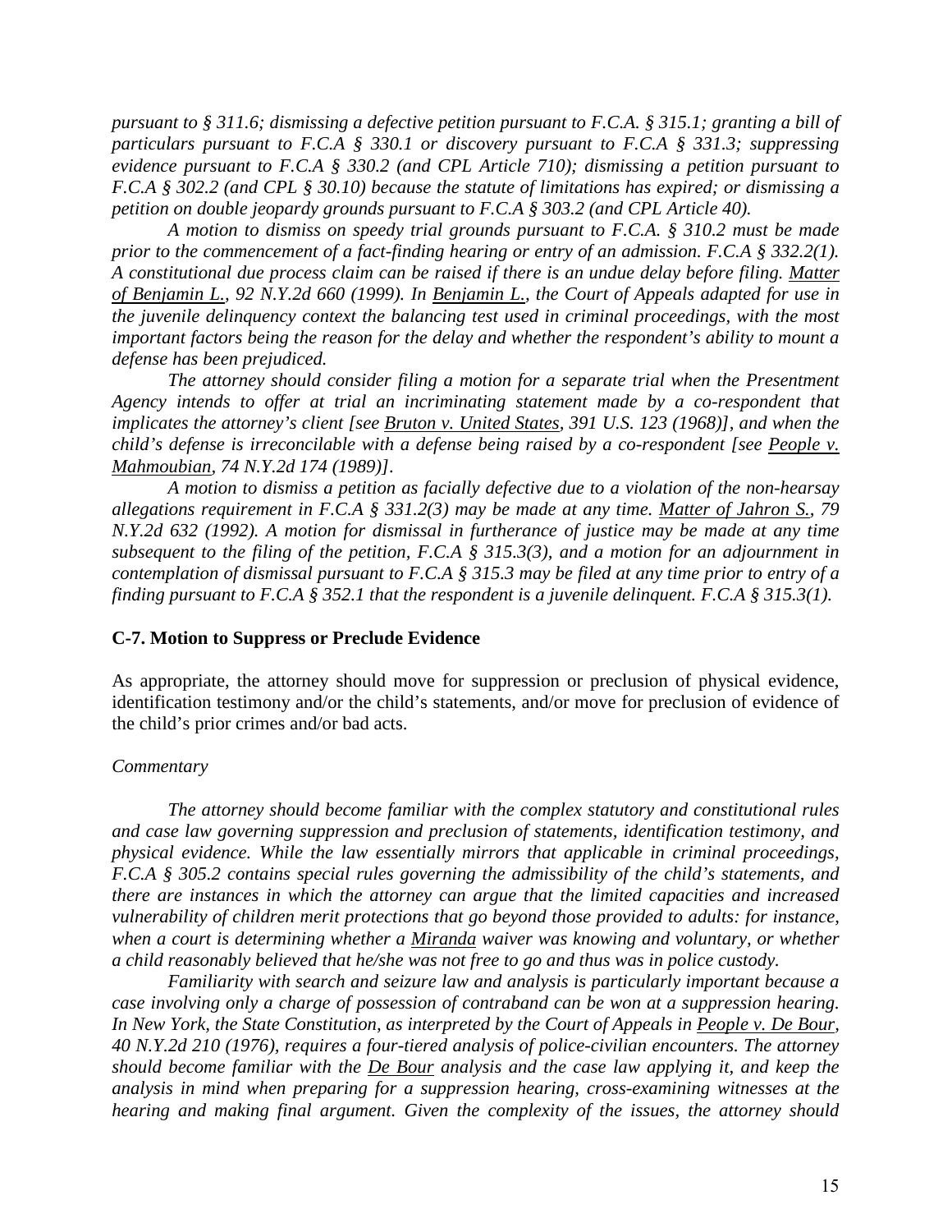*pursuant to § 311.6; dismissing a defective petition pursuant to F.C.A. § 315.1; granting a bill of particulars pursuant to F.C.A § 330.1 or discovery pursuant to F.C.A § 331.3; suppressing evidence pursuant to F.C.A § 330.2 (and CPL Article 710); dismissing a petition pursuant to F.C.A § 302.2 (and CPL § 30.10) because the statute of limitations has expired; or dismissing a petition on double jeopardy grounds pursuant to F.C.A § 303.2 (and CPL Article 40).*

*A motion to dismiss on speedy trial grounds pursuant to F.C.A. § 310.2 must be made prior to the commencement of a fact-finding hearing or entry of an admission. F.C.A § 332.2(1). A constitutional due process claim can be raised if there is an undue delay before filing. Matter of Benjamin L., 92 N.Y.2d 660 (1999). In Benjamin L., the Court of Appeals adapted for use in the juvenile delinquency context the balancing test used in criminal proceedings, with the most important factors being the reason for the delay and whether the respondent's ability to mount a defense has been prejudiced.*

*The attorney should consider filing a motion for a separate trial when the Presentment Agency intends to offer at trial an incriminating statement made by a co-respondent that implicates the attorney's client [see Bruton v. United States, 391 U.S. 123 (1968)], and when the child's defense is irreconcilable with a defense being raised by a co-respondent [see People v. Mahmoubian, 74 N.Y.2d 174 (1989)].*

*A motion to dismiss a petition as facially defective due to a violation of the non-hearsay allegations requirement in F.C.A § 331.2(3) may be made at any time. Matter of Jahron S., 79 N.Y.2d 632 (1992). A motion for dismissal in furtherance of justice may be made at any time subsequent to the filing of the petition, F.C.A § 315.3(3), and a motion for an adjournment in contemplation of dismissal pursuant to F.C.A § 315.3 may be filed at any time prior to entry of a finding pursuant to F.C.A § 352.1 that the respondent is a juvenile delinquent. F.C.A § 315.3(1).*

### C-7. Motion to Suppress or Preclude Evidence

As appropriate, the attorney should move for suppression or preclusion of physical evidence, identification testimony and/or the child's statements, and/or move for preclusion of evidence of the child's prior crimes and/or bad acts.

*Commentary*

*The attorney should become familiar with the complex statutory and constitutional rules and case law governing suppression and preclusion of statements, identification testimony, and physical evidence. While the law essentially mirrors that applicable in criminal proceedings, F.C.A § 305.2 contains special rules governing the admissibility of the child's statements, and there are instances in which the attorney can argue that the limited capacities and increased vulnerability of children merit protections that go beyond those provided to adults: for instance, when a court is determining whether a Miranda waiver was knowing and voluntary, or whether a child reasonably believed that he/she was not free to go and thus was in police custody.*

*Familiarity with search and seizure law and analysis is particularly important because a case involving only a charge of possession of contraband can be won at a suppression hearing. In New York, the State Constitution, as interpreted by the Court of Appeals in People v. De Bour, 40 N.Y.2d 210 (1976), requires a four-tiered analysis of police-civilian encounters. The attorney should become familiar with the De Bour analysis and the case law applying it, and keep the analysis in mind when preparing for a suppression hearing, cross-examining witnesses at the hearing and making final argument. Given the complexity of the issues, the attorney should*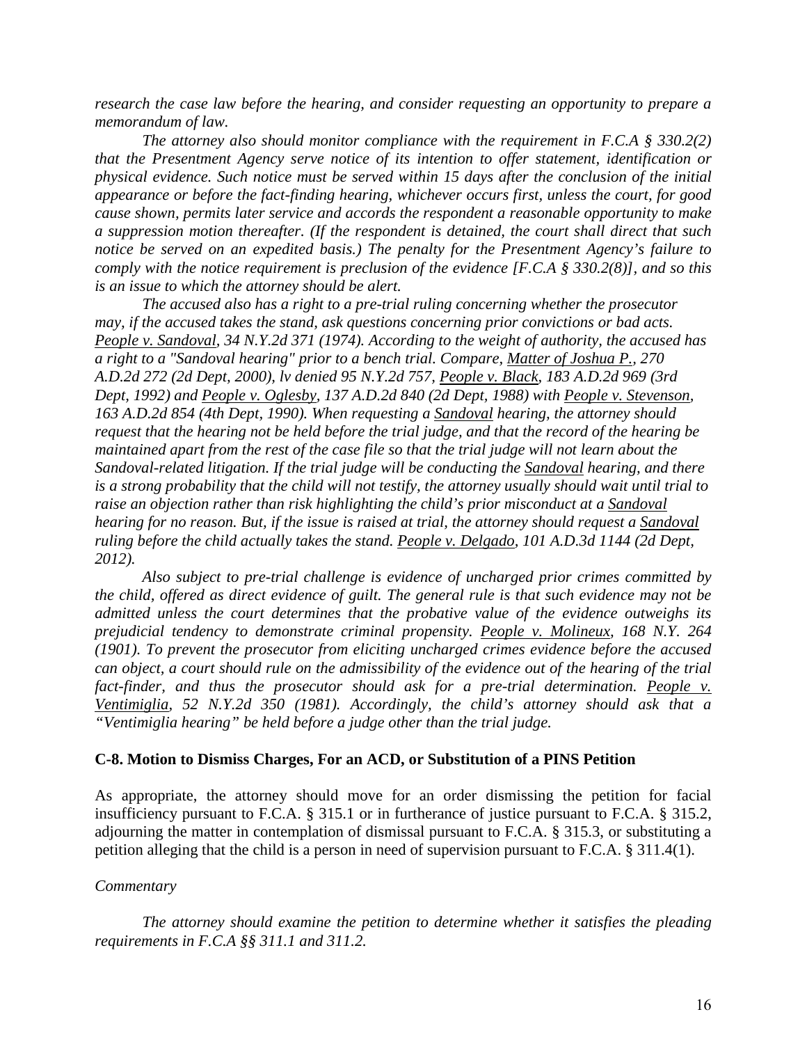*research the case law before the hearing, and consider requesting an opportunity to prepare a memorandum of law.*

*The attorney also should monitor compliance with the requirement in F.C.A § 330.2(2) that the Presentment Agency serve notice of its intention to offer statement, identification or physical evidence. Such notice must be served within 15 days after the conclusion of the initial appearance or before the fact-finding hearing, whichever occurs first, unless the court, for good cause shown, permits later service and accords the respondent a reasonable opportunity to make a suppression motion thereafter. (If the respondent is detained, the court shall direct that such notice be served on an expedited basis.) The penalty for the Presentment Agency's failure to comply with the notice requirement is preclusion of the evidence [F.C.A § 330.2(8)], and so this is an issue to which the attorney should be alert.*

*The accused also has a right to a pre-trial ruling concerning whether the prosecutor may, if the accused takes the stand, ask questions concerning prior convictions or bad acts. People v. Sandoval, 34 N.Y.2d 371 (1974). According to the weight of authority, the accused has a right to a "Sandoval hearing" prior to a bench trial. Compare, Matter of Joshua P., 270 A.D.2d 272 (2d Dept, 2000), lv denied 95 N.Y.2d 757, People v. Black, 183 A.D.2d 969 (3rd Dept, 1992) and People v. Oglesby, 137 A.D.2d 840 (2d Dept, 1988) with People v. Stevenson, 163 A.D.2d 854 (4th Dept, 1990). When requesting a Sandoval hearing, the attorney should request that the hearing not be held before the trial judge, and that the record of the hearing be maintained apart from the rest of the case file so that the trial judge will not learn about the Sandoval-related litigation. If the trial judge will be conducting the Sandoval hearing, and there is a strong probability that the child will not testify, the attorney usually should wait until trial to raise an objection rather than risk highlighting the child's prior misconduct at a Sandoval hearing for no reason. But, if the issue is raised at trial, the attorney should request a Sandoval ruling before the child actually takes the stand. People v. Delgado, 101 A.D.3d 1144 (2d Dept, 2012).*

*Also subject to pre-trial challenge is evidence of uncharged prior crimes committed by the child, offered as direct evidence of guilt. The general rule is that such evidence may not be admitted unless the court determines that the probative value of the evidence outweighs its prejudicial tendency to demonstrate criminal propensity. People v. Molineux, 168 N.Y. 264 (1901). To prevent the prosecutor from eliciting uncharged crimes evidence before the accused can object, a court should rule on the admissibility of the evidence out of the hearing of the trial fact-finder, and thus the prosecutor should ask for a pre-trial determination. People v. Ventimiglia, 52 N.Y.2d 350 (1981). Accordingly, the child's attorney should ask that a "Ventimiglia hearing" be held before a judge other than the trial judge.*

### C-8. Motion to Dismiss Charges, For an ACD, or Substitution of a PINS Petition

As appropriate, the attorney should move for an order dismissing the petition for facial insufficiency pursuant to F.C.A. § 315.1 or in furtherance of justice pursuant to F.C.A. § 315.2, adjourning the matter in contemplation of dismissal pursuant to F.C.A. § 315.3, or substituting a petition alleging that the child is a person in need of supervision pursuant to F.C.A. § 311.4(1).

*Commentary*

*The attorney should examine the petition to determine whether it satisfies the pleading requirements in F.C.A §§ 311.1 and 311.2.*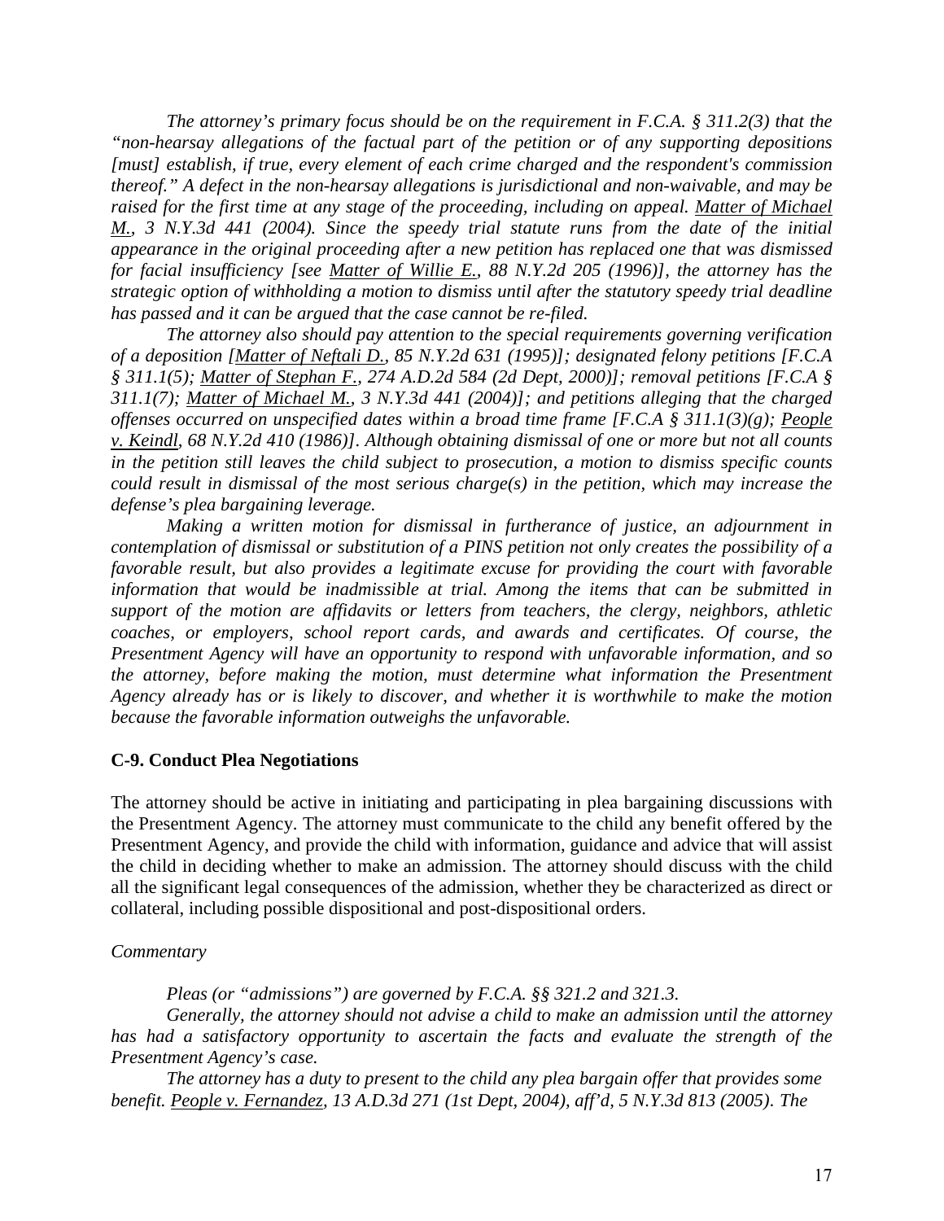*The attorney's primary focus should be on the requirement in F.C.A. § 311.2(3) that the "non-hearsay allegations of the factual part of the petition or of any supporting depositions [must] establish, if true, every element of each crime charged and the respondent's commission thereof." A defect in the non-hearsay allegations is jurisdictional and non-waivable, and may be raised for the first time at any stage of the proceeding, including on appeal. Matter of Michael M., 3 N.Y.3d 441 (2004). Since the speedy trial statute runs from the date of the initial appearance in the original proceeding after a new petition has replaced one that was dismissed for facial insufficiency [see Matter of Willie E., 88 N.Y.2d 205 (1996)], the attorney has the strategic option of withholding a motion to dismiss until after the statutory speedy trial deadline has passed and it can be argued that the case cannot be re-filed.*

*The attorney also should pay attention to the special requirements governing verification of a deposition [Matter of Neftali D., 85 N.Y.2d 631 (1995)]; designated felony petitions [F.C.A § 311.1(5); Matter of Stephan F., 274 A.D.2d 584 (2d Dept, 2000)]; removal petitions [F.C.A § 311.1(7); Matter of Michael M., 3 N.Y.3d 441 (2004)]; and petitions alleging that the charged offenses occurred on unspecified dates within a broad time frame [F.C.A § 311.1(3)(g); People v. Keindl, 68 N.Y.2d 410 (1986)]. Although obtaining dismissal of one or more but not all counts in the petition still leaves the child subject to prosecution, a motion to dismiss specific counts could result in dismissal of the most serious charge(s) in the petition, which may increase the defense's plea bargaining leverage.*

*Making a written motion for dismissal in furtherance of justice, an adjournment in contemplation of dismissal or substitution of a PINS petition not only creates the possibility of a favorable result, but also provides a legitimate excuse for providing the court with favorable information that would be inadmissible at trial. Among the items that can be submitted in support of the motion are affidavits or letters from teachers, the clergy, neighbors, athletic coaches, or employers, school report cards, and awards and certificates. Of course, the Presentment Agency will have an opportunity to respond with unfavorable information, and so the attorney, before making the motion, must determine what information the Presentment Agency already has or is likely to discover, and whether it is worthwhile to make the motion because the favorable information outweighs the unfavorable.*

### C-9. Conduct Plea Negotiations

The attorney should be active in initiating and participating in plea bargaining discussions with the Presentment Agency. The attorney must communicate to the child any benefit offered by the Presentment Agency, and provide the child with information, guidance and advice that will assist the child in deciding whether to make an admission. The attorney should discuss with the child all the significant legal consequences of the admission, whether they be characterized as direct or collateral, including possible dispositional and post-dispositional orders.

*Commentary*

*Pleas (or "admissions") are governed by F.C.A. §§ 321.2 and 321.3.*

*Generally, the attorney should not advise a child to make an admission until the attorney has had a satisfactory opportunity to ascertain the facts and evaluate the strength of the Presentment Agency's case.*

*The attorney has a duty to present to the child any plea bargain offer that provides some benefit. People v. Fernandez, 13 A.D.3d 271 (1st Dept, 2004), aff'd, 5 N.Y.3d 813 (2005). The*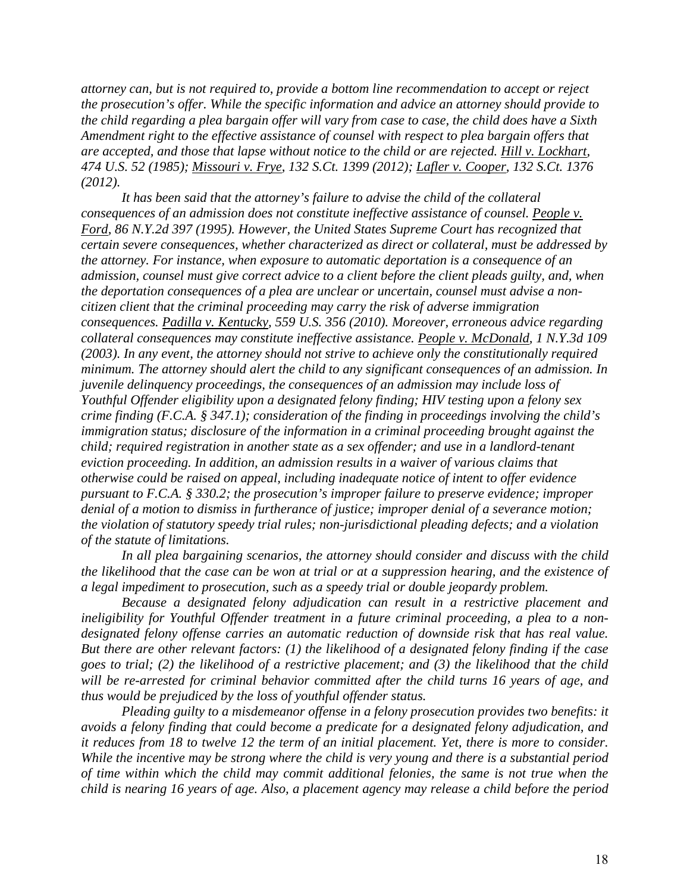*attorney can, but is not required to, provide a bottom line recommendation to accept or reject the prosecution's offer. While the specific information and advice an attorney should provide to the child regarding a plea bargain offer will vary from case to case, the child does have a Sixth Amendment right to the effective assistance of counsel with respect to plea bargain offers that are accepted, and those that lapse without notice to the child or are rejected. Hill v. Lockhart, 474 U.S. 52 (1985); Missouri v. Frye, 132 S.Ct. 1399 (2012); Lafler v. Cooper, 132 S.Ct. 1376 (2012).*

*It has been said that the attorney's failure to advise the child of the collateral consequences of an admission does not constitute ineffective assistance of counsel. People v. Ford, 86 N.Y.2d 397 (1995). However, the United States Supreme Court has recognized that certain severe consequences, whether characterized as direct or collateral, must be addressed by the attorney. For instance, when exposure to automatic deportation is a consequence of an admission, counsel must give correct advice to a client before the client pleads guilty, and, when the deportation consequences of a plea are unclear or uncertain, counsel must advise a non-citizen client that the criminal proceeding may carry the risk of adverse immigration consequences. Padilla v. Kentucky, 559 U.S. 356 (2010). Moreover, erroneous advice regarding collateral consequences may constitute ineffective assistance. People v. McDonald, 1 N.Y.3d 109 (2003). In any event, the attorney should not strive to achieve only the constitutionally required minimum. The attorney should alert the child to any significant consequences of an admission. In juvenile delinquency proceedings, the consequences of an admission may include loss of Youthful Offender eligibility upon a designated felony finding; HIV testing upon a felony sex crime finding (F.C.A. § 347.1); consideration of the finding in proceedings involving the child's immigration status; disclosure of the information in a criminal proceeding brought against the child; required registration in another state as a sex offender; and use in a landlord-tenant eviction proceeding. In addition, an admission results in a waiver of various claims that otherwise could be raised on appeal, including inadequate notice of intent to offer evidence pursuant to F.C.A. § 330.2; the prosecution's improper failure to preserve evidence; improper denial of a motion to dismiss in furtherance of justice; improper denial of a severance motion; the violation of statutory speedy trial rules; non-jurisdictional pleading defects; and a violation of the statute of limitations.*

*In all plea bargaining scenarios, the attorney should consider and discuss with the child the likelihood that the case can be won at trial or at a suppression hearing, and the existence of a legal impediment to prosecution, such as a speedy trial or double jeopardy problem.*

*Because a designated felony adjudication can result in a restrictive placement and ineligibility for Youthful Offender treatment in a future criminal proceeding, a plea to a non-designated felony offense carries an automatic reduction of downside risk that has real value. But there are other relevant factors: (1) the likelihood of a designated felony finding if the case goes to trial; (2) the likelihood of a restrictive placement; and (3) the likelihood that the child will be re-arrested for criminal behavior committed after the child turns 16 years of age, and thus would be prejudiced by the loss of youthful offender status.*

*Pleading guilty to a misdemeanor offense in a felony prosecution provides two benefits: it avoids a felony finding that could become a predicate for a designated felony adjudication, and it reduces from 18 to twelve 12 the term of an initial placement. Yet, there is more to consider. While the incentive may be strong where the child is very young and there is a substantial period of time within which the child may commit additional felonies, the same is not true when the child is nearing 16 years of age. Also, a placement agency may release a child before the period*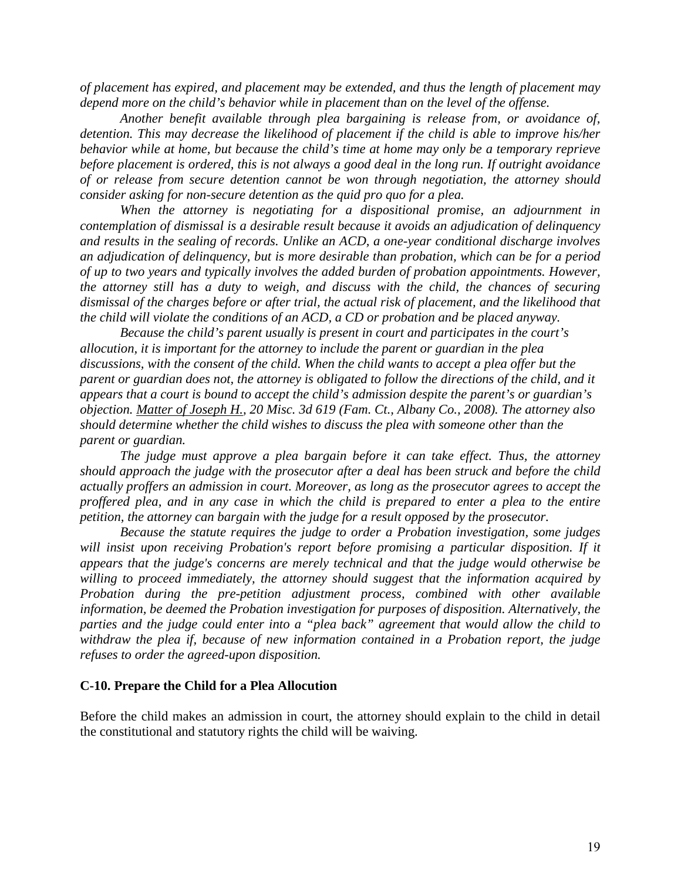*of placement has expired, and placement may be extended, and thus the length of placement may depend more on the child's behavior while in placement than on the level of the offense.*

*Another benefit available through plea bargaining is release from, or avoidance of, detention. This may decrease the likelihood of placement if the child is able to improve his/her behavior while at home, but because the child's time at home may only be a temporary reprieve before placement is ordered, this is not always a good deal in the long run. If outright avoidance of or release from secure detention cannot be won through negotiation, the attorney should consider asking for non-secure detention as the quid pro quo for a plea.*

*When the attorney is negotiating for a dispositional promise, an adjournment in contemplation of dismissal is a desirable result because it avoids an adjudication of delinquency and results in the sealing of records. Unlike an ACD, a one-year conditional discharge involves an adjudication of delinquency, but is more desirable than probation, which can be for a period of up to two years and typically involves the added burden of probation appointments. However, the attorney still has a duty to weigh, and discuss with the child, the chances of securing dismissal of the charges before or after trial, the actual risk of placement, and the likelihood that the child will violate the conditions of an ACD, a CD or probation and be placed anyway.*

*Because the child's parent usually is present in court and participates in the court's allocution, it is important for the attorney to include the parent or guardian in the plea discussions, with the consent of the child. When the child wants to accept a plea offer but the parent or guardian does not, the attorney is obligated to follow the directions of the child, and it appears that a court is bound to accept the child's admission despite the parent's or guardian's objection. Matter of Joseph H., 20 Misc. 3d 619 (Fam. Ct., Albany Co., 2008). The attorney also should determine whether the child wishes to discuss the plea with someone other than the parent or guardian.*

*The judge must approve a plea bargain before it can take effect. Thus, the attorney should approach the judge with the prosecutor after a deal has been struck and before the child actually proffers an admission in court. Moreover, as long as the prosecutor agrees to accept the proffered plea, and in any case in which the child is prepared to enter a plea to the entire petition, the attorney can bargain with the judge for a result opposed by the prosecutor.*

*Because the statute requires the judge to order a Probation investigation, some judges will insist upon receiving Probation's report before promising a particular disposition. If it appears that the judge's concerns are merely technical and that the judge would otherwise be willing to proceed immediately, the attorney should suggest that the information acquired by Probation during the pre-petition adjustment process, combined with other available information, be deemed the Probation investigation for purposes of disposition. Alternatively, the parties and the judge could enter into a "plea back" agreement that would allow the child to withdraw the plea if, because of new information contained in a Probation report, the judge refuses to order the agreed-upon disposition.*

### C-10. Prepare the Child for a Plea Allocution

Before the child makes an admission in court, the attorney should explain to the child in detail the constitutional and statutory rights the child will be waiving.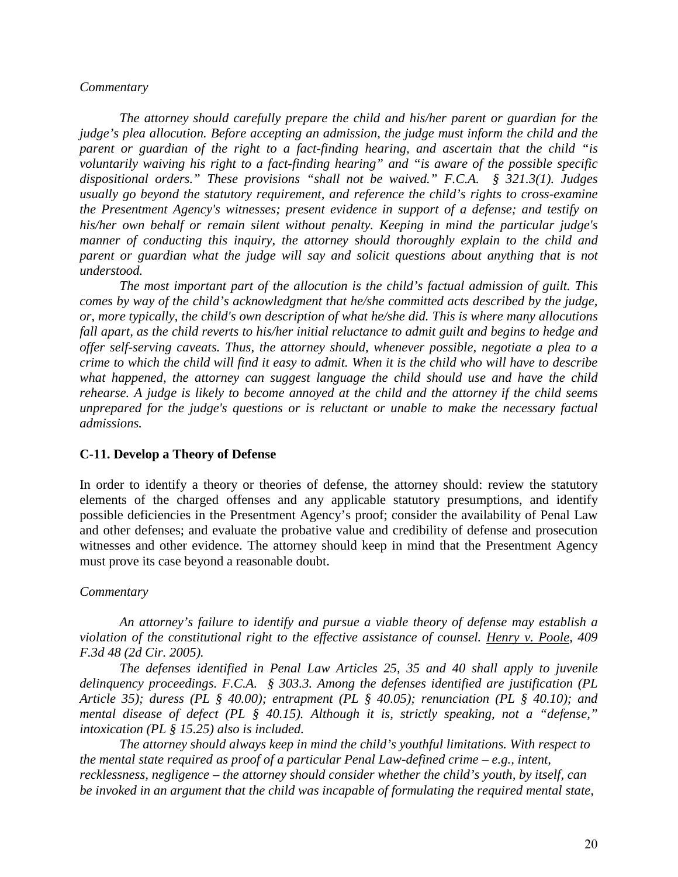*Commentary*

*The attorney should carefully prepare the child and his/her parent or guardian for the judge's plea allocution. Before accepting an admission, the judge must inform the child and the parent or guardian of the right to a fact-finding hearing, and ascertain that the child "is voluntarily waiving his right to a fact-finding hearing" and "is aware of the possible specific dispositional orders." These provisions "shall not be waived." F.C.A. § 321.3(1). Judges usually go beyond the statutory requirement, and reference the child's rights to cross-examine the Presentment Agency's witnesses; present evidence in support of a defense; and testify on his/her own behalf or remain silent without penalty. Keeping in mind the particular judge's manner of conducting this inquiry, the attorney should thoroughly explain to the child and parent or guardian what the judge will say and solicit questions about anything that is not understood.*

*The most important part of the allocution is the child's factual admission of guilt. This comes by way of the child's acknowledgment that he/she committed acts described by the judge, or, more typically, the child's own description of what he/she did. This is where many allocutions fall apart, as the child reverts to his/her initial reluctance to admit guilt and begins to hedge and offer self-serving caveats. Thus, the attorney should, whenever possible, negotiate a plea to a crime to which the child will find it easy to admit. When it is the child who will have to describe what happened, the attorney can suggest language the child should use and have the child rehearse. A judge is likely to become annoyed at the child and the attorney if the child seems unprepared for the judge's questions or is reluctant or unable to make the necessary factual admissions.*

**C-11. Develop a Theory of Defense**

In order to identify a theory or theories of defense, the attorney should: review the statutory elements of the charged offenses and any applicable statutory presumptions, and identify possible deficiencies in the Presentment Agency's proof; consider the availability of Penal Law and other defenses; and evaluate the probative value and credibility of defense and prosecution witnesses and other evidence. The attorney should keep in mind that the Presentment Agency must prove its case beyond a reasonable doubt.

*Commentary*

*An attorney's failure to identify and pursue a viable theory of defense may establish a violation of the constitutional right to the effective assistance of counsel. Henry v. Poole, 409 F.3d 48 (2d Cir. 2005).*

*The defenses identified in Penal Law Articles 25, 35 and 40 shall apply to juvenile delinquency proceedings. F.C.A. § 303.3. Among the defenses identified are justification (PL Article 35); duress (PL § 40.00); entrapment (PL § 40.05); renunciation (PL § 40.10); and mental disease of defect (PL § 40.15). Although it is, strictly speaking, not a "defense," intoxication (PL § 15.25) also is included.*

*The attorney should always keep in mind the child's youthful limitations. With respect to the mental state required as proof of a particular Penal Law-defined crime – e.g., intent, recklessness, negligence – the attorney should consider whether the child's youth, by itself, can be invoked in an argument that the child was incapable of formulating the required mental state,*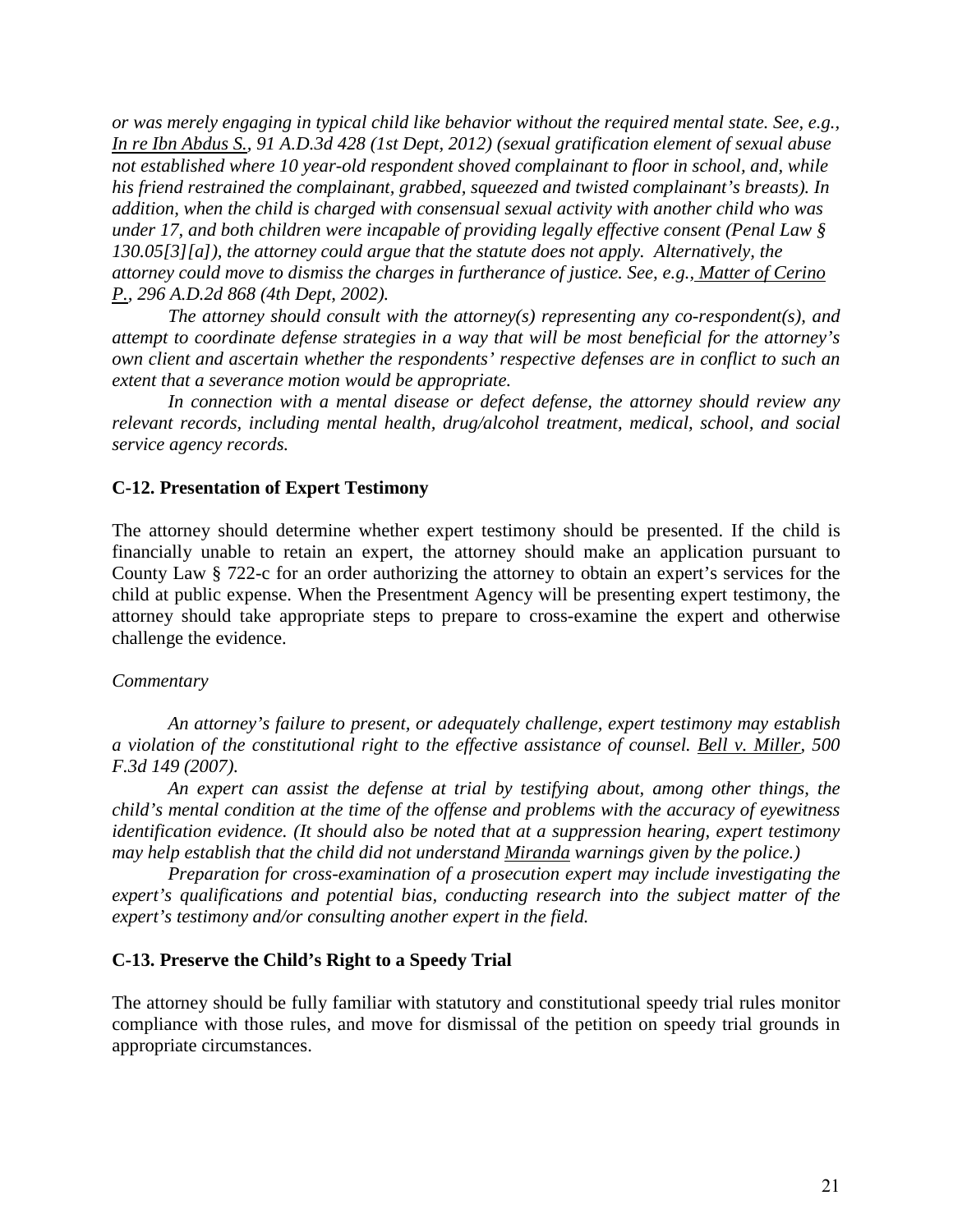*or was merely engaging in typical child like behavior without the required mental state. See, e.g., In re Ibn Abdus S., 91 A.D.3d 428 (1st Dept, 2012) (sexual gratification element of sexual abuse not established where 10 year-old respondent shoved complainant to floor in school, and, while his friend restrained the complainant, grabbed, squeezed and twisted complainant's breasts). In addition, when the child is charged with consensual sexual activity with another child who was under 17, and both children were incapable of providing legally effective consent (Penal Law § 130.05[3][a]), the attorney could argue that the statute does not apply. Alternatively, the attorney could move to dismiss the charges in furtherance of justice. See, e.g., Matter of Cerino P., 296 A.D.2d 868 (4th Dept, 2002).*

*The attorney should consult with the attorney(s) representing any co-respondent(s), and attempt to coordinate defense strategies in a way that will be most beneficial for the attorney's own client and ascertain whether the respondents' respective defenses are in conflict to such an extent that a severance motion would be appropriate.*

*In connection with a mental disease or defect defense, the attorney should review any relevant records, including mental health, drug/alcohol treatment, medical, school, and social service agency records.*

**C-12. Presentation of Expert Testimony**

The attorney should determine whether expert testimony should be presented. If the child is financially unable to retain an expert, the attorney should make an application pursuant to County Law § 722-c for an order authorizing the attorney to obtain an expert's services for the child at public expense. When the Presentment Agency will be presenting expert testimony, the attorney should take appropriate steps to prepare to cross-examine the expert and otherwise challenge the evidence.

*Commentary*

*An attorney's failure to present, or adequately challenge, expert testimony may establish a violation of the constitutional right to the effective assistance of counsel. Bell v. Miller, 500 F.3d 149 (2007).*

*An expert can assist the defense at trial by testifying about, among other things, the child's mental condition at the time of the offense and problems with the accuracy of eyewitness identification evidence. (It should also be noted that at a suppression hearing, expert testimony may help establish that the child did not understand Miranda warnings given by the police.)*

*Preparation for cross-examination of a prosecution expert may include investigating the expert's qualifications and potential bias, conducting research into the subject matter of the expert's testimony and/or consulting another expert in the field.*

**C-13. Preserve the Child's Right to a Speedy Trial**

The attorney should be fully familiar with statutory and constitutional speedy trial rules monitor compliance with those rules, and move for dismissal of the petition on speedy trial grounds in appropriate circumstances.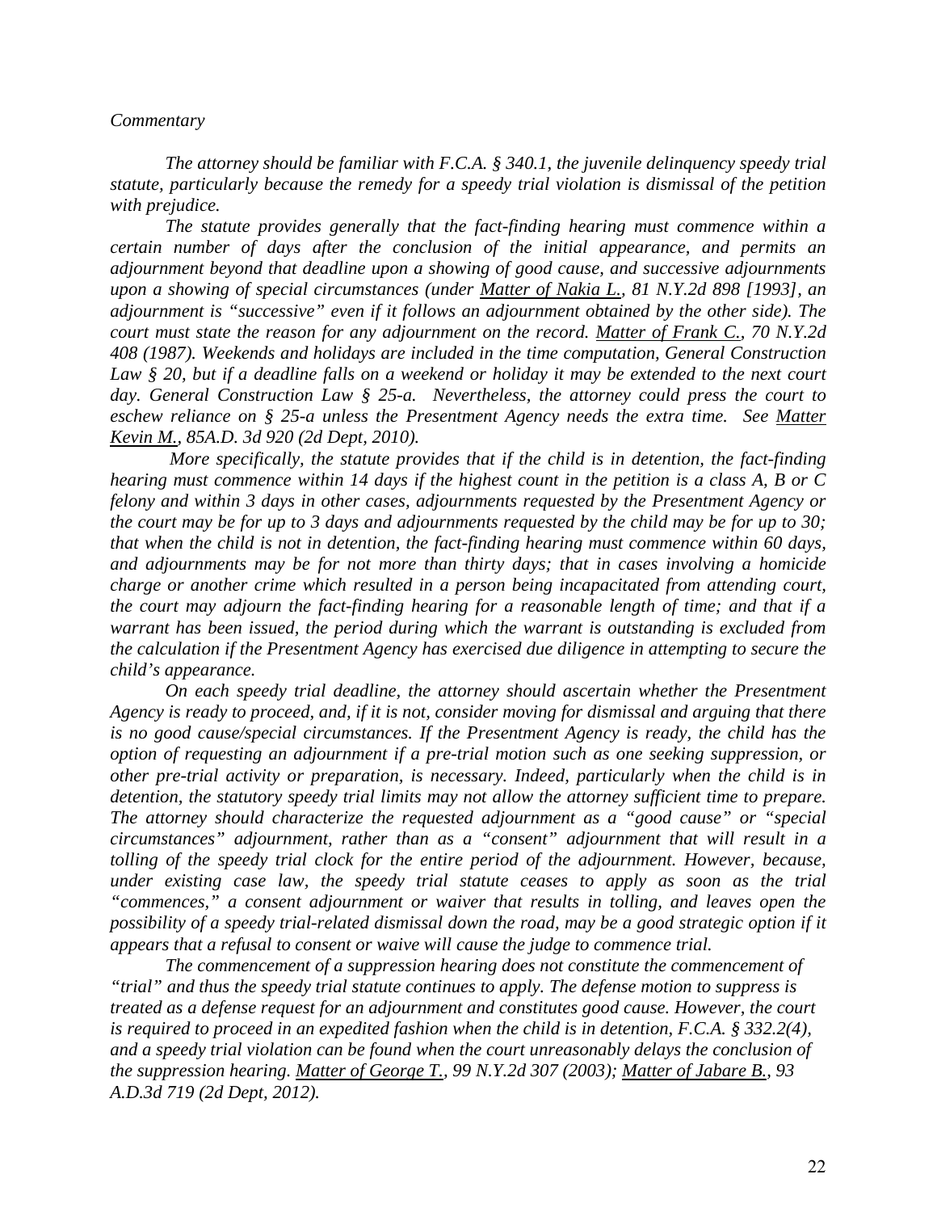*Commentary*

*The attorney should be familiar with F.C.A. § 340.1, the juvenile delinquency speedy trial statute, particularly because the remedy for a speedy trial violation is dismissal of the petition with prejudice.*

*The statute provides generally that the fact-finding hearing must commence within a certain number of days after the conclusion of the initial appearance, and permits an adjournment beyond that deadline upon a showing of good cause, and successive adjournments upon a showing of special circumstances (under Matter of Nakia L., 81 N.Y.2d 898 [1993], an adjournment is "successive" even if it follows an adjournment obtained by the other side). The court must state the reason for any adjournment on the record. Matter of Frank C., 70 N.Y.2d 408 (1987). Weekends and holidays are included in the time computation, General Construction Law § 20, but if a deadline falls on a weekend or holiday it may be extended to the next court day. General Construction Law § 25-a. Nevertheless, the attorney could press the court to eschew reliance on § 25-a unless the Presentment Agency needs the extra time. See Matter Kevin M., 85A.D. 3d 920 (2d Dept, 2010).*

*More specifically, the statute provides that if the child is in detention, the fact-finding hearing must commence within 14 days if the highest count in the petition is a class A, B or C felony and within 3 days in other cases, adjournments requested by the Presentment Agency or the court may be for up to 3 days and adjournments requested by the child may be for up to 30; that when the child is not in detention, the fact-finding hearing must commence within 60 days, and adjournments may be for not more than thirty days; that in cases involving a homicide charge or another crime which resulted in a person being incapacitated from attending court, the court may adjourn the fact-finding hearing for a reasonable length of time; and that if a warrant has been issued, the period during which the warrant is outstanding is excluded from the calculation if the Presentment Agency has exercised due diligence in attempting to secure the child's appearance.*

*On each speedy trial deadline, the attorney should ascertain whether the Presentment Agency is ready to proceed, and, if it is not, consider moving for dismissal and arguing that there is no good cause/special circumstances. If the Presentment Agency is ready, the child has the option of requesting an adjournment if a pre-trial motion such as one seeking suppression, or other pre-trial activity or preparation, is necessary. Indeed, particularly when the child is in detention, the statutory speedy trial limits may not allow the attorney sufficient time to prepare. The attorney should characterize the requested adjournment as a "good cause" or "special circumstances" adjournment, rather than as a "consent" adjournment that will result in a tolling of the speedy trial clock for the entire period of the adjournment. However, because, under existing case law, the speedy trial statute ceases to apply as soon as the trial "commences," a consent adjournment or waiver that results in tolling, and leaves open the possibility of a speedy trial-related dismissal down the road, may be a good strategic option if it appears that a refusal to consent or waive will cause the judge to commence trial.*

*The commencement of a suppression hearing does not constitute the commencement of "trial" and thus the speedy trial statute continues to apply. The defense motion to suppress is treated as a defense request for an adjournment and constitutes good cause. However, the court is required to proceed in an expedited fashion when the child is in detention, F.C.A. § 332.2(4), and a speedy trial violation can be found when the court unreasonably delays the conclusion of the suppression hearing. Matter of George T., 99 N.Y.2d 307 (2003); Matter of Jabare B., 93 A.D.3d 719 (2d Dept, 2012).*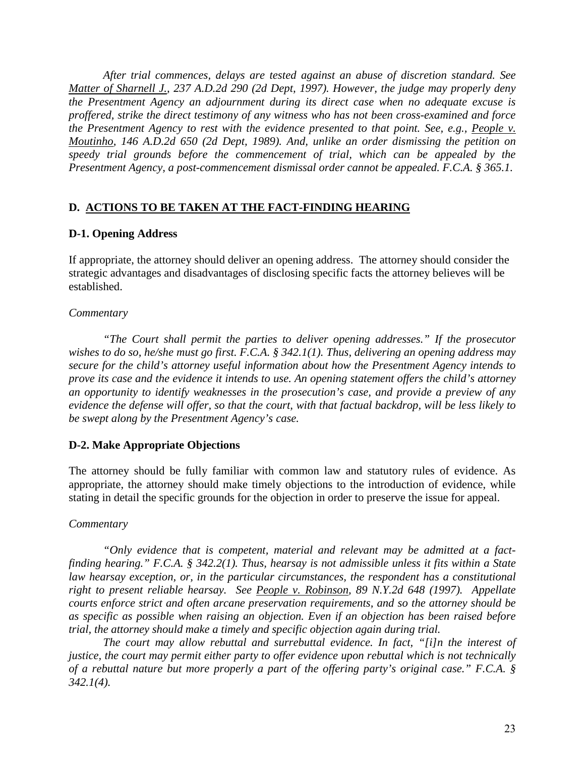*After trial commences, delays are tested against an abuse of discretion standard. See Matter of Sharnell J., 237 A.D.2d 290 (2d Dept, 1997). However, the judge may properly deny the Presentment Agency an adjournment during its direct case when no adequate excuse is proffered, strike the direct testimony of any witness who has not been cross-examined and force the Presentment Agency to rest with the evidence presented to that point. See, e.g., People v. Moutinho, 146 A.D.2d 650 (2d Dept, 1989). And, unlike an order dismissing the petition on speedy trial grounds before the commencement of trial, which can be appealed by the Presentment Agency, a post-commencement dismissal order cannot be appealed. F.C.A. § 365.1.*

## D. ACTIONS TO BE TAKEN AT THE FACT-FINDING HEARING

### D-1. Opening Address

If appropriate, the attorney should deliver an opening address. The attorney should consider the strategic advantages and disadvantages of disclosing specific facts the attorney believes will be established.

*Commentary*

*"The Court shall permit the parties to deliver opening addresses." If the prosecutor wishes to do so, he/she must go first. F.C.A. § 342.1(1). Thus, delivering an opening address may secure for the child's attorney useful information about how the Presentment Agency intends to prove its case and the evidence it intends to use. An opening statement offers the child's attorney an opportunity to identify weaknesses in the prosecution's case, and provide a preview of any evidence the defense will offer, so that the court, with that factual backdrop, will be less likely to be swept along by the Presentment Agency's case.*

### D-2. Make Appropriate Objections

The attorney should be fully familiar with common law and statutory rules of evidence. As appropriate, the attorney should make timely objections to the introduction of evidence, while stating in detail the specific grounds for the objection in order to preserve the issue for appeal.

*Commentary*

*"Only evidence that is competent, material and relevant may be admitted at a fact-finding hearing." F.C.A. § 342.2(1). Thus, hearsay is not admissible unless it fits within a State law hearsay exception, or, in the particular circumstances, the respondent has a constitutional right to present reliable hearsay. See People v. Robinson, 89 N.Y.2d 648 (1997). Appellate courts enforce strict and often arcane preservation requirements, and so the attorney should be as specific as possible when raising an objection. Even if an objection has been raised before trial, the attorney should make a timely and specific objection again during trial.*

*The court may allow rebuttal and surrebuttal evidence. In fact, "[i]n the interest of justice, the court may permit either party to offer evidence upon rebuttal which is not technically of a rebuttal nature but more properly a part of the offering party's original case." F.C.A. § 342.1(4).*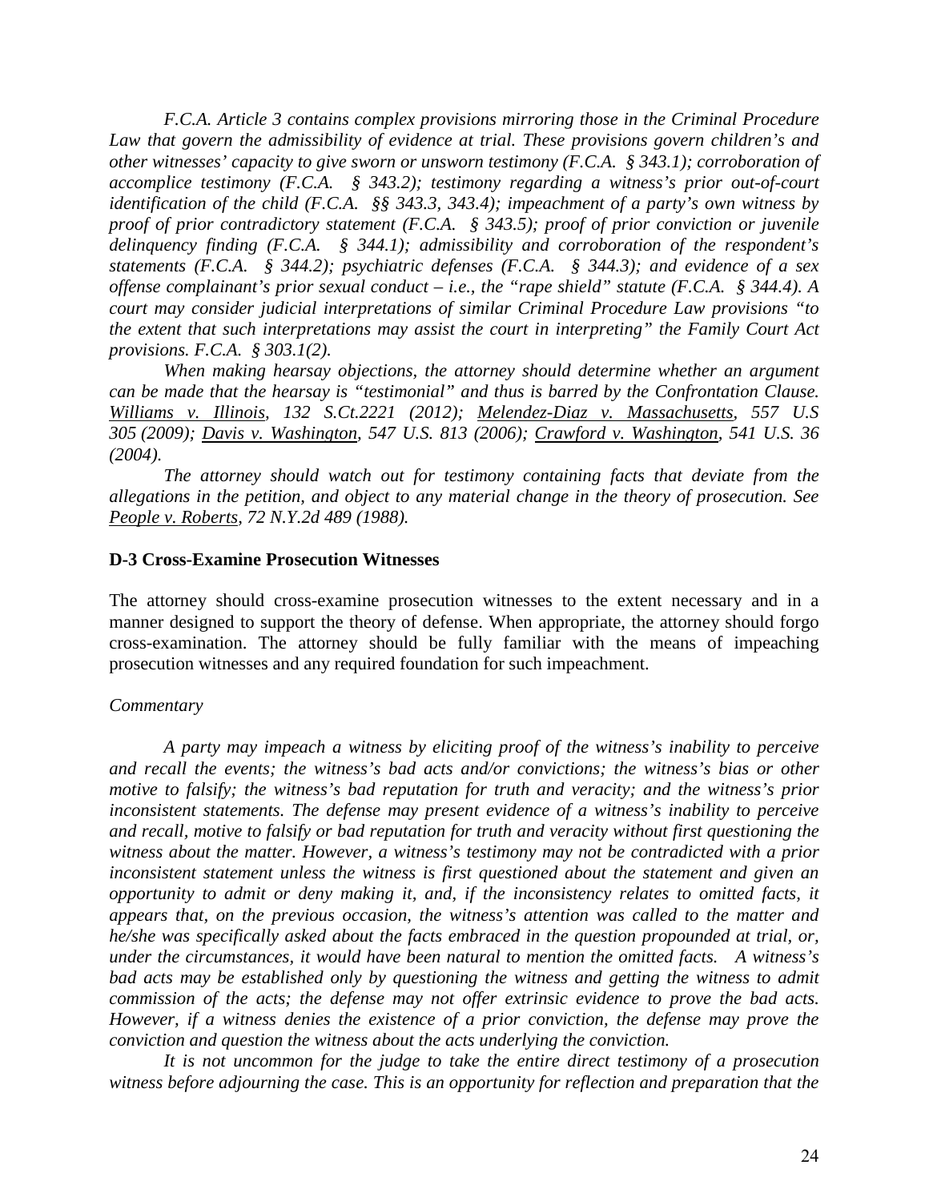*F.C.A. Article 3 contains complex provisions mirroring those in the Criminal Procedure Law that govern the admissibility of evidence at trial. These provisions govern children's and other witnesses' capacity to give sworn or unsworn testimony (F.C.A. § 343.1); corroboration of accomplice testimony (F.C.A. § 343.2); testimony regarding a witness's prior out-of-court identification of the child (F.C.A. §§ 343.3, 343.4); impeachment of a party's own witness by proof of prior contradictory statement (F.C.A. § 343.5); proof of prior conviction or juvenile delinquency finding (F.C.A. § 344.1); admissibility and corroboration of the respondent's statements (F.C.A. § 344.2); psychiatric defenses (F.C.A. § 344.3); and evidence of a sex offense complainant's prior sexual conduct – i.e., the "rape shield" statute (F.C.A. § 344.4). A court may consider judicial interpretations of similar Criminal Procedure Law provisions "to the extent that such interpretations may assist the court in interpreting" the Family Court Act provisions. F.C.A. § 303.1(2).*

*When making hearsay objections, the attorney should determine whether an argument can be made that the hearsay is "testimonial" and thus is barred by the Confrontation Clause. Williams v. Illinois, 132 S.Ct.2221 (2012); Melendez-Diaz v. Massachusetts, 557 U.S 305 (2009); Davis v. Washington, 547 U.S. 813 (2006); Crawford v. Washington, 541 U.S. 36 (2004).*

*The attorney should watch out for testimony containing facts that deviate from the allegations in the petition, and object to any material change in the theory of prosecution. See People v. Roberts, 72 N.Y.2d 489 (1988).*

**D-3 Cross-Examine Prosecution Witnesses**

The attorney should cross-examine prosecution witnesses to the extent necessary and in a manner designed to support the theory of defense. When appropriate, the attorney should forgo cross-examination. The attorney should be fully familiar with the means of impeaching prosecution witnesses and any required foundation for such impeachment.

*Commentary*

*A party may impeach a witness by eliciting proof of the witness's inability to perceive and recall the events; the witness's bad acts and/or convictions; the witness's bias or other motive to falsify; the witness's bad reputation for truth and veracity; and the witness's prior inconsistent statements. The defense may present evidence of a witness's inability to perceive and recall, motive to falsify or bad reputation for truth and veracity without first questioning the witness about the matter. However, a witness's testimony may not be contradicted with a prior inconsistent statement unless the witness is first questioned about the statement and given an opportunity to admit or deny making it, and, if the inconsistency relates to omitted facts, it appears that, on the previous occasion, the witness's attention was called to the matter and he/she was specifically asked about the facts embraced in the question propounded at trial, or, under the circumstances, it would have been natural to mention the omitted facts. A witness's bad acts may be established only by questioning the witness and getting the witness to admit commission of the acts; the defense may not offer extrinsic evidence to prove the bad acts. However, if a witness denies the existence of a prior conviction, the defense may prove the conviction and question the witness about the acts underlying the conviction.*

*It is not uncommon for the judge to take the entire direct testimony of a prosecution witness before adjourning the case. This is an opportunity for reflection and preparation that the*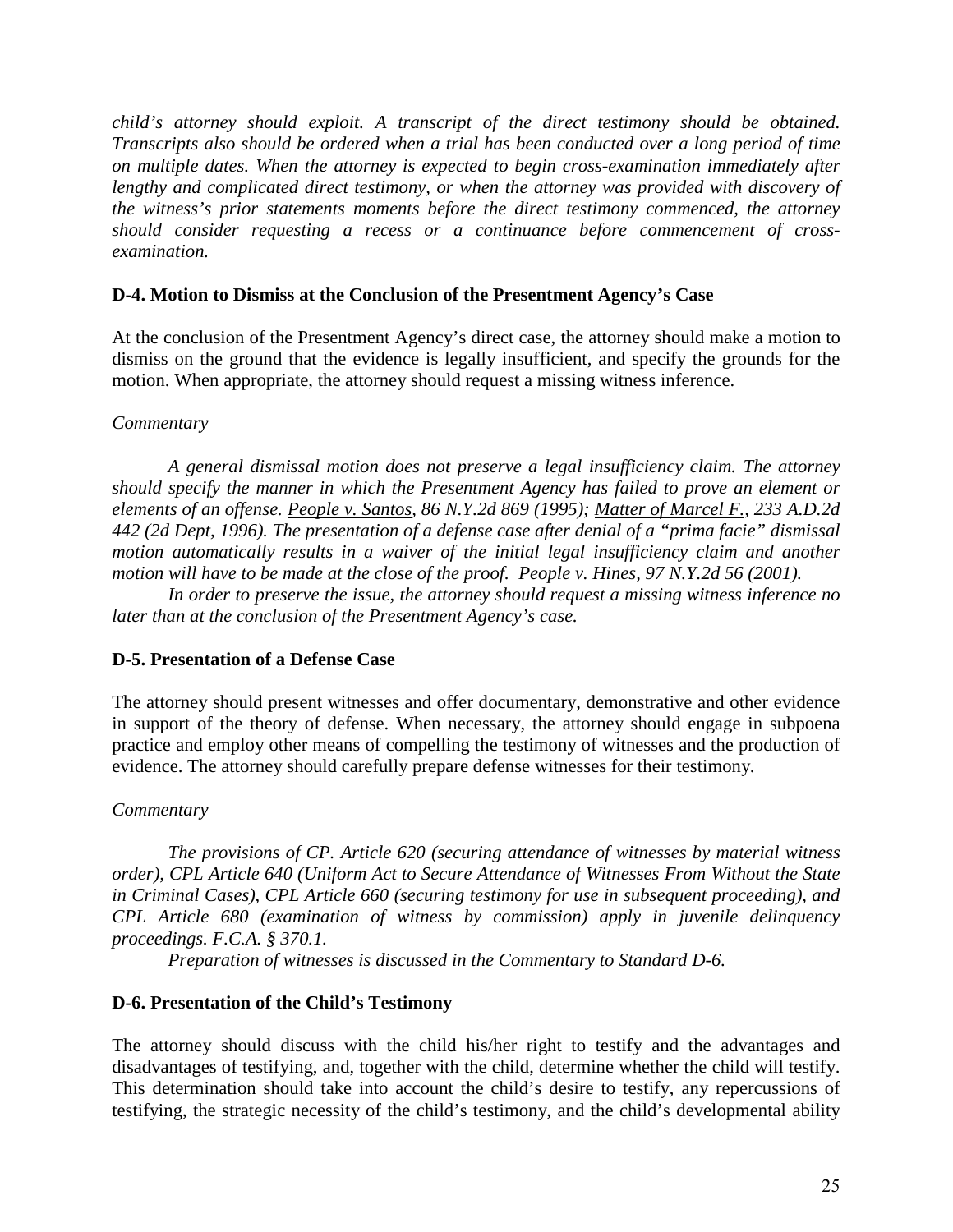*child's attorney should exploit. A transcript of the direct testimony should be obtained. Transcripts also should be ordered when a trial has been conducted over a long period of time on multiple dates. When the attorney is expected to begin cross-examination immediately after lengthy and complicated direct testimony, or when the attorney was provided with discovery of the witness's prior statements moments before the direct testimony commenced, the attorney should consider requesting a recess or a continuance before commencement of cross-examination.*

**D-4. Motion to Dismiss at the Conclusion of the Presentment Agency's Case**

At the conclusion of the Presentment Agency's direct case, the attorney should make a motion to dismiss on the ground that the evidence is legally insufficient, and specify the grounds for the motion. When appropriate, the attorney should request a missing witness inference.

*Commentary*

*A general dismissal motion does not preserve a legal insufficiency claim. The attorney should specify the manner in which the Presentment Agency has failed to prove an element or elements of an offense. People v. Santos, 86 N.Y.2d 869 (1995); Matter of Marcel F., 233 A.D.2d 442 (2d Dept, 1996). The presentation of a defense case after denial of a "prima facie" dismissal motion automatically results in a waiver of the initial legal insufficiency claim and another motion will have to be made at the close of the proof. People v. Hines, 97 N.Y.2d 56 (2001).*

*In order to preserve the issue, the attorney should request a missing witness inference no later than at the conclusion of the Presentment Agency's case.*

**D-5. Presentation of a Defense Case**

The attorney should present witnesses and offer documentary, demonstrative and other evidence in support of the theory of defense. When necessary, the attorney should engage in subpoena practice and employ other means of compelling the testimony of witnesses and the production of evidence. The attorney should carefully prepare defense witnesses for their testimony.

*Commentary*

*The provisions of CP. Article 620 (securing attendance of witnesses by material witness order), CPL Article 640 (Uniform Act to Secure Attendance of Witnesses From Without the State in Criminal Cases), CPL Article 660 (securing testimony for use in subsequent proceeding), and CPL Article 680 (examination of witness by commission) apply in juvenile delinquency proceedings. F.C.A. § 370.1.*

*Preparation of witnesses is discussed in the Commentary to Standard D-6.*

**D-6. Presentation of the Child's Testimony**

The attorney should discuss with the child his/her right to testify and the advantages and disadvantages of testifying, and, together with the child, determine whether the child will testify. This determination should take into account the child's desire to testify, any repercussions of testifying, the strategic necessity of the child's testimony, and the child's developmental ability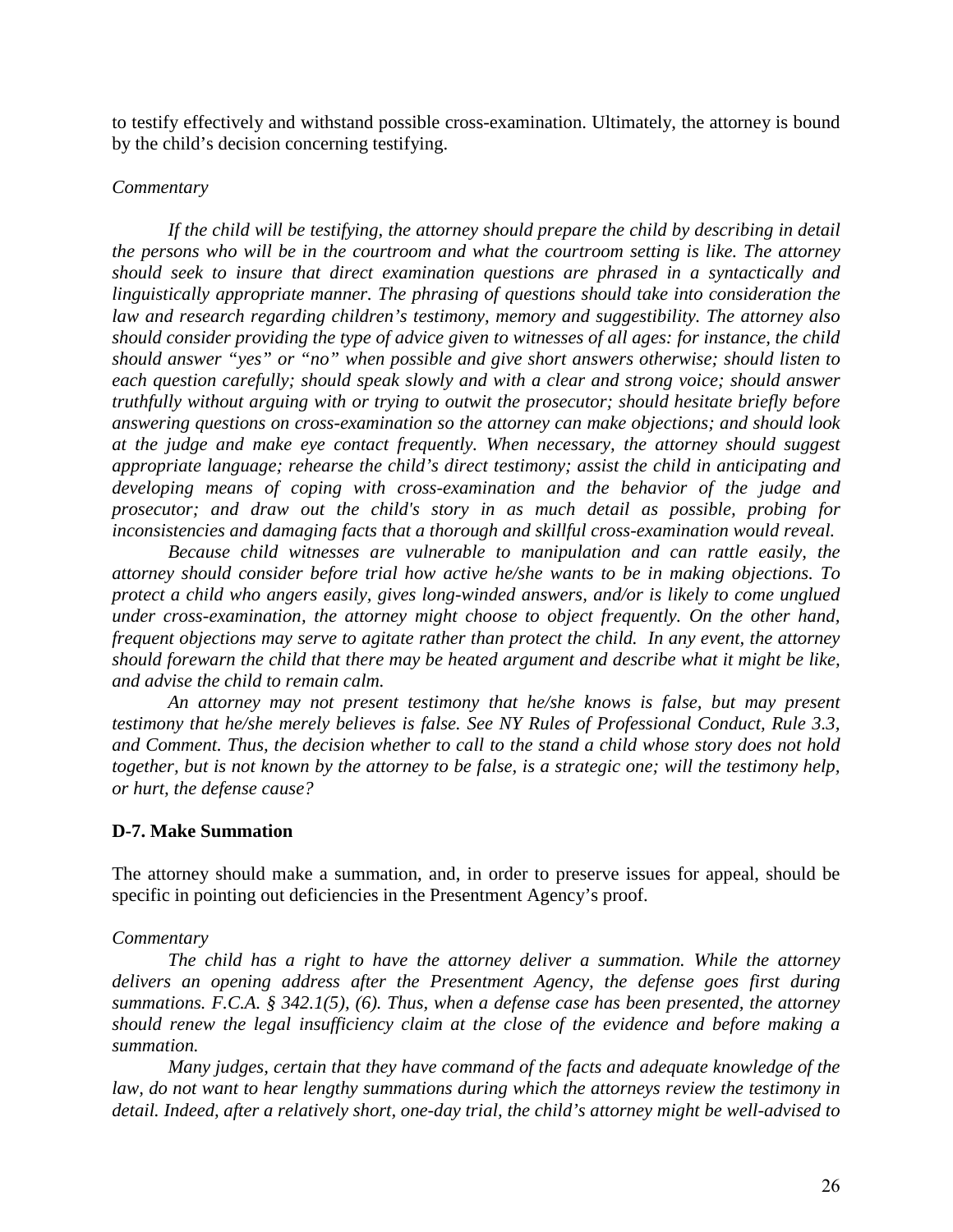to testify effectively and withstand possible cross-examination. Ultimately, the attorney is bound by the child's decision concerning testifying.

*Commentary*

*If the child will be testifying, the attorney should prepare the child by describing in detail the persons who will be in the courtroom and what the courtroom setting is like. The attorney should seek to insure that direct examination questions are phrased in a syntactically and linguistically appropriate manner. The phrasing of questions should take into consideration the law and research regarding children's testimony, memory and suggestibility. The attorney also should consider providing the type of advice given to witnesses of all ages: for instance, the child should answer "yes" or "no" when possible and give short answers otherwise; should listen to each question carefully; should speak slowly and with a clear and strong voice; should answer truthfully without arguing with or trying to outwit the prosecutor; should hesitate briefly before answering questions on cross-examination so the attorney can make objections; and should look at the judge and make eye contact frequently. When necessary, the attorney should suggest appropriate language; rehearse the child's direct testimony; assist the child in anticipating and developing means of coping with cross-examination and the behavior of the judge and prosecutor; and draw out the child's story in as much detail as possible, probing for inconsistencies and damaging facts that a thorough and skillful cross-examination would reveal.*

*Because child witnesses are vulnerable to manipulation and can rattle easily, the attorney should consider before trial how active he/she wants to be in making objections. To protect a child who angers easily, gives long-winded answers, and/or is likely to come unglued under cross-examination, the attorney might choose to object frequently. On the other hand, frequent objections may serve to agitate rather than protect the child. In any event, the attorney should forewarn the child that there may be heated argument and describe what it might be like, and advise the child to remain calm.*

*An attorney may not present testimony that he/she knows is false, but may present testimony that he/she merely believes is false. See NY Rules of Professional Conduct, Rule 3.3, and Comment. Thus, the decision whether to call to the stand a child whose story does not hold together, but is not known by the attorney to be false, is a strategic one; will the testimony help, or hurt, the defense cause?*

**D-7. Make Summation**

The attorney should make a summation, and, in order to preserve issues for appeal, should be specific in pointing out deficiencies in the Presentment Agency's proof.

*Commentary*

*The child has a right to have the attorney deliver a summation. While the attorney delivers an opening address after the Presentment Agency, the defense goes first during summations. F.C.A. § 342.1(5), (6). Thus, when a defense case has been presented, the attorney should renew the legal insufficiency claim at the close of the evidence and before making a summation.*

*Many judges, certain that they have command of the facts and adequate knowledge of the law, do not want to hear lengthy summations during which the attorneys review the testimony in detail. Indeed, after a relatively short, one-day trial, the child's attorney might be well-advised to*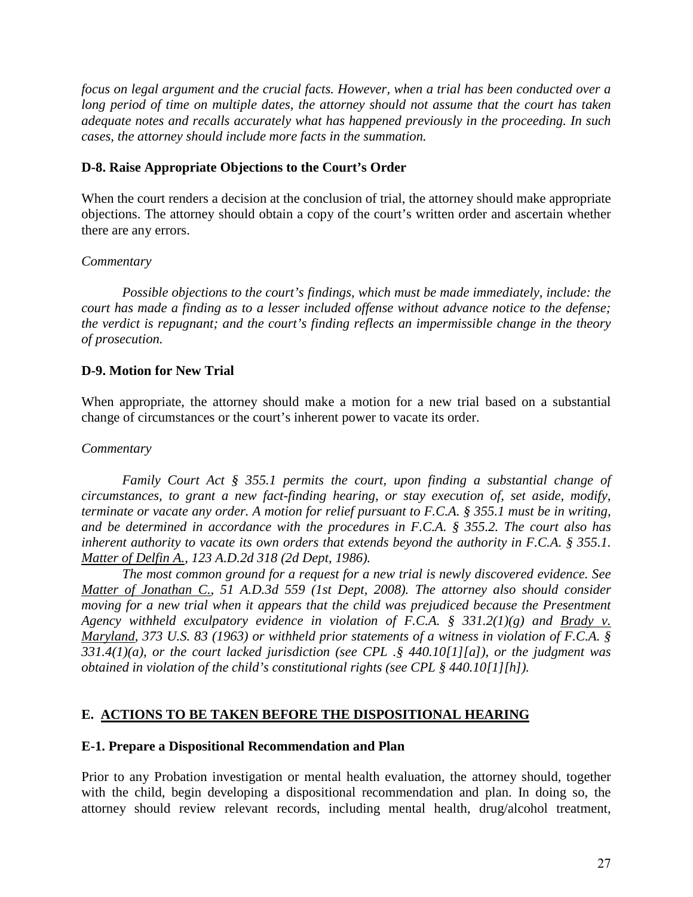*focus on legal argument and the crucial facts. However, when a trial has been conducted over a long period of time on multiple dates, the attorney should not assume that the court has taken adequate notes and recalls accurately what has happened previously in the proceeding. In such cases, the attorney should include more facts in the summation.*

### D-8. Raise Appropriate Objections to the Court's Order

When the court renders a decision at the conclusion of trial, the attorney should make appropriate objections. The attorney should obtain a copy of the court's written order and ascertain whether there are any errors.

*Commentary*

*Possible objections to the court's findings, which must be made immediately, include: the court has made a finding as to a lesser included offense without advance notice to the defense; the verdict is repugnant; and the court's finding reflects an impermissible change in the theory of prosecution.*

### D-9. Motion for New Trial

When appropriate, the attorney should make a motion for a new trial based on a substantial change of circumstances or the court's inherent power to vacate its order.

*Commentary*

*Family Court Act § 355.1 permits the court, upon finding a substantial change of circumstances, to grant a new fact-finding hearing, or stay execution of, set aside, modify, terminate or vacate any order. A motion for relief pursuant to F.C.A. § 355.1 must be in writing, and be determined in accordance with the procedures in F.C.A. § 355.2. The court also has inherent authority to vacate its own orders that extends beyond the authority in F.C.A. § 355.1. Matter of Delfin A., 123 A.D.2d 318 (2d Dept, 1986).*

*The most common ground for a request for a new trial is newly discovered evidence. See Matter of Jonathan C., 51 A.D.3d 559 (1st Dept, 2008). The attorney also should consider moving for a new trial when it appears that the child was prejudiced because the Presentment Agency withheld exculpatory evidence in violation of F.C.A. § 331.2(1)(g) and Brady v. Maryland, 373 U.S. 83 (1963) or withheld prior statements of a witness in violation of F.C.A. § 331.4(1)(a), or the court lacked jurisdiction (see CPL .§ 440.10[1][a]), or the judgment was obtained in violation of the child's constitutional rights (see CPL § 440.10[1][h]).*

## E. ACTIONS TO BE TAKEN BEFORE THE DISPOSITIONAL HEARING

### E-1. Prepare a Dispositional Recommendation and Plan

Prior to any Probation investigation or mental health evaluation, the attorney should, together with the child, begin developing a dispositional recommendation and plan. In doing so, the attorney should review relevant records, including mental health, drug/alcohol treatment,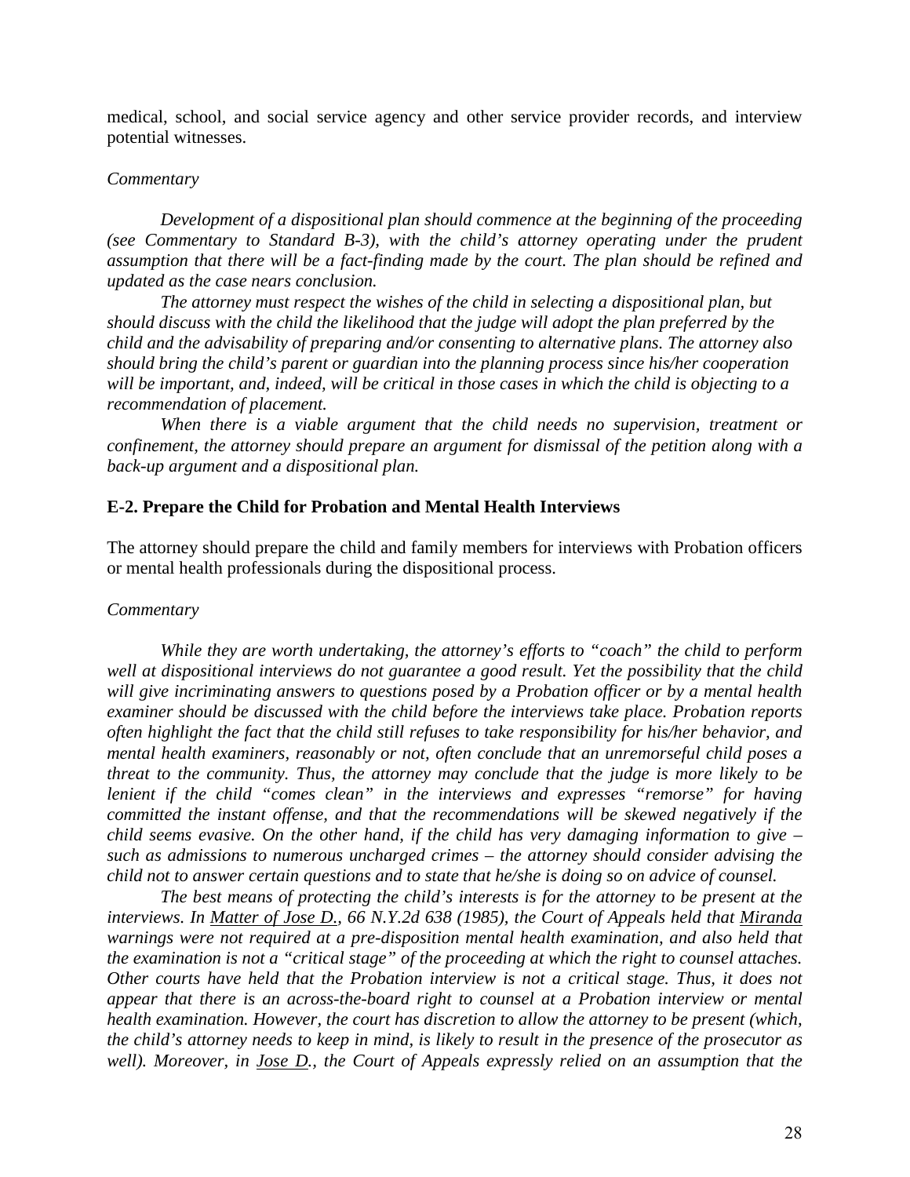medical, school, and social service agency and other service provider records, and interview potential witnesses.

*Commentary*

*Development of a dispositional plan should commence at the beginning of the proceeding (see Commentary to Standard B-3), with the child's attorney operating under the prudent assumption that there will be a fact-finding made by the court. The plan should be refined and updated as the case nears conclusion.*

*The attorney must respect the wishes of the child in selecting a dispositional plan, but should discuss with the child the likelihood that the judge will adopt the plan preferred by the child and the advisability of preparing and/or consenting to alternative plans. The attorney also should bring the child's parent or guardian into the planning process since his/her cooperation will be important, and, indeed, will be critical in those cases in which the child is objecting to a recommendation of placement.*

*When there is a viable argument that the child needs no supervision, treatment or confinement, the attorney should prepare an argument for dismissal of the petition along with a back-up argument and a dispositional plan.*

**E-2. Prepare the Child for Probation and Mental Health Interviews**

The attorney should prepare the child and family members for interviews with Probation officers or mental health professionals during the dispositional process.

*Commentary*

*While they are worth undertaking, the attorney's efforts to "coach" the child to perform well at dispositional interviews do not guarantee a good result. Yet the possibility that the child will give incriminating answers to questions posed by a Probation officer or by a mental health examiner should be discussed with the child before the interviews take place. Probation reports often highlight the fact that the child still refuses to take responsibility for his/her behavior, and mental health examiners, reasonably or not, often conclude that an unremorseful child poses a threat to the community. Thus, the attorney may conclude that the judge is more likely to be lenient if the child "comes clean" in the interviews and expresses "remorse" for having committed the instant offense, and that the recommendations will be skewed negatively if the child seems evasive. On the other hand, if the child has very damaging information to give – such as admissions to numerous uncharged crimes – the attorney should consider advising the child not to answer certain questions and to state that he/she is doing so on advice of counsel.*

*The best means of protecting the child's interests is for the attorney to be present at the interviews. In Matter of Jose D., 66 N.Y.2d 638 (1985), the Court of Appeals held that Miranda warnings were not required at a pre-disposition mental health examination, and also held that the examination is not a "critical stage" of the proceeding at which the right to counsel attaches. Other courts have held that the Probation interview is not a critical stage. Thus, it does not appear that there is an across-the-board right to counsel at a Probation interview or mental health examination. However, the court has discretion to allow the attorney to be present (which, the child's attorney needs to keep in mind, is likely to result in the presence of the prosecutor as well). Moreover, in Jose D., the Court of Appeals expressly relied on an assumption that the*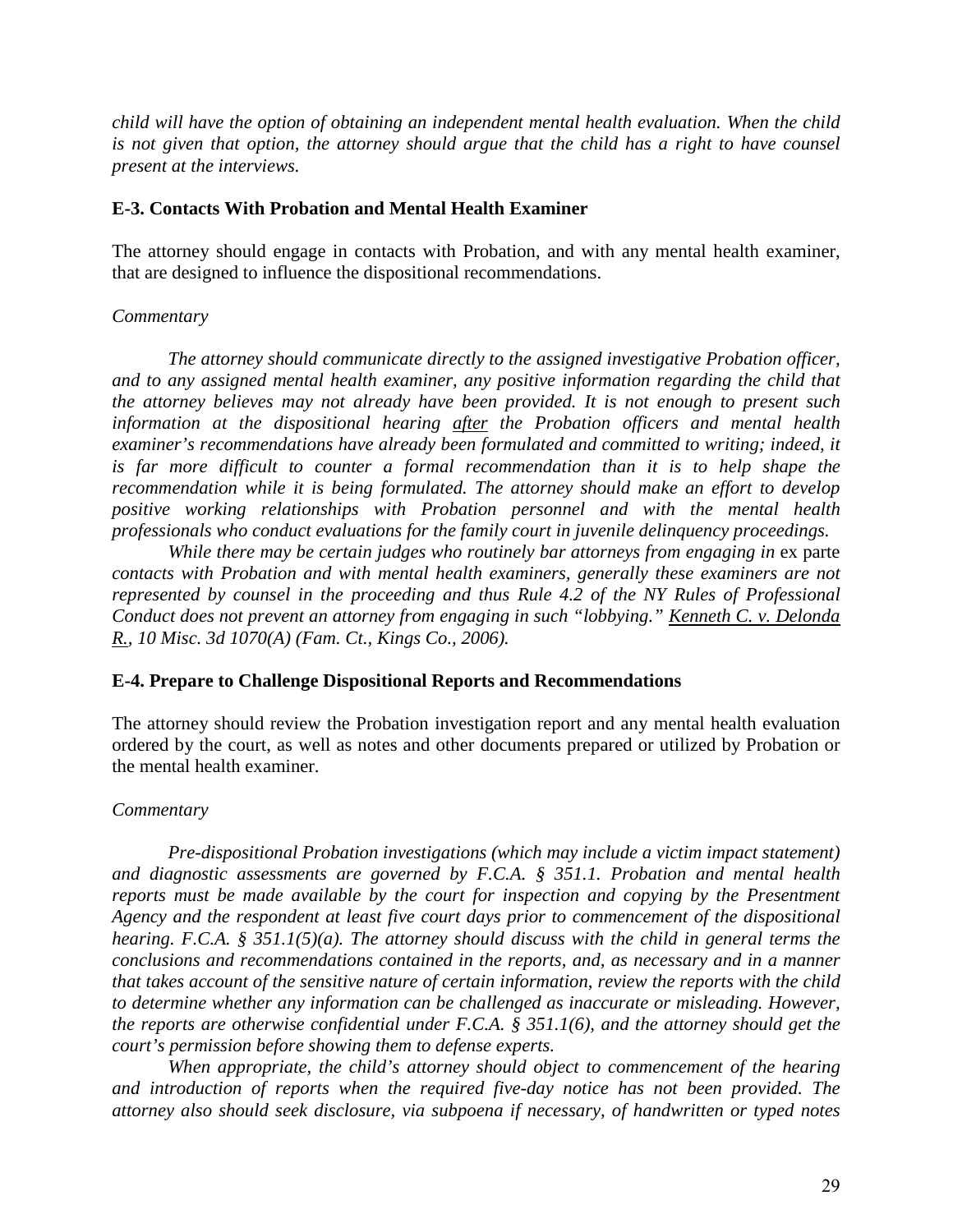*child will have the option of obtaining an independent mental health evaluation. When the child is not given that option, the attorney should argue that the child has a right to have counsel present at the interviews.*

**E-3. Contacts With Probation and Mental Health Examiner**

The attorney should engage in contacts with Probation, and with any mental health examiner, that are designed to influence the dispositional recommendations.

*Commentary*

*The attorney should communicate directly to the assigned investigative Probation officer, and to any assigned mental health examiner, any positive information regarding the child that the attorney believes may not already have been provided. It is not enough to present such information at the dispositional hearing after the Probation officers and mental health examiner's recommendations have already been formulated and committed to writing; indeed, it is far more difficult to counter a formal recommendation than it is to help shape the recommendation while it is being formulated. The attorney should make an effort to develop positive working relationships with Probation personnel and with the mental health professionals who conduct evaluations for the family court in juvenile delinquency proceedings.*

*While there may be certain judges who routinely bar attorneys from engaging in* ex parte *contacts with Probation and with mental health examiners, generally these examiners are not represented by counsel in the proceeding and thus Rule 4.2 of the NY Rules of Professional Conduct does not prevent an attorney from engaging in such "lobbying." Kenneth C. v. Delonda R., 10 Misc. 3d 1070(A) (Fam. Ct., Kings Co., 2006).*

**E-4. Prepare to Challenge Dispositional Reports and Recommendations**

The attorney should review the Probation investigation report and any mental health evaluation ordered by the court, as well as notes and other documents prepared or utilized by Probation or the mental health examiner.

*Commentary*

*Pre-dispositional Probation investigations (which may include a victim impact statement) and diagnostic assessments are governed by F.C.A. § 351.1. Probation and mental health reports must be made available by the court for inspection and copying by the Presentment Agency and the respondent at least five court days prior to commencement of the dispositional hearing. F.C.A. § 351.1(5)(a). The attorney should discuss with the child in general terms the conclusions and recommendations contained in the reports, and, as necessary and in a manner that takes account of the sensitive nature of certain information, review the reports with the child to determine whether any information can be challenged as inaccurate or misleading. However, the reports are otherwise confidential under F.C.A. § 351.1(6), and the attorney should get the court's permission before showing them to defense experts.*

*When appropriate, the child's attorney should object to commencement of the hearing and introduction of reports when the required five-day notice has not been provided. The attorney also should seek disclosure, via subpoena if necessary, of handwritten or typed notes*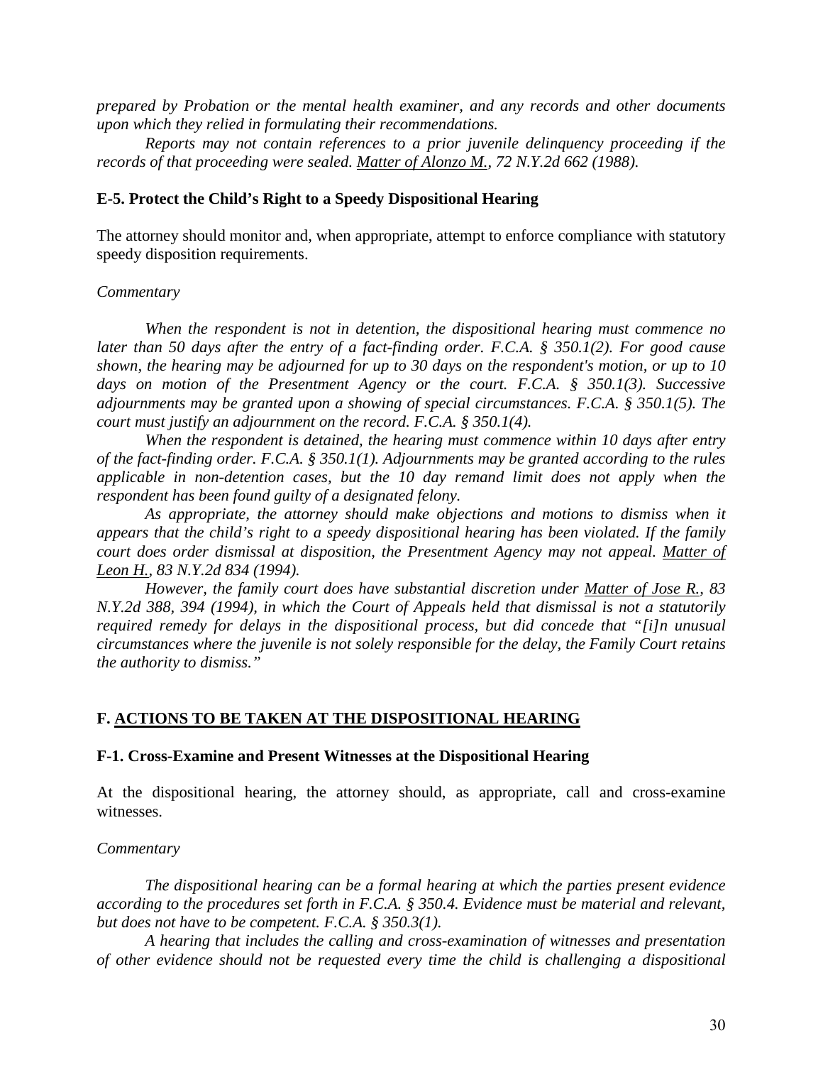*prepared by Probation or the mental health examiner, and any records and other documents upon which they relied in formulating their recommendations.*

*Reports may not contain references to a prior juvenile delinquency proceeding if the records of that proceeding were sealed. Matter of Alonzo M., 72 N.Y.2d 662 (1988).*

### E-5. Protect the Child's Right to a Speedy Dispositional Hearing

The attorney should monitor and, when appropriate, attempt to enforce compliance with statutory speedy disposition requirements.

*Commentary*

*When the respondent is not in detention, the dispositional hearing must commence no later than 50 days after the entry of a fact-finding order. F.C.A. § 350.1(2). For good cause shown, the hearing may be adjourned for up to 30 days on the respondent's motion, or up to 10 days on motion of the Presentment Agency or the court. F.C.A. § 350.1(3). Successive adjournments may be granted upon a showing of special circumstances. F.C.A. § 350.1(5). The court must justify an adjournment on the record. F.C.A. § 350.1(4).*

*When the respondent is detained, the hearing must commence within 10 days after entry of the fact-finding order. F.C.A. § 350.1(1). Adjournments may be granted according to the rules applicable in non-detention cases, but the 10 day remand limit does not apply when the respondent has been found guilty of a designated felony.*

*As appropriate, the attorney should make objections and motions to dismiss when it appears that the child's right to a speedy dispositional hearing has been violated. If the family court does order dismissal at disposition, the Presentment Agency may not appeal. Matter of Leon H., 83 N.Y.2d 834 (1994).*

*However, the family court does have substantial discretion under Matter of Jose R., 83 N.Y.2d 388, 394 (1994), in which the Court of Appeals held that dismissal is not a statutorily required remedy for delays in the dispositional process, but did concede that "[i]n unusual circumstances where the juvenile is not solely responsible for the delay, the Family Court retains the authority to dismiss."*

## F. ACTIONS TO BE TAKEN AT THE DISPOSITIONAL HEARING

### F-1. Cross-Examine and Present Witnesses at the Dispositional Hearing

At the dispositional hearing, the attorney should, as appropriate, call and cross-examine witnesses.

*Commentary*

*The dispositional hearing can be a formal hearing at which the parties present evidence according to the procedures set forth in F.C.A. § 350.4. Evidence must be material and relevant, but does not have to be competent. F.C.A. § 350.3(1).*

*A hearing that includes the calling and cross-examination of witnesses and presentation of other evidence should not be requested every time the child is challenging a dispositional*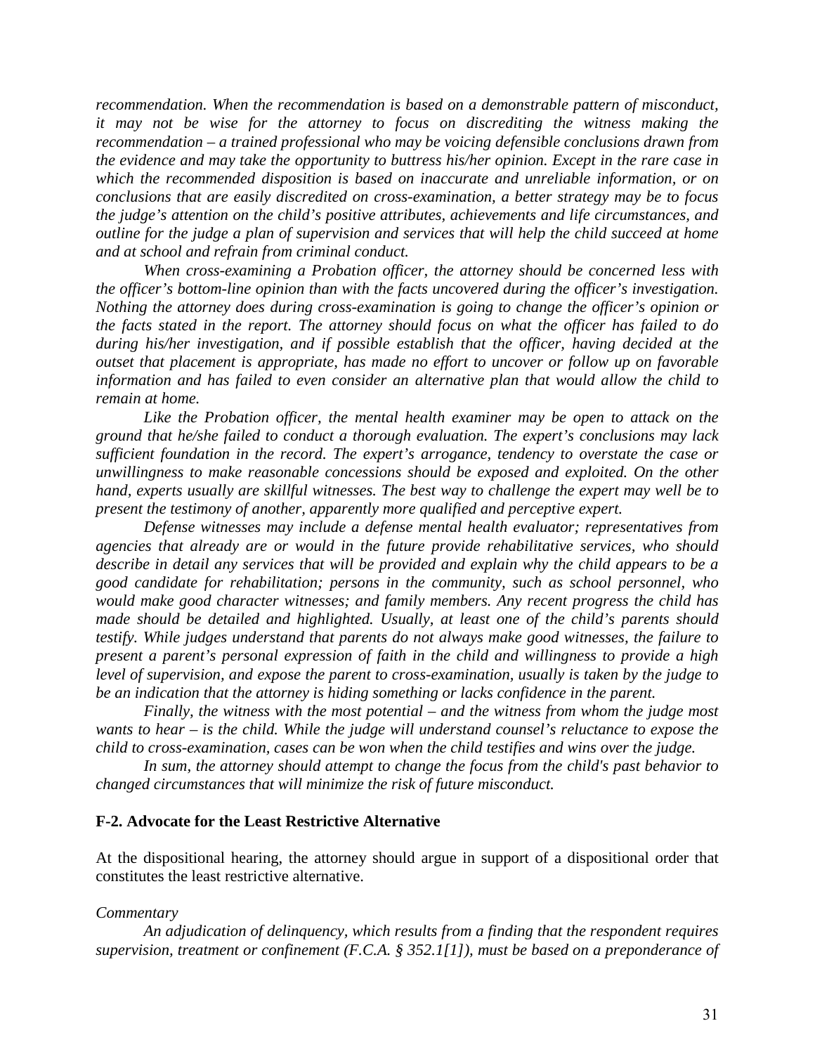*recommendation. When the recommendation is based on a demonstrable pattern of misconduct, it may not be wise for the attorney to focus on discrediting the witness making the recommendation – a trained professional who may be voicing defensible conclusions drawn from the evidence and may take the opportunity to buttress his/her opinion. Except in the rare case in which the recommended disposition is based on inaccurate and unreliable information, or on conclusions that are easily discredited on cross-examination, a better strategy may be to focus the judge's attention on the child's positive attributes, achievements and life circumstances, and outline for the judge a plan of supervision and services that will help the child succeed at home and at school and refrain from criminal conduct.*

*When cross-examining a Probation officer, the attorney should be concerned less with the officer's bottom-line opinion than with the facts uncovered during the officer's investigation. Nothing the attorney does during cross-examination is going to change the officer's opinion or the facts stated in the report. The attorney should focus on what the officer has failed to do during his/her investigation, and if possible establish that the officer, having decided at the outset that placement is appropriate, has made no effort to uncover or follow up on favorable information and has failed to even consider an alternative plan that would allow the child to remain at home.*

*Like the Probation officer, the mental health examiner may be open to attack on the ground that he/she failed to conduct a thorough evaluation. The expert's conclusions may lack sufficient foundation in the record. The expert's arrogance, tendency to overstate the case or unwillingness to make reasonable concessions should be exposed and exploited. On the other hand, experts usually are skillful witnesses. The best way to challenge the expert may well be to present the testimony of another, apparently more qualified and perceptive expert.*

*Defense witnesses may include a defense mental health evaluator; representatives from agencies that already are or would in the future provide rehabilitative services, who should describe in detail any services that will be provided and explain why the child appears to be a good candidate for rehabilitation; persons in the community, such as school personnel, who would make good character witnesses; and family members. Any recent progress the child has made should be detailed and highlighted. Usually, at least one of the child's parents should testify. While judges understand that parents do not always make good witnesses, the failure to present a parent's personal expression of faith in the child and willingness to provide a high level of supervision, and expose the parent to cross-examination, usually is taken by the judge to be an indication that the attorney is hiding something or lacks confidence in the parent.*

*Finally, the witness with the most potential – and the witness from whom the judge most wants to hear – is the child. While the judge will understand counsel's reluctance to expose the child to cross-examination, cases can be won when the child testifies and wins over the judge.*

*In sum, the attorney should attempt to change the focus from the child's past behavior to changed circumstances that will minimize the risk of future misconduct.*

### F-2. Advocate for the Least Restrictive Alternative

At the dispositional hearing, the attorney should argue in support of a dispositional order that constitutes the least restrictive alternative.

*Commentary*

*An adjudication of delinquency, which results from a finding that the respondent requires supervision, treatment or confinement (F.C.A. § 352.1[1]), must be based on a preponderance of*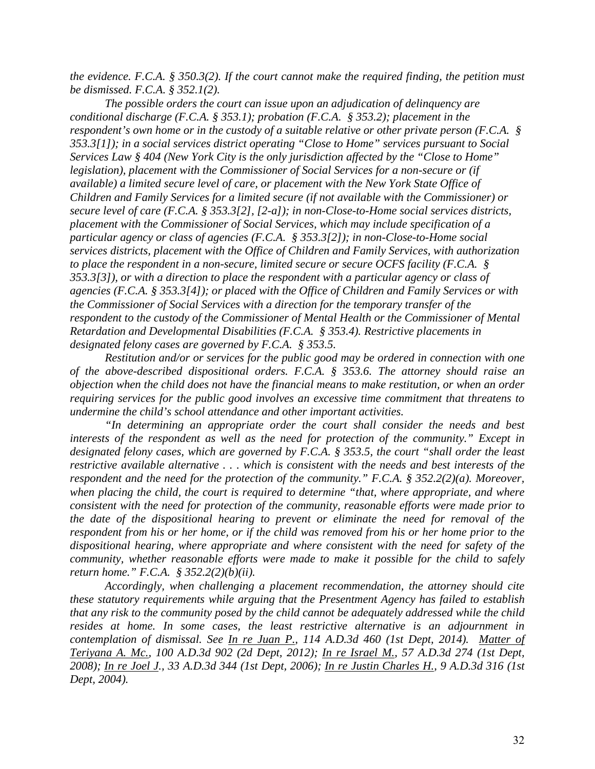*the evidence. F.C.A. § 350.3(2). If the court cannot make the required finding, the petition must be dismissed. F.C.A. § 352.1(2).*

*The possible orders the court can issue upon an adjudication of delinquency are conditional discharge (F.C.A. § 353.1); probation (F.C.A. § 353.2); placement in the respondent's own home or in the custody of a suitable relative or other private person (F.C.A. § 353.3[1]); in a social services district operating "Close to Home" services pursuant to Social Services Law § 404 (New York City is the only jurisdiction affected by the "Close to Home" legislation), placement with the Commissioner of Social Services for a non-secure or (if available) a limited secure level of care, or placement with the New York State Office of Children and Family Services for a limited secure (if not available with the Commissioner) or secure level of care (F.C.A. § 353.3[2], [2-a]); in non-Close-to-Home social services districts, placement with the Commissioner of Social Services, which may include specification of a particular agency or class of agencies (F.C.A. § 353.3[2]); in non-Close-to-Home social services districts, placement with the Office of Children and Family Services, with authorization to place the respondent in a non-secure, limited secure or secure OCFS facility (F.C.A. § 353.3[3]), or with a direction to place the respondent with a particular agency or class of agencies (F.C.A. § 353.3[4]); or placed with the Office of Children and Family Services or with the Commissioner of Social Services with a direction for the temporary transfer of the respondent to the custody of the Commissioner of Mental Health or the Commissioner of Mental Retardation and Developmental Disabilities (F.C.A. § 353.4). Restrictive placements in designated felony cases are governed by F.C.A. § 353.5.*

*Restitution and/or or services for the public good may be ordered in connection with one of the above-described dispositional orders. F.C.A. § 353.6. The attorney should raise an objection when the child does not have the financial means to make restitution, or when an order requiring services for the public good involves an excessive time commitment that threatens to undermine the child's school attendance and other important activities.*

*"In determining an appropriate order the court shall consider the needs and best interests of the respondent as well as the need for protection of the community." Except in designated felony cases, which are governed by F.C.A. § 353.5, the court "shall order the least restrictive available alternative . . . which is consistent with the needs and best interests of the respondent and the need for the protection of the community." F.C.A. § 352.2(2)(a). Moreover, when placing the child, the court is required to determine "that, where appropriate, and where consistent with the need for protection of the community, reasonable efforts were made prior to the date of the dispositional hearing to prevent or eliminate the need for removal of the respondent from his or her home, or if the child was removed from his or her home prior to the dispositional hearing, where appropriate and where consistent with the need for safety of the community, whether reasonable efforts were made to make it possible for the child to safely return home." F.C.A. § 352.2(2)(b)(ii).*

*Accordingly, when challenging a placement recommendation, the attorney should cite these statutory requirements while arguing that the Presentment Agency has failed to establish that any risk to the community posed by the child cannot be adequately addressed while the child resides at home. In some cases, the least restrictive alternative is an adjournment in contemplation of dismissal. See <u>In re Juan P.</u>, 114 A.D.3d 460 (1st Dept, 2014). <u>Matter of Teriyana A. Mc.</u>, 100 A.D.3d 902 (2d Dept, 2012); <u>In re Israel M.</u>, 57 A.D.3d 274 (1st Dept, 2008); <u>In re Joel J.</u>, 33 A.D.3d 344 (1st Dept, 2006); <u>In re Justin Charles H.</u>, 9 A.D.3d 316 (1st Dept, 2004).*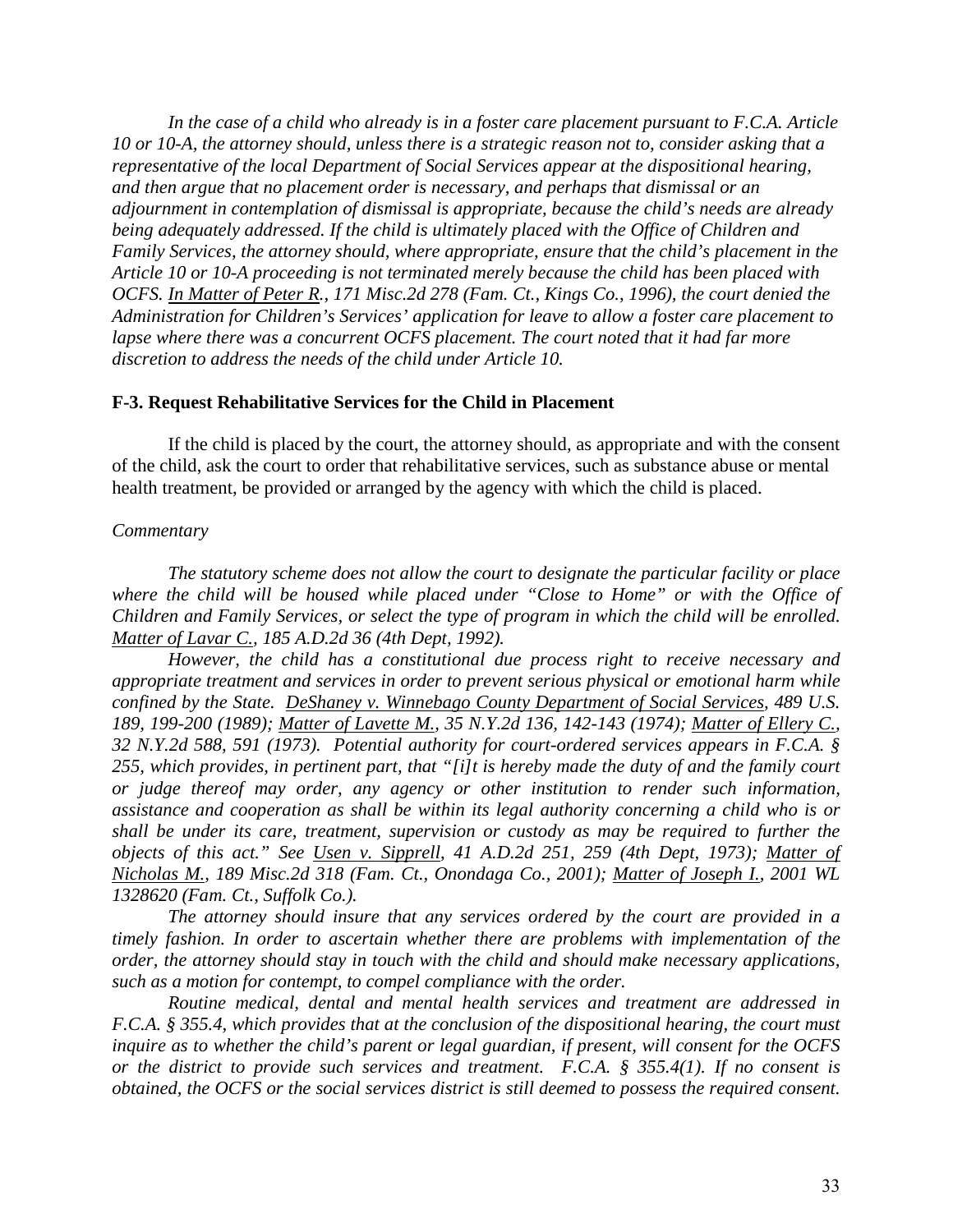*In the case of a child who already is in a foster care placement pursuant to F.C.A. Article 10 or 10-A, the attorney should, unless there is a strategic reason not to, consider asking that a representative of the local Department of Social Services appear at the dispositional hearing, and then argue that no placement order is necessary, and perhaps that dismissal or an adjournment in contemplation of dismissal is appropriate, because the child's needs are already being adequately addressed. If the child is ultimately placed with the Office of Children and Family Services, the attorney should, where appropriate, ensure that the child's placement in the Article 10 or 10-A proceeding is not terminated merely because the child has been placed with OCFS. In Matter of Peter R., 171 Misc.2d 278 (Fam. Ct., Kings Co., 1996), the court denied the Administration for Children's Services' application for leave to allow a foster care placement to lapse where there was a concurrent OCFS placement. The court noted that it had far more discretion to address the needs of the child under Article 10.*

### F-3. Request Rehabilitative Services for the Child in Placement

If the child is placed by the court, the attorney should, as appropriate and with the consent of the child, ask the court to order that rehabilitative services, such as substance abuse or mental health treatment, be provided or arranged by the agency with which the child is placed.

*Commentary*

*The statutory scheme does not allow the court to designate the particular facility or place where the child will be housed while placed under "Close to Home" or with the Office of Children and Family Services, or select the type of program in which the child will be enrolled. Matter of Lavar C., 185 A.D.2d 36 (4th Dept, 1992).*

*However, the child has a constitutional due process right to receive necessary and appropriate treatment and services in order to prevent serious physical or emotional harm while confined by the State. DeShaney v. Winnebago County Department of Social Services, 489 U.S. 189, 199-200 (1989); Matter of Lavette M., 35 N.Y.2d 136, 142-143 (1974); Matter of Ellery C., 32 N.Y.2d 588, 591 (1973). Potential authority for court-ordered services appears in F.C.A. § 255, which provides, in pertinent part, that "[i]t is hereby made the duty of and the family court or judge thereof may order, any agency or other institution to render such information, assistance and cooperation as shall be within its legal authority concerning a child who is or shall be under its care, treatment, supervision or custody as may be required to further the objects of this act." See Usen v. Sipprell, 41 A.D.2d 251, 259 (4th Dept, 1973); Matter of Nicholas M., 189 Misc.2d 318 (Fam. Ct., Onondaga Co., 2001); Matter of Joseph I., 2001 WL 1328620 (Fam. Ct., Suffolk Co.).*

*The attorney should insure that any services ordered by the court are provided in a timely fashion. In order to ascertain whether there are problems with implementation of the order, the attorney should stay in touch with the child and should make necessary applications, such as a motion for contempt, to compel compliance with the order.*

*Routine medical, dental and mental health services and treatment are addressed in F.C.A. § 355.4, which provides that at the conclusion of the dispositional hearing, the court must inquire as to whether the child's parent or legal guardian, if present, will consent for the OCFS or the district to provide such services and treatment. F.C.A. § 355.4(1). If no consent is obtained, the OCFS or the social services district is still deemed to possess the required consent.*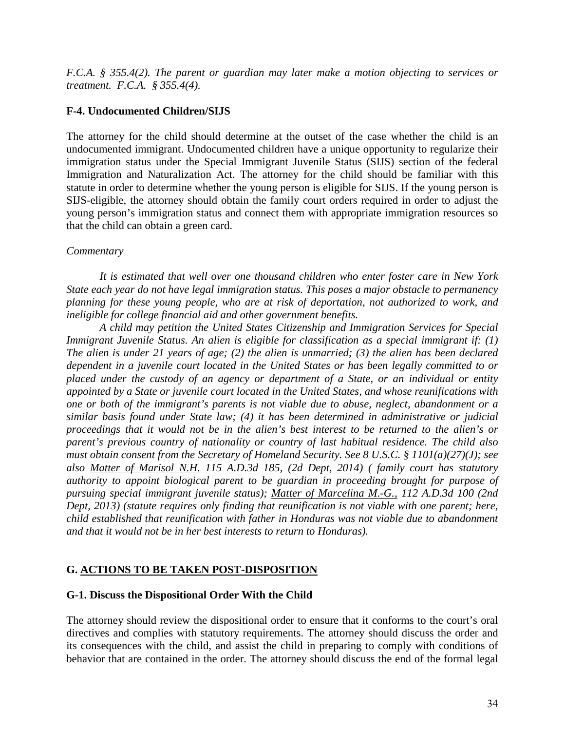*F.C.A. § 355.4(2). The parent or guardian may later make a motion objecting to services or treatment. F.C.A. § 355.4(4).*

### F-4. Undocumented Children/SIJS

The attorney for the child should determine at the outset of the case whether the child is an undocumented immigrant. Undocumented children have a unique opportunity to regularize their immigration status under the Special Immigrant Juvenile Status (SIJS) section of the federal Immigration and Naturalization Act. The attorney for the child should be familiar with this statute in order to determine whether the young person is eligible for SIJS. If the young person is SIJS-eligible, the attorney should obtain the family court orders required in order to adjust the young person's immigration status and connect them with appropriate immigration resources so that the child can obtain a green card.

*Commentary*

*It is estimated that well over one thousand children who enter foster care in New York State each year do not have legal immigration status. This poses a major obstacle to permanency planning for these young people, who are at risk of deportation, not authorized to work, and ineligible for college financial aid and other government benefits.*

*A child may petition the United States Citizenship and Immigration Services for Special Immigrant Juvenile Status. An alien is eligible for classification as a special immigrant if: (1) The alien is under 21 years of age; (2) the alien is unmarried; (3) the alien has been declared dependent in a juvenile court located in the United States or has been legally committed to or placed under the custody of an agency or department of a State, or an individual or entity appointed by a State or juvenile court located in the United States, and whose reunifications with one or both of the immigrant's parents is not viable due to abuse, neglect, abandonment or a similar basis found under State law; (4) it has been determined in administrative or judicial proceedings that it would not be in the alien's best interest to be returned to the alien's or parent's previous country of nationality or country of last habitual residence. The child also must obtain consent from the Secretary of Homeland Security. See 8 U.S.C. § 1101(a)(27)(J); see also <u>Matter of Marisol N.H.</u> 115 A.D.3d 185, (2d Dept, 2014) ( family court has statutory authority to appoint biological parent to be guardian in proceeding brought for purpose of pursuing special immigrant juvenile status); <u>Matter of Marcelina M.-G.,</u> 112 A.D.3d 100 (2nd Dept, 2013) (statute requires only finding that reunification is not viable with one parent; here, child established that reunification with father in Honduras was not viable due to abandonment and that it would not be in her best interests to return to Honduras).*

## G. <u>ACTIONS TO BE TAKEN POST-DISPOSITION</u>

### G-1. Discuss the Dispositional Order With the Child

The attorney should review the dispositional order to ensure that it conforms to the court's oral directives and complies with statutory requirements. The attorney should discuss the order and its consequences with the child, and assist the child in preparing to comply with conditions of behavior that are contained in the order. The attorney should discuss the end of the formal legal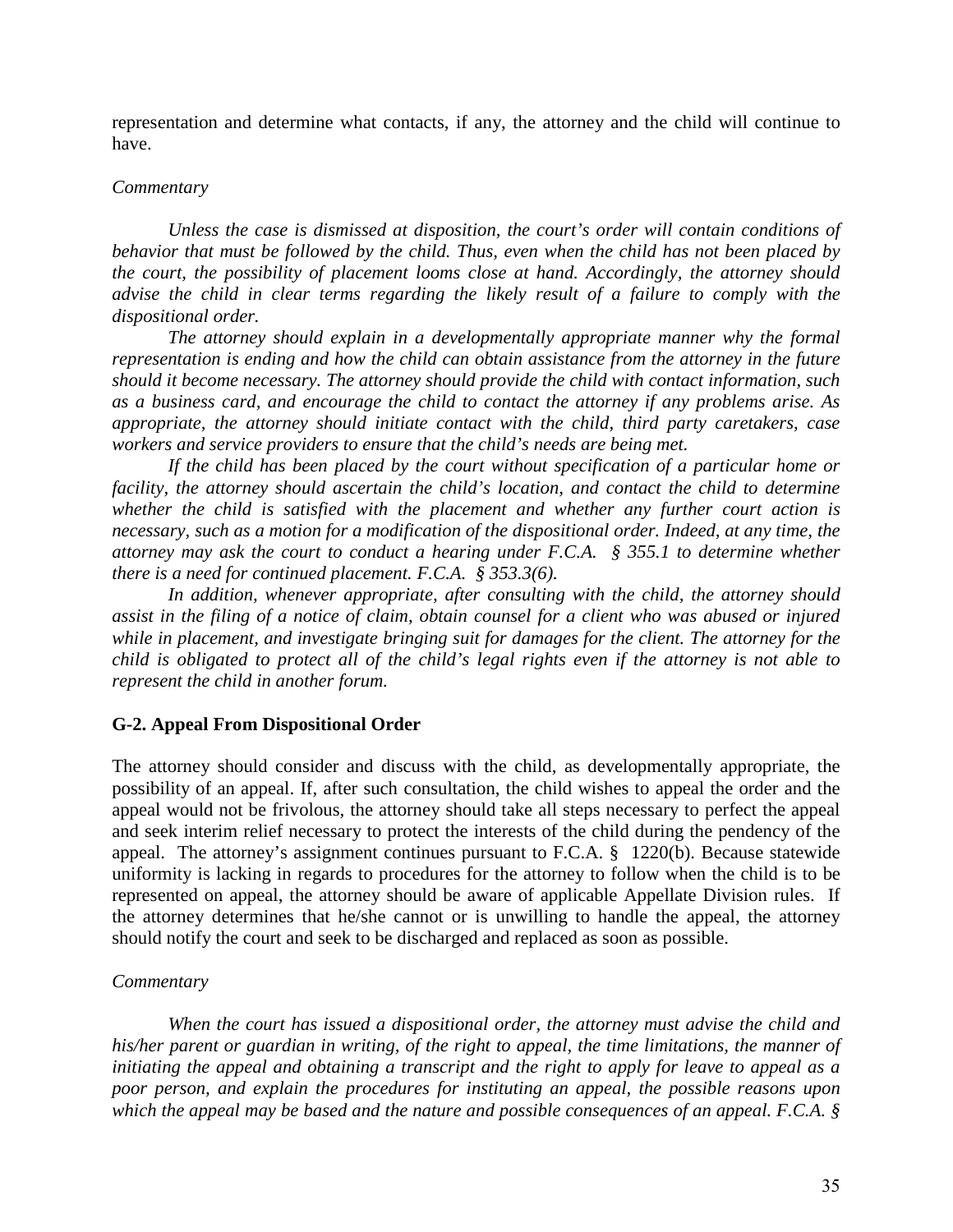representation and determine what contacts, if any, the attorney and the child will continue to have.

*Commentary*

*Unless the case is dismissed at disposition, the court's order will contain conditions of behavior that must be followed by the child. Thus, even when the child has not been placed by the court, the possibility of placement looms close at hand. Accordingly, the attorney should advise the child in clear terms regarding the likely result of a failure to comply with the dispositional order.*

*The attorney should explain in a developmentally appropriate manner why the formal representation is ending and how the child can obtain assistance from the attorney in the future should it become necessary. The attorney should provide the child with contact information, such as a business card, and encourage the child to contact the attorney if any problems arise. As appropriate, the attorney should initiate contact with the child, third party caretakers, case workers and service providers to ensure that the child's needs are being met.*

*If the child has been placed by the court without specification of a particular home or facility, the attorney should ascertain the child's location, and contact the child to determine whether the child is satisfied with the placement and whether any further court action is necessary, such as a motion for a modification of the dispositional order. Indeed, at any time, the attorney may ask the court to conduct a hearing under F.C.A. § 355.1 to determine whether there is a need for continued placement. F.C.A. § 353.3(6).*

*In addition, whenever appropriate, after consulting with the child, the attorney should assist in the filing of a notice of claim, obtain counsel for a client who was abused or injured while in placement, and investigate bringing suit for damages for the client. The attorney for the child is obligated to protect all of the child's legal rights even if the attorney is not able to represent the child in another forum.*

### G-2. Appeal From Dispositional Order

The attorney should consider and discuss with the child, as developmentally appropriate, the possibility of an appeal. If, after such consultation, the child wishes to appeal the order and the appeal would not be frivolous, the attorney should take all steps necessary to perfect the appeal and seek interim relief necessary to protect the interests of the child during the pendency of the appeal. The attorney's assignment continues pursuant to F.C.A. § 1220(b). Because statewide uniformity is lacking in regards to procedures for the attorney to follow when the child is to be represented on appeal, the attorney should be aware of applicable Appellate Division rules. If the attorney determines that he/she cannot or is unwilling to handle the appeal, the attorney should notify the court and seek to be discharged and replaced as soon as possible.

*Commentary*

*When the court has issued a dispositional order, the attorney must advise the child and his/her parent or guardian in writing, of the right to appeal, the time limitations, the manner of initiating the appeal and obtaining a transcript and the right to apply for leave to appeal as a poor person, and explain the procedures for instituting an appeal, the possible reasons upon which the appeal may be based and the nature and possible consequences of an appeal. F.C.A. §*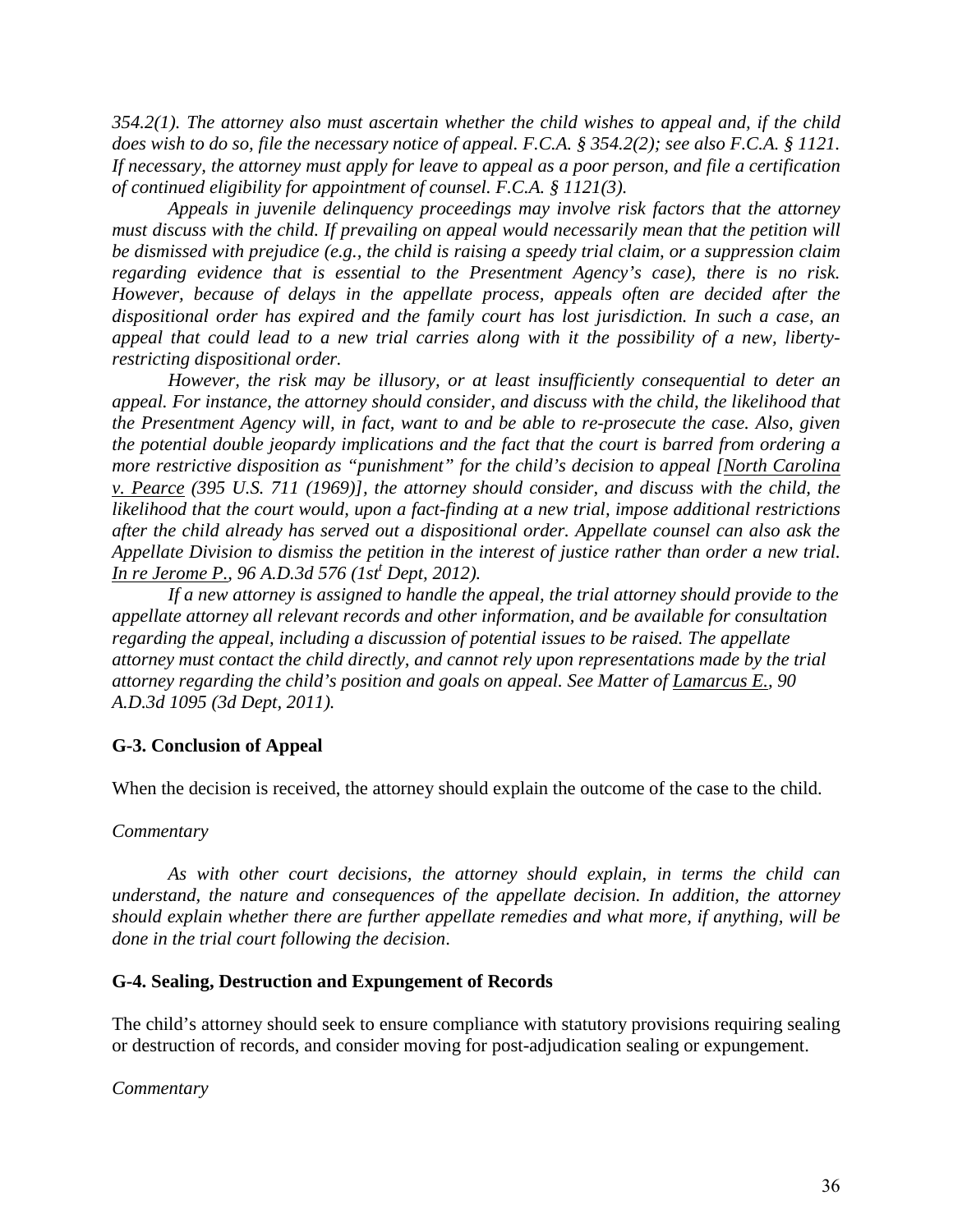*354.2(1). The attorney also must ascertain whether the child wishes to appeal and, if the child does wish to do so, file the necessary notice of appeal. F.C.A. § 354.2(2); see also F.C.A. § 1121. If necessary, the attorney must apply for leave to appeal as a poor person, and file a certification of continued eligibility for appointment of counsel. F.C.A. § 1121(3).*

*Appeals in juvenile delinquency proceedings may involve risk factors that the attorney must discuss with the child. If prevailing on appeal would necessarily mean that the petition will be dismissed with prejudice (e.g., the child is raising a speedy trial claim, or a suppression claim regarding evidence that is essential to the Presentment Agency's case), there is no risk. However, because of delays in the appellate process, appeals often are decided after the dispositional order has expired and the family court has lost jurisdiction. In such a case, an appeal that could lead to a new trial carries along with it the possibility of a new, liberty-restricting dispositional order.*

*However, the risk may be illusory, or at least insufficiently consequential to deter an appeal. For instance, the attorney should consider, and discuss with the child, the likelihood that the Presentment Agency will, in fact, want to and be able to re-prosecute the case. Also, given the potential double jeopardy implications and the fact that the court is barred from ordering a more restrictive disposition as "punishment" for the child's decision to appeal [North Carolina v. Pearce (395 U.S. 711 (1969)], the attorney should consider, and discuss with the child, the likelihood that the court would, upon a fact-finding at a new trial, impose additional restrictions after the child already has served out a dispositional order. Appellate counsel can also ask the Appellate Division to dismiss the petition in the interest of justice rather than order a new trial. In re Jerome P., 96 A.D.3d 576 (1st[t] Dept, 2012).*

*If a new attorney is assigned to handle the appeal, the trial attorney should provide to the appellate attorney all relevant records and other information, and be available for consultation regarding the appeal, including a discussion of potential issues to be raised. The appellate attorney must contact the child directly, and cannot rely upon representations made by the trial attorney regarding the child's position and goals on appeal. See Matter of Lamarcus E., 90 A.D.3d 1095 (3d Dept, 2011).*

**G-3. Conclusion of Appeal**

When the decision is received, the attorney should explain the outcome of the case to the child.

*Commentary*

*As with other court decisions, the attorney should explain, in terms the child can understand, the nature and consequences of the appellate decision. In addition, the attorney should explain whether there are further appellate remedies and what more, if anything, will be done in the trial court following the decision.*

**G-4. Sealing, Destruction and Expungement of Records**

The child's attorney should seek to ensure compliance with statutory provisions requiring sealing or destruction of records, and consider moving for post-adjudication sealing or expungement.

*Commentary*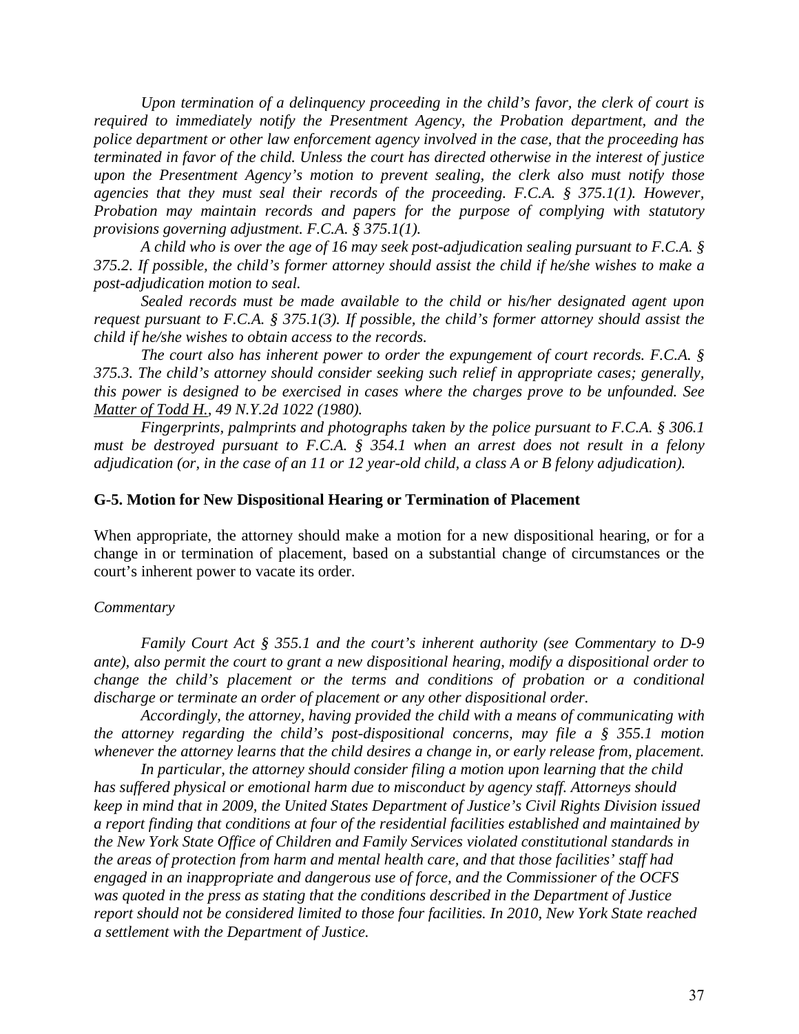*Upon termination of a delinquency proceeding in the child's favor, the clerk of court is required to immediately notify the Presentment Agency, the Probation department, and the police department or other law enforcement agency involved in the case, that the proceeding has terminated in favor of the child. Unless the court has directed otherwise in the interest of justice upon the Presentment Agency's motion to prevent sealing, the clerk also must notify those agencies that they must seal their records of the proceeding. F.C.A. § 375.1(1). However, Probation may maintain records and papers for the purpose of complying with statutory provisions governing adjustment. F.C.A. § 375.1(1).*

*A child who is over the age of 16 may seek post-adjudication sealing pursuant to F.C.A. § 375.2. If possible, the child's former attorney should assist the child if he/she wishes to make a post-adjudication motion to seal.*

*Sealed records must be made available to the child or his/her designated agent upon request pursuant to F.C.A. § 375.1(3). If possible, the child's former attorney should assist the child if he/she wishes to obtain access to the records.*

*The court also has inherent power to order the expungement of court records. F.C.A. § 375.3. The child's attorney should consider seeking such relief in appropriate cases; generally, this power is designed to be exercised in cases where the charges prove to be unfounded. See <u>Matter of Todd H.</u>, 49 N.Y.2d 1022 (1980).*

*Fingerprints, palmprints and photographs taken by the police pursuant to F.C.A. § 306.1 must be destroyed pursuant to F.C.A. § 354.1 when an arrest does not result in a felony adjudication (or, in the case of an 11 or 12 year-old child, a class A or B felony adjudication).*

**G-5. Motion for New Dispositional Hearing or Termination of Placement**

When appropriate, the attorney should make a motion for a new dispositional hearing, or for a change in or termination of placement, based on a substantial change of circumstances or the court's inherent power to vacate its order.

*Commentary*

*Family Court Act § 355.1 and the court's inherent authority (see Commentary to D-9 ante), also permit the court to grant a new dispositional hearing, modify a dispositional order to change the child's placement or the terms and conditions of probation or a conditional discharge or terminate an order of placement or any other dispositional order.*

*Accordingly, the attorney, having provided the child with a means of communicating with the attorney regarding the child's post-dispositional concerns, may file a § 355.1 motion whenever the attorney learns that the child desires a change in, or early release from, placement.*

*In particular, the attorney should consider filing a motion upon learning that the child has suffered physical or emotional harm due to misconduct by agency staff. Attorneys should keep in mind that in 2009, the United States Department of Justice's Civil Rights Division issued a report finding that conditions at four of the residential facilities established and maintained by the New York State Office of Children and Family Services violated constitutional standards in the areas of protection from harm and mental health care, and that those facilities' staff had engaged in an inappropriate and dangerous use of force, and the Commissioner of the OCFS was quoted in the press as stating that the conditions described in the Department of Justice report should not be considered limited to those four facilities. In 2010, New York State reached a settlement with the Department of Justice.*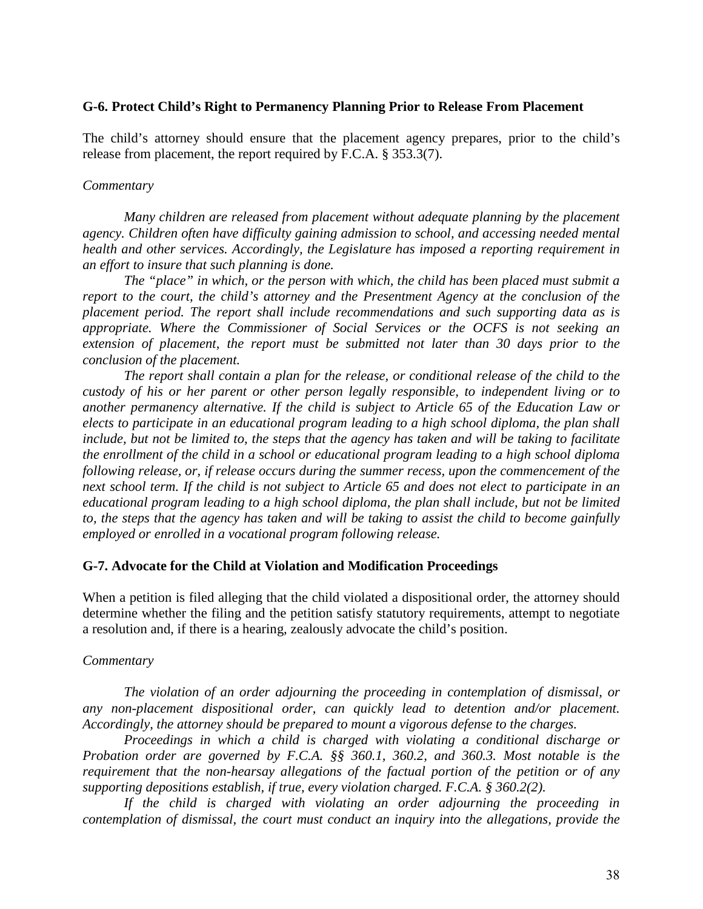**G-6. Protect Child's Right to Permanency Planning Prior to Release From Placement**

The child's attorney should ensure that the placement agency prepares, prior to the child's release from placement, the report required by F.C.A. § 353.3(7).

*Commentary*

*Many children are released from placement without adequate planning by the placement agency. Children often have difficulty gaining admission to school, and accessing needed mental health and other services. Accordingly, the Legislature has imposed a reporting requirement in an effort to insure that such planning is done.*

*The "place" in which, or the person with which, the child has been placed must submit a report to the court, the child's attorney and the Presentment Agency at the conclusion of the placement period. The report shall include recommendations and such supporting data as is appropriate. Where the Commissioner of Social Services or the OCFS is not seeking an extension of placement, the report must be submitted not later than 30 days prior to the conclusion of the placement.*

*The report shall contain a plan for the release, or conditional release of the child to the custody of his or her parent or other person legally responsible, to independent living or to another permanency alternative. If the child is subject to Article 65 of the Education Law or elects to participate in an educational program leading to a high school diploma, the plan shall include, but not be limited to, the steps that the agency has taken and will be taking to facilitate the enrollment of the child in a school or educational program leading to a high school diploma following release, or, if release occurs during the summer recess, upon the commencement of the next school term. If the child is not subject to Article 65 and does not elect to participate in an educational program leading to a high school diploma, the plan shall include, but not be limited to, the steps that the agency has taken and will be taking to assist the child to become gainfully employed or enrolled in a vocational program following release.*

**G-7. Advocate for the Child at Violation and Modification Proceedings**

When a petition is filed alleging that the child violated a dispositional order, the attorney should determine whether the filing and the petition satisfy statutory requirements, attempt to negotiate a resolution and, if there is a hearing, zealously advocate the child's position.

*Commentary*

*The violation of an order adjourning the proceeding in contemplation of dismissal, or any non-placement dispositional order, can quickly lead to detention and/or placement. Accordingly, the attorney should be prepared to mount a vigorous defense to the charges.*

*Proceedings in which a child is charged with violating a conditional discharge or Probation order are governed by F.C.A. §§ 360.1, 360.2, and 360.3. Most notable is the requirement that the non-hearsay allegations of the factual portion of the petition or of any supporting depositions establish, if true, every violation charged. F.C.A. § 360.2(2).*

*If the child is charged with violating an order adjourning the proceeding in contemplation of dismissal, the court must conduct an inquiry into the allegations, provide the*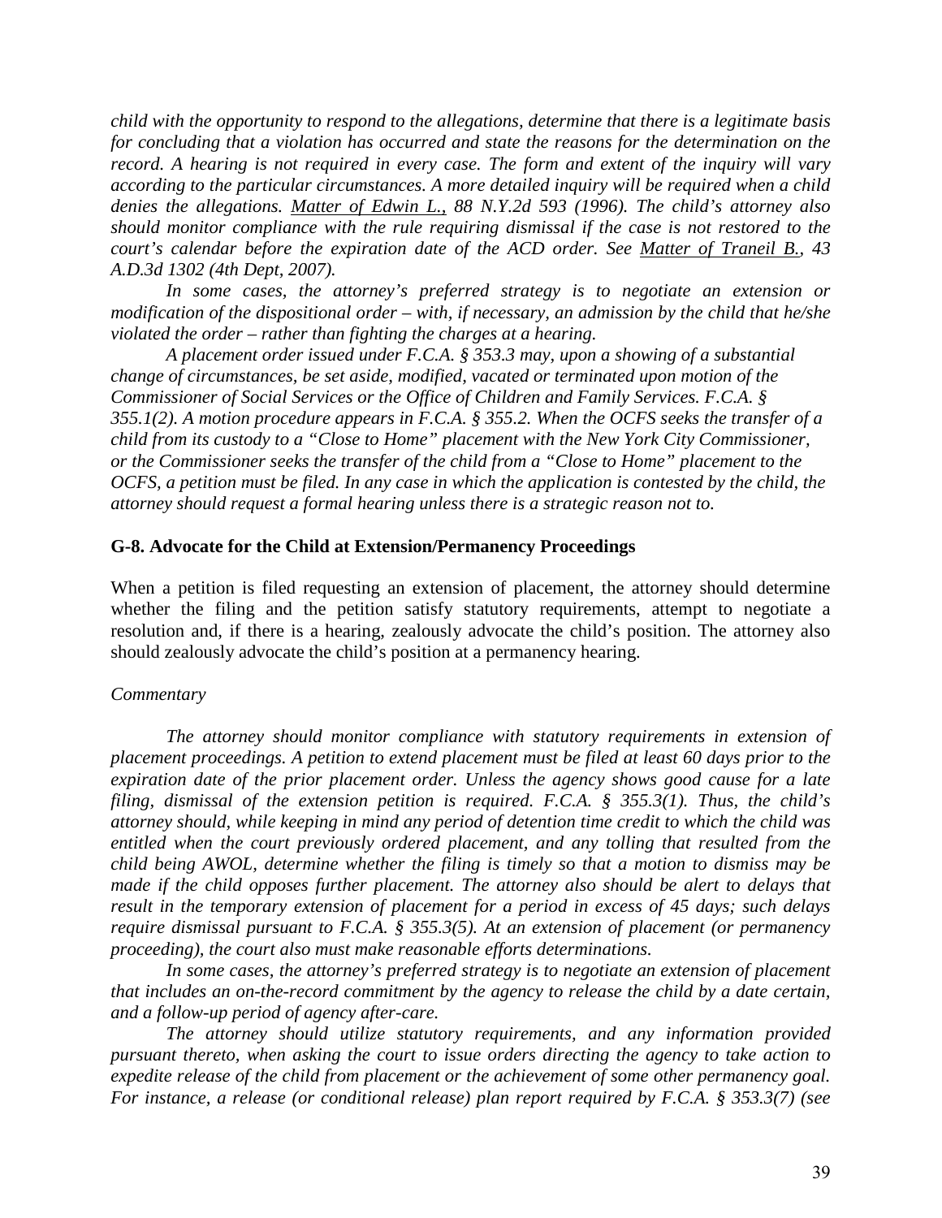*child with the opportunity to respond to the allegations, determine that there is a legitimate basis for concluding that a violation has occurred and state the reasons for the determination on the record. A hearing is not required in every case. The form and extent of the inquiry will vary according to the particular circumstances. A more detailed inquiry will be required when a child denies the allegations. Matter of Edwin L., 88 N.Y.2d 593 (1996). The child's attorney also should monitor compliance with the rule requiring dismissal if the case is not restored to the court's calendar before the expiration date of the ACD order. See Matter of Traneil B., 43 A.D.3d 1302 (4th Dept, 2007).*

*In some cases, the attorney's preferred strategy is to negotiate an extension or modification of the dispositional order – with, if necessary, an admission by the child that he/she violated the order – rather than fighting the charges at a hearing.*

*A placement order issued under F.C.A. § 353.3 may, upon a showing of a substantial change of circumstances, be set aside, modified, vacated or terminated upon motion of the Commissioner of Social Services or the Office of Children and Family Services. F.C.A. § 355.1(2). A motion procedure appears in F.C.A. § 355.2. When the OCFS seeks the transfer of a child from its custody to a "Close to Home" placement with the New York City Commissioner, or the Commissioner seeks the transfer of the child from a "Close to Home" placement to the OCFS, a petition must be filed. In any case in which the application is contested by the child, the attorney should request a formal hearing unless there is a strategic reason not to.*

**G-8. Advocate for the Child at Extension/Permanency Proceedings**

When a petition is filed requesting an extension of placement, the attorney should determine whether the filing and the petition satisfy statutory requirements, attempt to negotiate a resolution and, if there is a hearing, zealously advocate the child's position. The attorney also should zealously advocate the child's position at a permanency hearing.

*Commentary*

*The attorney should monitor compliance with statutory requirements in extension of placement proceedings. A petition to extend placement must be filed at least 60 days prior to the expiration date of the prior placement order. Unless the agency shows good cause for a late filing, dismissal of the extension petition is required. F.C.A. § 355.3(1). Thus, the child's attorney should, while keeping in mind any period of detention time credit to which the child was entitled when the court previously ordered placement, and any tolling that resulted from the child being AWOL, determine whether the filing is timely so that a motion to dismiss may be made if the child opposes further placement. The attorney also should be alert to delays that result in the temporary extension of placement for a period in excess of 45 days; such delays require dismissal pursuant to F.C.A. § 355.3(5). At an extension of placement (or permanency proceeding), the court also must make reasonable efforts determinations.*

*In some cases, the attorney's preferred strategy is to negotiate an extension of placement that includes an on-the-record commitment by the agency to release the child by a date certain, and a follow-up period of agency after-care.*

*The attorney should utilize statutory requirements, and any information provided pursuant thereto, when asking the court to issue orders directing the agency to take action to expedite release of the child from placement or the achievement of some other permanency goal. For instance, a release (or conditional release) plan report required by F.C.A. § 353.3(7) (see*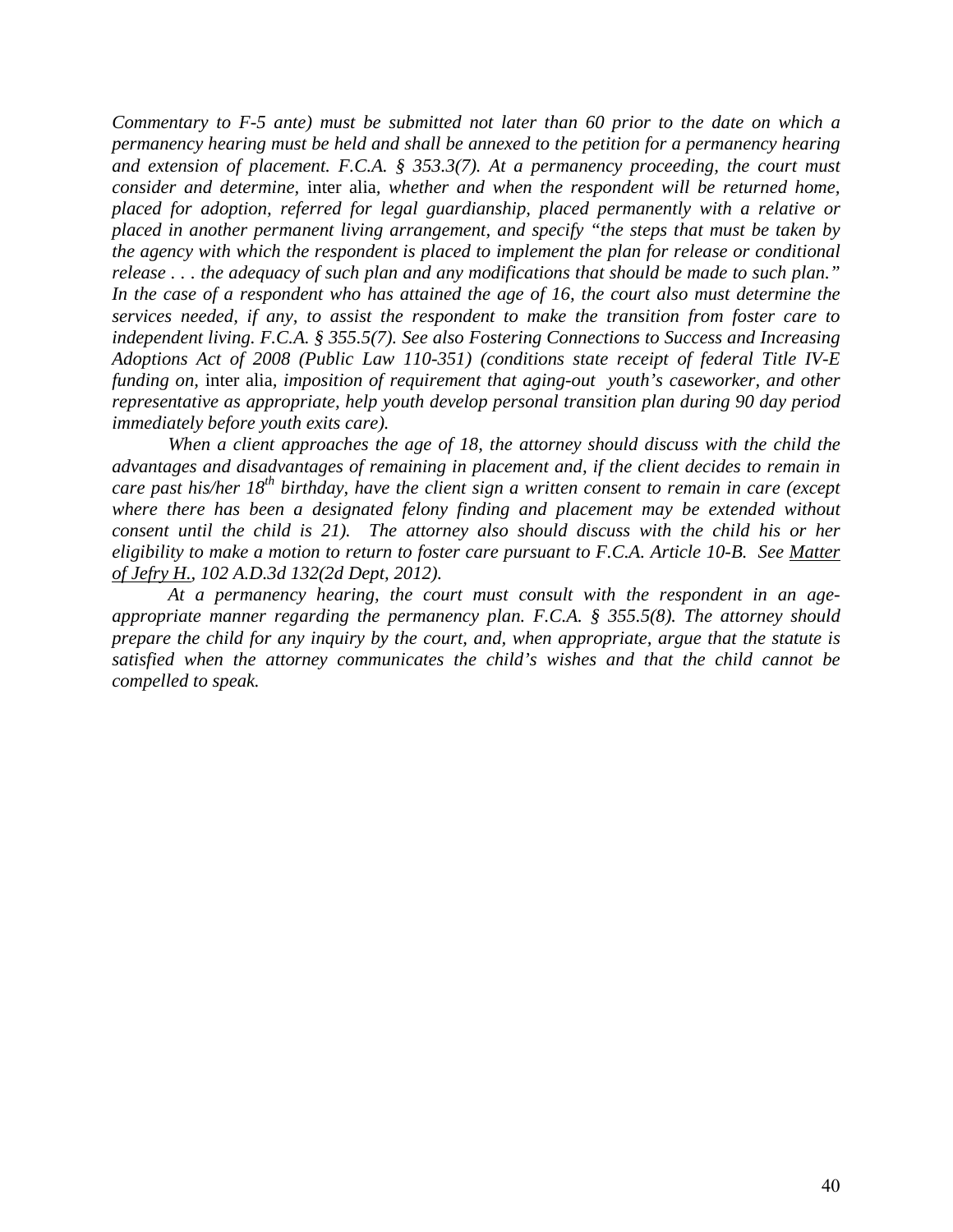*Commentary to F-5 ante) must be submitted not later than 60 prior to the date on which a permanency hearing must be held and shall be annexed to the petition for a permanency hearing and extension of placement. F.C.A. § 353.3(7). At a permanency proceeding, the court must consider and determine,* inter alia, *whether and when the respondent will be returned home, placed for adoption, referred for legal guardianship, placed permanently with a relative or placed in another permanent living arrangement, and specify "the steps that must be taken by the agency with which the respondent is placed to implement the plan for release or conditional release . . . the adequacy of such plan and any modifications that should be made to such plan." In the case of a respondent who has attained the age of 16, the court also must determine the services needed, if any, to assist the respondent to make the transition from foster care to independent living. F.C.A. § 355.5(7). See also Fostering Connections to Success and Increasing Adoptions Act of 2008 (Public Law 110-351) (conditions state receipt of federal Title IV-E funding on,* inter alia, *imposition of requirement that aging-out youth's caseworker, and other representative as appropriate, help youth develop personal transition plan during 90 day period immediately before youth exits care).*

*When a client approaches the age of 18, the attorney should discuss with the child the advantages and disadvantages of remaining in placement and, if the client decides to remain in care past his/her 18th birthday, have the client sign a written consent to remain in care (except where there has been a designated felony finding and placement may be extended without consent until the child is 21). The attorney also should discuss with the child his or her eligibility to make a motion to return to foster care pursuant to F.C.A. Article 10-B. See Matter of Jefry H., 102 A.D.3d 132(2d Dept, 2012).*

*At a permanency hearing, the court must consult with the respondent in an age-appropriate manner regarding the permanency plan. F.C.A. § 355.5(8). The attorney should prepare the child for any inquiry by the court, and, when appropriate, argue that the statute is satisfied when the attorney communicates the child's wishes and that the child cannot be compelled to speak.*